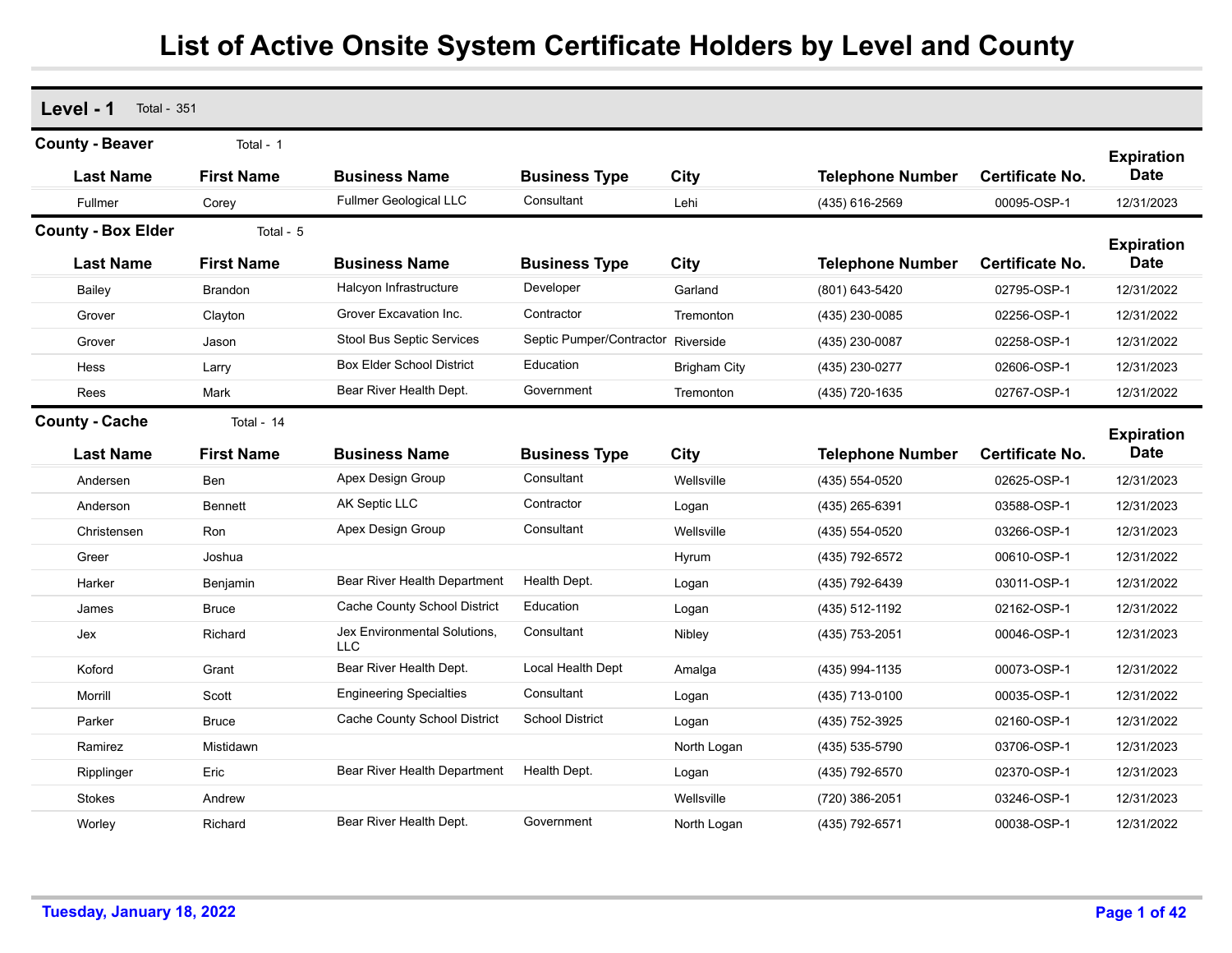# List of Active Onsite System Certificate Holders by Level and County

## Level - 1 Total - 351

### County - Beaver Total - 1

| Last Name | First Name | Business Name | Business Type | City | Telephone Number | Certificate No. | Expiration Date |
|---|---|---|---|---|---|---|---|
| Fullmer | Corey | Fullmer Geological LLC | Consultant | Lehi | (435) 616-2569 | 00095-OSP-1 | 12/31/2023 |

### County - Box Elder Total - 5

| Last Name | First Name | Business Name | Business Type | City | Telephone Number | Certificate No. | Expiration Date |
|---|---|---|---|---|---|---|---|
| Bailey | Brandon | Halcyon Infrastructure | Developer | Garland | (801) 643-5420 | 02795-OSP-1 | 12/31/2022 |
| Grover | Clayton | Grover Excavation Inc. | Contractor | Tremonton | (435) 230-0085 | 02256-OSP-1 | 12/31/2022 |
| Grover | Jason | Stool Bus Septic Services | Septic Pumper/Contractor | Riverside | (435) 230-0087 | 02258-OSP-1 | 12/31/2022 |
| Hess | Larry | Box Elder School District | Education | Brigham City | (435) 230-0277 | 02606-OSP-1 | 12/31/2023 |
| Rees | Mark | Bear River Health Dept. | Government | Tremonton | (435) 720-1635 | 02767-OSP-1 | 12/31/2022 |

### County - Cache Total - 14

| Last Name | First Name | Business Name | Business Type | City | Telephone Number | Certificate No. | Expiration Date |
|---|---|---|---|---|---|---|---|
| Andersen | Ben | Apex Design Group | Consultant | Wellsville | (435) 554-0520 | 02625-OSP-1 | 12/31/2023 |
| Anderson | Bennett | AK Septic LLC | Contractor | Logan | (435) 265-6391 | 03588-OSP-1 | 12/31/2023 |
| Christensen | Ron | Apex Design Group | Consultant | Wellsville | (435) 554-0520 | 03266-OSP-1 | 12/31/2023 |
| Greer | Joshua | | | Hyrum | (435) 792-6572 | 00610-OSP-1 | 12/31/2022 |
| Harker | Benjamin | Bear River Health Department | Health Dept. | Logan | (435) 792-6439 | 03011-OSP-1 | 12/31/2022 |
| James | Bruce | Cache County School District | Education | Logan | (435) 512-1192 | 02162-OSP-1 | 12/31/2022 |
| Jex | Richard | Jex Environmental Solutions, LLC | Consultant | Nibley | (435) 753-2051 | 00046-OSP-1 | 12/31/2023 |
| Koford | Grant | Bear River Health Dept. | Local Health Dept | Amalga | (435) 994-1135 | 00073-OSP-1 | 12/31/2022 |
| Morrill | Scott | Engineering Specialties | Consultant | Logan | (435) 713-0100 | 00035-OSP-1 | 12/31/2022 |
| Parker | Bruce | Cache County School District | School District | Logan | (435) 752-3925 | 02160-OSP-1 | 12/31/2022 |
| Ramirez | Mistidawn | | | North Logan | (435) 535-5790 | 03706-OSP-1 | 12/31/2023 |
| Ripplinger | Eric | Bear River Health Department | Health Dept. | Logan | (435) 792-6570 | 02370-OSP-1 | 12/31/2023 |
| Stokes | Andrew | | | Wellsville | (720) 386-2051 | 03246-OSP-1 | 12/31/2023 |
| Worley | Richard | Bear River Health Dept. | Government | North Logan | (435) 792-6571 | 00038-OSP-1 | 12/31/2022 |

Tuesday, January 18, 2022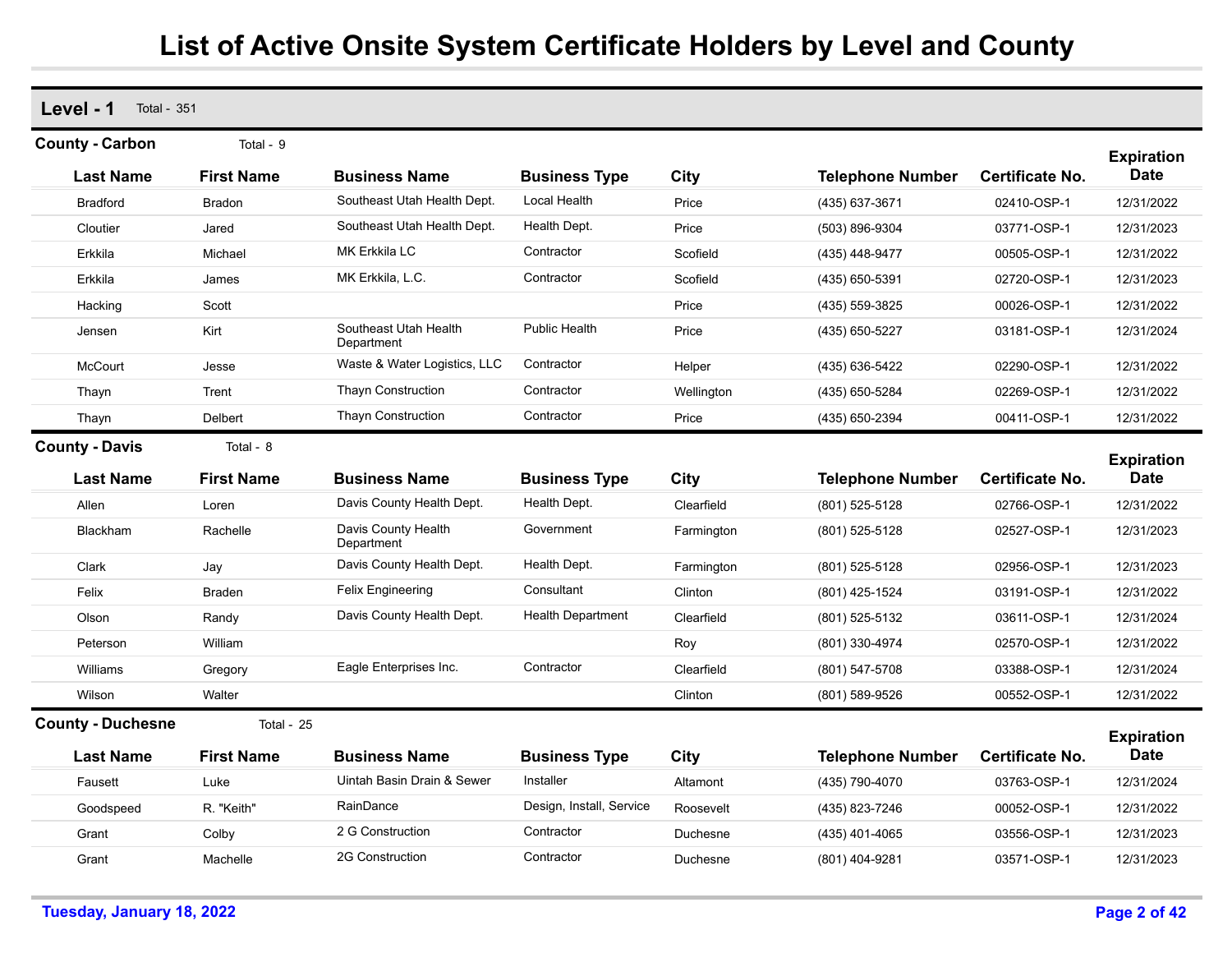# List of Active Onsite System Certificate Holders by Level and County

## Level - 1 Total - 351

### County - Carbon Total - 9

| Last Name | First Name | Business Name | Business Type | City | Telephone Number | Certificate No. | Expiration Date |
|---|---|---|---|---|---|---|---|
| Bradford | Bradon | Southeast Utah Health Dept. | Local Health | Price | (435) 637-3671 | 02410-OSP-1 | 12/31/2022 |
| Cloutier | Jared | Southeast Utah Health Dept. | Health Dept. | Price | (503) 896-9304 | 03771-OSP-1 | 12/31/2023 |
| Erkkila | Michael | MK Erkkila LC | Contractor | Scofield | (435) 448-9477 | 00505-OSP-1 | 12/31/2022 |
| Erkkila | James | MK Erkkila, L.C. | Contractor | Scofield | (435) 650-5391 | 02720-OSP-1 | 12/31/2023 |
| Hacking | Scott | | | Price | (435) 559-3825 | 00026-OSP-1 | 12/31/2022 |
| Jensen | Kirt | Southeast Utah Health Department | Public Health | Price | (435) 650-5227 | 03181-OSP-1 | 12/31/2024 |
| McCourt | Jesse | Waste & Water Logistics, LLC | Contractor | Helper | (435) 636-5422 | 02290-OSP-1 | 12/31/2022 |
| Thayn | Trent | Thayn Construction | Contractor | Wellington | (435) 650-5284 | 02269-OSP-1 | 12/31/2022 |
| Thayn | Delbert | Thayn Construction | Contractor | Price | (435) 650-2394 | 00411-OSP-1 | 12/31/2022 |

### County - Davis Total - 8

| Last Name | First Name | Business Name | Business Type | City | Telephone Number | Certificate No. | Expiration Date |
|---|---|---|---|---|---|---|---|
| Allen | Loren | Davis County Health Dept. | Health Dept. | Clearfield | (801) 525-5128 | 02766-OSP-1 | 12/31/2022 |
| Blackham | Rachelle | Davis County Health Department | Government | Farmington | (801) 525-5128 | 02527-OSP-1 | 12/31/2023 |
| Clark | Jay | Davis County Health Dept. | Health Dept. | Farmington | (801) 525-5128 | 02956-OSP-1 | 12/31/2023 |
| Felix | Braden | Felix Engineering | Consultant | Clinton | (801) 425-1524 | 03191-OSP-1 | 12/31/2022 |
| Olson | Randy | Davis County Health Dept. | Health Department | Clearfield | (801) 525-5132 | 03611-OSP-1 | 12/31/2024 |
| Peterson | William | | | Roy | (801) 330-4974 | 02570-OSP-1 | 12/31/2022 |
| Williams | Gregory | Eagle Enterprises Inc. | Contractor | Clearfield | (801) 547-5708 | 03388-OSP-1 | 12/31/2024 |
| Wilson | Walter | | | Clinton | (801) 589-9526 | 00552-OSP-1 | 12/31/2022 |

### County - Duchesne Total - 25

| Last Name | First Name | Business Name | Business Type | City | Telephone Number | Certificate No. | Expiration Date |
|---|---|---|---|---|---|---|---|
| Fausett | Luke | Uintah Basin Drain & Sewer | Installer | Altamont | (435) 790-4070 | 03763-OSP-1 | 12/31/2024 |
| Goodspeed | R. "Keith" | RainDance | Design, Install, Service | Roosevelt | (435) 823-7246 | 00052-OSP-1 | 12/31/2022 |
| Grant | Colby | 2 G Construction | Contractor | Duchesne | (435) 401-4065 | 03556-OSP-1 | 12/31/2023 |
| Grant | Machelle | 2G Construction | Contractor | Duchesne | (801) 404-9281 | 03571-OSP-1 | 12/31/2023 |

Tuesday, January 18, 2022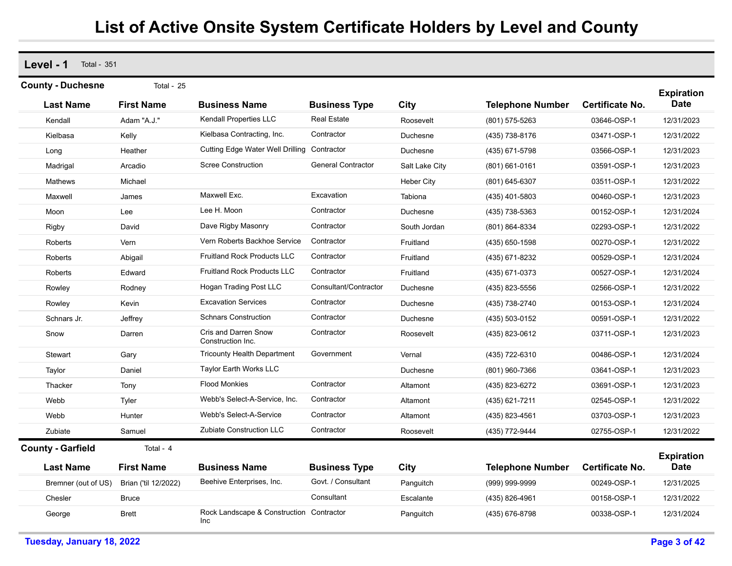# List of Active Onsite System Certificate Holders by Level and County

## Level - 1 Total - 351

### County - Duchesne Total - 25

| Last Name | First Name | Business Name | Business Type | City | Telephone Number | Certificate No. | Expiration Date |
|---|---|---|---|---|---|---|---|
| Kendall | Adam "A.J." | Kendall Properties LLC | Real Estate | Roosevelt | (801) 575-5263 | 03646-OSP-1 | 12/31/2023 |
| Kielbasa | Kelly | Kielbasa Contracting, Inc. | Contractor | Duchesne | (435) 738-8176 | 03471-OSP-1 | 12/31/2022 |
| Long | Heather | Cutting Edge Water Well Drilling | Contractor | Duchesne | (435) 671-5798 | 03566-OSP-1 | 12/31/2023 |
| Madrigal | Arcadio | Scree Construction | General Contractor | Salt Lake City | (801) 661-0161 | 03591-OSP-1 | 12/31/2023 |
| Mathews | Michael | | | Heber City | (801) 645-6307 | 03511-OSP-1 | 12/31/2022 |
| Maxwell | James | Maxwell Exc. | Excavation | Tabiona | (435) 401-5803 | 00460-OSP-1 | 12/31/2023 |
| Moon | Lee | Lee H. Moon | Contractor | Duchesne | (435) 738-5363 | 00152-OSP-1 | 12/31/2024 |
| Rigby | David | Dave Rigby Masonry | Contractor | South Jordan | (801) 864-8334 | 02293-OSP-1 | 12/31/2022 |
| Roberts | Vern | Vern Roberts Backhoe Service | Contractor | Fruitland | (435) 650-1598 | 00270-OSP-1 | 12/31/2022 |
| Roberts | Abigail | Fruitland Rock Products LLC | Contractor | Fruitland | (435) 671-8232 | 00529-OSP-1 | 12/31/2024 |
| Roberts | Edward | Fruitland Rock Products LLC | Contractor | Fruitland | (435) 671-0373 | 00527-OSP-1 | 12/31/2024 |
| Rowley | Rodney | Hogan Trading Post LLC | Consultant/Contractor | Duchesne | (435) 823-5556 | 02566-OSP-1 | 12/31/2022 |
| Rowley | Kevin | Excavation Services | Contractor | Duchesne | (435) 738-2740 | 00153-OSP-1 | 12/31/2024 |
| Schnars Jr. | Jeffrey | Schnars Construction | Contractor | Duchesne | (435) 503-0152 | 00591-OSP-1 | 12/31/2022 |
| Snow | Darren | Cris and Darren Snow Construction Inc. | Contractor | Roosevelt | (435) 823-0612 | 03711-OSP-1 | 12/31/2023 |
| Stewart | Gary | Tricounty Health Department | Government | Vernal | (435) 722-6310 | 00486-OSP-1 | 12/31/2024 |
| Taylor | Daniel | Taylor Earth Works LLC | | Duchesne | (801) 960-7366 | 03641-OSP-1 | 12/31/2023 |
| Thacker | Tony | Flood Monkies | Contractor | Altamont | (435) 823-6272 | 03691-OSP-1 | 12/31/2023 |
| Webb | Tyler | Webb's Select-A-Service, Inc. | Contractor | Altamont | (435) 621-7211 | 02545-OSP-1 | 12/31/2022 |
| Webb | Hunter | Webb's Select-A-Service | Contractor | Altamont | (435) 823-4561 | 03703-OSP-1 | 12/31/2023 |
| Zubiate | Samuel | Zubiate Construction LLC | Contractor | Roosevelt | (435) 772-9444 | 02755-OSP-1 | 12/31/2022 |

### County - Garfield Total - 4

| Last Name | First Name | Business Name | Business Type | City | Telephone Number | Certificate No. | Expiration Date |
|---|---|---|---|---|---|---|---|
| Bremner (out of US) | Brian ('til 12/2022) | Beehive Enterprises, Inc. | Govt. / Consultant | Panguitch | (999) 999-9999 | 00249-OSP-1 | 12/31/2025 |
| Chesler | Bruce | | Consultant | Escalante | (435) 826-4961 | 00158-OSP-1 | 12/31/2022 |
| George | Brett | Rock Landscape & Construction Inc | Contractor | Panguitch | (435) 676-8798 | 00338-OSP-1 | 12/31/2024 |

Tuesday, January 18, 2022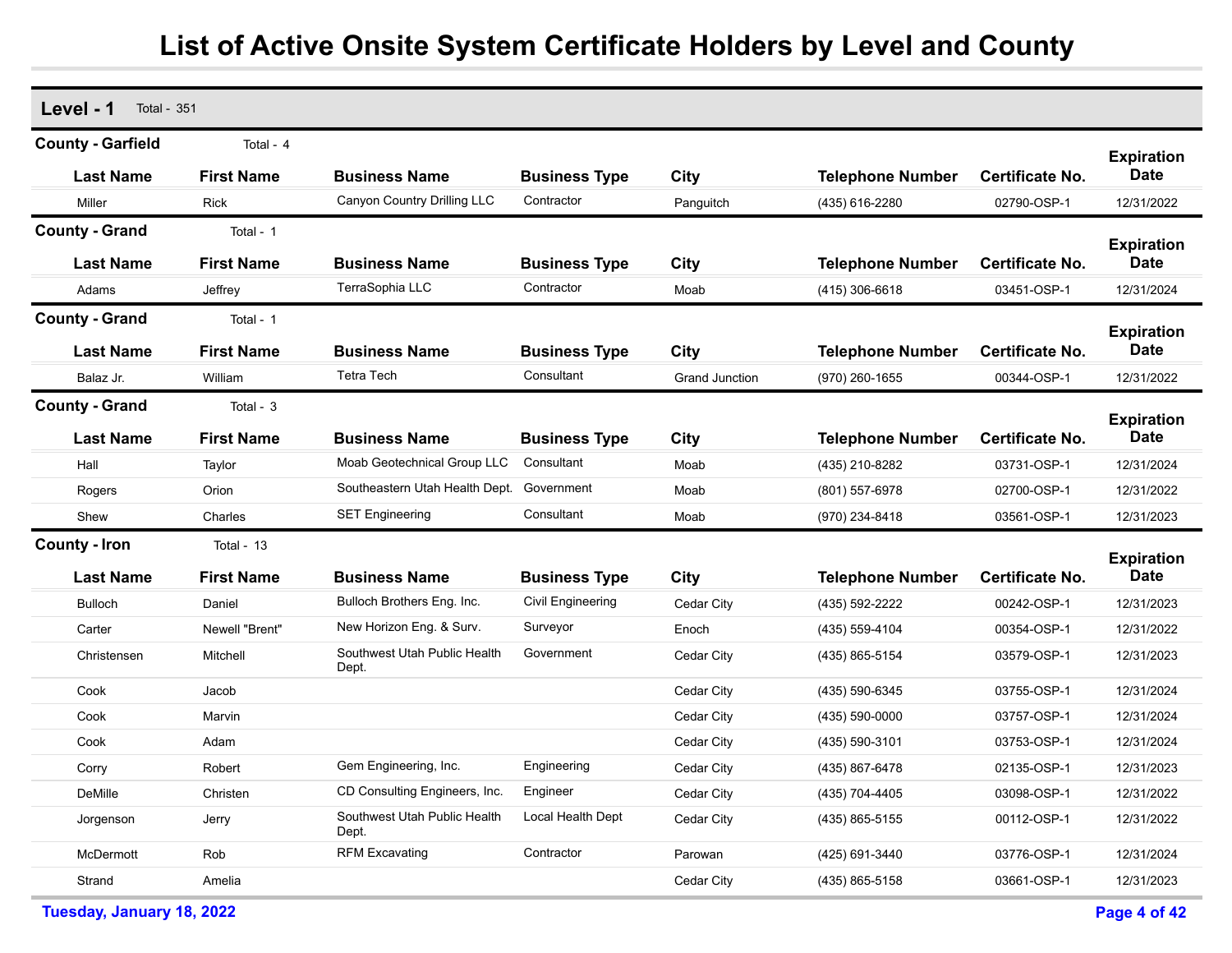# List of Active Onsite System Certificate Holders by Level and County

## Level - 1 Total - 351

### County - Garfield Total - 4

| Last Name | First Name | Business Name | Business Type | City | Telephone Number | Certificate No. | Expiration Date |
|---|---|---|---|---|---|---|---|
| Miller | Rick | Canyon Country Drilling LLC | Contractor | Panguitch | (435) 616-2280 | 02790-OSP-1 | 12/31/2022 |

### County - Grand Total - 1

| Last Name | First Name | Business Name | Business Type | City | Telephone Number | Certificate No. | Expiration Date |
|---|---|---|---|---|---|---|---|
| Adams | Jeffrey | TerraSophia LLC | Contractor | Moab | (415) 306-6618 | 03451-OSP-1 | 12/31/2024 |

### County - Grand Total - 1

| Last Name | First Name | Business Name | Business Type | City | Telephone Number | Certificate No. | Expiration Date |
|---|---|---|---|---|---|---|---|
| Balaz Jr. | William | Tetra Tech | Consultant | Grand Junction | (970) 260-1655 | 00344-OSP-1 | 12/31/2022 |

### County - Grand Total - 3

| Last Name | First Name | Business Name | Business Type | City | Telephone Number | Certificate No. | Expiration Date |
|---|---|---|---|---|---|---|---|
| Hall | Taylor | Moab Geotechnical Group LLC | Consultant | Moab | (435) 210-8282 | 03731-OSP-1 | 12/31/2024 |
| Rogers | Orion | Southeastern Utah Health Dept. | Government | Moab | (801) 557-6978 | 02700-OSP-1 | 12/31/2022 |
| Shew | Charles | SET Engineering | Consultant | Moab | (970) 234-8418 | 03561-OSP-1 | 12/31/2023 |

### County - Iron Total - 13

| Last Name | First Name | Business Name | Business Type | City | Telephone Number | Certificate No. | Expiration Date |
|---|---|---|---|---|---|---|---|
| Bulloch | Daniel | Bulloch Brothers Eng. Inc. | Civil Engineering | Cedar City | (435) 592-2222 | 00242-OSP-1 | 12/31/2023 |
| Carter | Newell "Brent" | New Horizon Eng. & Surv. | Surveyor | Enoch | (435) 559-4104 | 00354-OSP-1 | 12/31/2022 |
| Christensen | Mitchell | Southwest Utah Public Health Dept. | Government | Cedar City | (435) 865-5154 | 03579-OSP-1 | 12/31/2023 |
| Cook | Jacob | | | Cedar City | (435) 590-6345 | 03755-OSP-1 | 12/31/2024 |
| Cook | Marvin | | | Cedar City | (435) 590-0000 | 03757-OSP-1 | 12/31/2024 |
| Cook | Adam | | | Cedar City | (435) 590-3101 | 03753-OSP-1 | 12/31/2024 |
| Corry | Robert | Gem Engineering, Inc. | Engineering | Cedar City | (435) 867-6478 | 02135-OSP-1 | 12/31/2023 |
| DeMille | Christen | CD Consulting Engineers, Inc. | Engineer | Cedar City | (435) 704-4405 | 03098-OSP-1 | 12/31/2022 |
| Jorgenson | Jerry | Southwest Utah Public Health Dept. | Local Health Dept | Cedar City | (435) 865-5155 | 00112-OSP-1 | 12/31/2022 |
| McDermott | Rob | RFM Excavating | Contractor | Parowan | (425) 691-3440 | 03776-OSP-1 | 12/31/2024 |
| Strand | Amelia | | | Cedar City | (435) 865-5158 | 03661-OSP-1 | 12/31/2023 |

Tuesday, January 18, 2022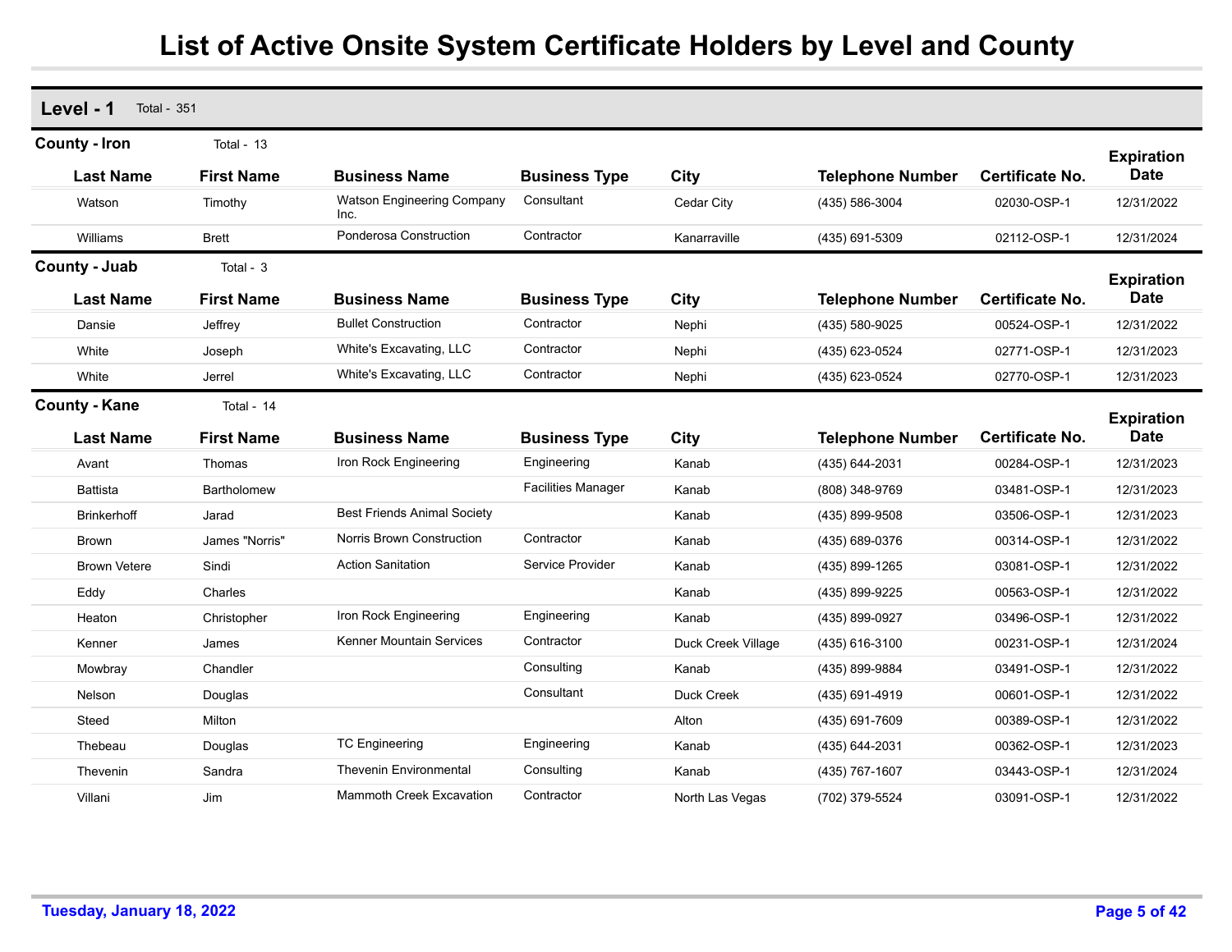# List of Active Onsite System Certificate Holders by Level and County

## Level - 1 Total - 351

### County - Iron Total - 13

| Last Name | First Name | Business Name | Business Type | City | Telephone Number | Certificate No. | Expiration Date |
|---|---|---|---|---|---|---|---|
| Watson | Timothy | Watson Engineering Company Inc. | Consultant | Cedar City | (435) 586-3004 | 02030-OSP-1 | 12/31/2022 |
| Williams | Brett | Ponderosa Construction | Contractor | Kanarraville | (435) 691-5309 | 02112-OSP-1 | 12/31/2024 |

### County - Juab Total - 3

| Last Name | First Name | Business Name | Business Type | City | Telephone Number | Certificate No. | Expiration Date |
|---|---|---|---|---|---|---|---|
| Dansie | Jeffrey | Bullet Construction | Contractor | Nephi | (435) 580-9025 | 00524-OSP-1 | 12/31/2022 |
| White | Joseph | White's Excavating, LLC | Contractor | Nephi | (435) 623-0524 | 02771-OSP-1 | 12/31/2023 |
| White | Jerrel | White's Excavating, LLC | Contractor | Nephi | (435) 623-0524 | 02770-OSP-1 | 12/31/2023 |

### County - Kane Total - 14

| Last Name | First Name | Business Name | Business Type | City | Telephone Number | Certificate No. | Expiration Date |
|---|---|---|---|---|---|---|---|
| Avant | Thomas | Iron Rock Engineering | Engineering | Kanab | (435) 644-2031 | 00284-OSP-1 | 12/31/2023 |
| Battista | Bartholomew | | Facilities Manager | Kanab | (808) 348-9769 | 03481-OSP-1 | 12/31/2023 |
| Brinkerhoff | Jarad | Best Friends Animal Society | | Kanab | (435) 899-9508 | 03506-OSP-1 | 12/31/2023 |
| Brown | James "Norris" | Norris Brown Construction | Contractor | Kanab | (435) 689-0376 | 00314-OSP-1 | 12/31/2022 |
| Brown Vetere | Sindi | Action Sanitation | Service Provider | Kanab | (435) 899-1265 | 03081-OSP-1 | 12/31/2022 |
| Eddy | Charles | | | Kanab | (435) 899-9225 | 00563-OSP-1 | 12/31/2022 |
| Heaton | Christopher | Iron Rock Engineering | Engineering | Kanab | (435) 899-0927 | 03496-OSP-1 | 12/31/2022 |
| Kenner | James | Kenner Mountain Services | Contractor | Duck Creek Village | (435) 616-3100 | 00231-OSP-1 | 12/31/2024 |
| Mowbray | Chandler | | Consulting | Kanab | (435) 899-9884 | 03491-OSP-1 | 12/31/2022 |
| Nelson | Douglas | | Consultant | Duck Creek | (435) 691-4919 | 00601-OSP-1 | 12/31/2022 |
| Steed | Milton | | | Alton | (435) 691-7609 | 00389-OSP-1 | 12/31/2022 |
| Thebeau | Douglas | TC Engineering | Engineering | Kanab | (435) 644-2031 | 00362-OSP-1 | 12/31/2023 |
| Thevenin | Sandra | Thevenin Environmental | Consulting | Kanab | (435) 767-1607 | 03443-OSP-1 | 12/31/2024 |
| Villani | Jim | Mammoth Creek Excavation | Contractor | North Las Vegas | (702) 379-5524 | 03091-OSP-1 | 12/31/2022 |

Tuesday, January 18, 2022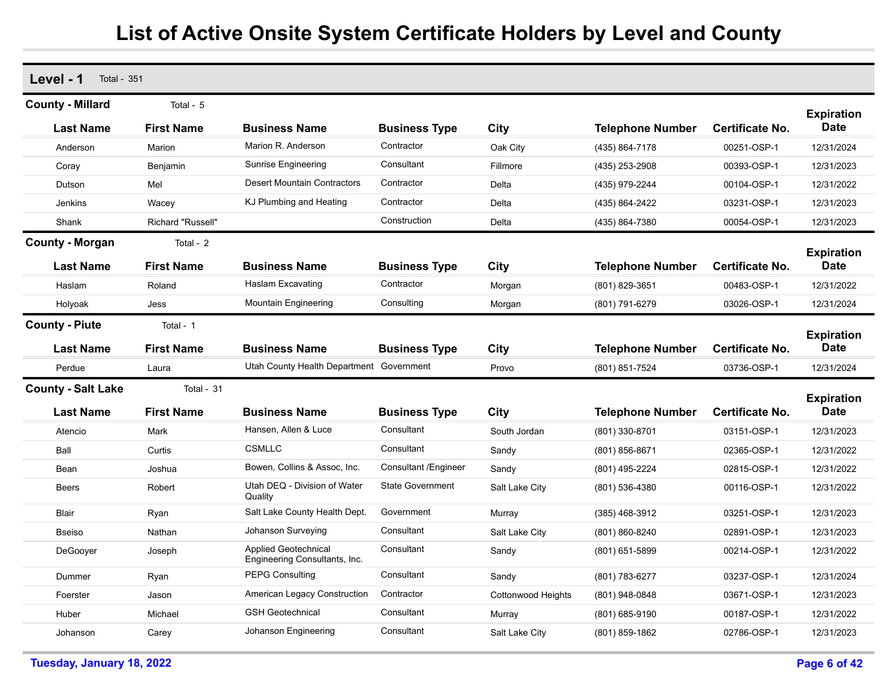# List of Active Onsite System Certificate Holders by Level and County

## Level - 1 Total - 351

### County - Millard Total - 5

| Last Name | First Name | Business Name | Business Type | City | Telephone Number | Certificate No. | Expiration Date |
|---|---|---|---|---|---|---|---|
| Anderson | Marion | Marion R. Anderson | Contractor | Oak City | (435) 864-7178 | 00251-OSP-1 | 12/31/2024 |
| Coray | Benjamin | Sunrise Engineering | Consultant | Fillmore | (435) 253-2908 | 00393-OSP-1 | 12/31/2023 |
| Dutson | Mel | Desert Mountain Contractors | Contractor | Delta | (435) 979-2244 | 00104-OSP-1 | 12/31/2022 |
| Jenkins | Wacey | KJ Plumbing and Heating | Contractor | Delta | (435) 864-2422 | 03231-OSP-1 | 12/31/2023 |
| Shank | Richard "Russell" | | Construction | Delta | (435) 864-7380 | 00054-OSP-1 | 12/31/2023 |

### County - Morgan Total - 2

| Last Name | First Name | Business Name | Business Type | City | Telephone Number | Certificate No. | Expiration Date |
|---|---|---|---|---|---|---|---|
| Haslam | Roland | Haslam Excavating | Contractor | Morgan | (801) 829-3651 | 00483-OSP-1 | 12/31/2022 |
| Holyoak | Jess | Mountain Engineering | Consulting | Morgan | (801) 791-6279 | 03026-OSP-1 | 12/31/2024 |

### County - Piute Total - 1

| Last Name | First Name | Business Name | Business Type | City | Telephone Number | Certificate No. | Expiration Date |
|---|---|---|---|---|---|---|---|
| Perdue | Laura | Utah County Health Department | Government | Provo | (801) 851-7524 | 03736-OSP-1 | 12/31/2024 |

### County - Salt Lake Total - 31

| Last Name | First Name | Business Name | Business Type | City | Telephone Number | Certificate No. | Expiration Date |
|---|---|---|---|---|---|---|---|
| Atencio | Mark | Hansen, Allen & Luce | Consultant | South Jordan | (801) 330-8701 | 03151-OSP-1 | 12/31/2023 |
| Ball | Curtis | CSMLLC | Consultant | Sandy | (801) 856-8671 | 02365-OSP-1 | 12/31/2022 |
| Bean | Joshua | Bowen, Collins & Assoc, Inc. | Consultant /Engineer | Sandy | (801) 495-2224 | 02815-OSP-1 | 12/31/2022 |
| Beers | Robert | Utah DEQ - Division of Water Quality | State Government | Salt Lake City | (801) 536-4380 | 00116-OSP-1 | 12/31/2022 |
| Blair | Ryan | Salt Lake County Health Dept. | Government | Murray | (385) 468-3912 | 03251-OSP-1 | 12/31/2023 |
| Bseiso | Nathan | Johanson Surveying | Consultant | Salt Lake City | (801) 860-8240 | 02891-OSP-1 | 12/31/2023 |
| DeGooyer | Joseph | Applied Geotechnical Engineering Consultants, Inc. | Consultant | Sandy | (801) 651-5899 | 00214-OSP-1 | 12/31/2022 |
| Dummer | Ryan | PEPG Consulting | Consultant | Sandy | (801) 783-6277 | 03237-OSP-1 | 12/31/2024 |
| Foerster | Jason | American Legacy Construction | Contractor | Cottonwood Heights | (801) 948-0848 | 03671-OSP-1 | 12/31/2023 |
| Huber | Michael | GSH Geotechnical | Consultant | Murray | (801) 685-9190 | 00187-OSP-1 | 12/31/2022 |
| Johanson | Carey | Johanson Engineering | Consultant | Salt Lake City | (801) 859-1862 | 02786-OSP-1 | 12/31/2023 |

Tuesday, January 18, 2022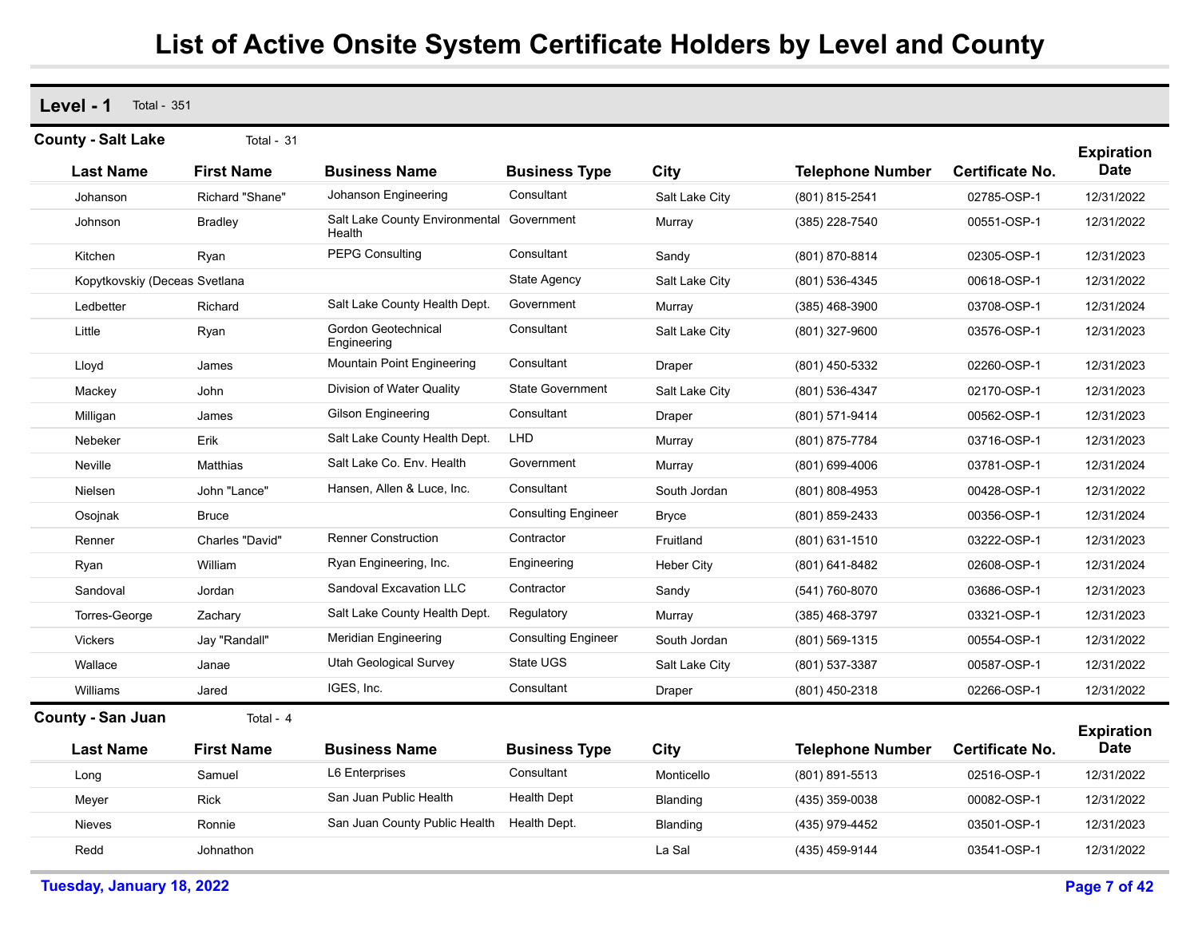# List of Active Onsite System Certificate Holders by Level and County

## Level - 1 Total - 351

### County - Salt Lake Total - 31

| Last Name | First Name | Business Name | Business Type | City | Telephone Number | Certificate No. | Expiration Date |
|---|---|---|---|---|---|---|---|
| Johanson | Richard "Shane" | Johanson Engineering | Consultant | Salt Lake City | (801) 815-2541 | 02785-OSP-1 | 12/31/2022 |
| Johnson | Bradley | Salt Lake County Environmental Health | Government | Murray | (385) 228-7540 | 00551-OSP-1 | 12/31/2022 |
| Kitchen | Ryan | PEPG Consulting | Consultant | Sandy | (801) 870-8814 | 02305-OSP-1 | 12/31/2023 |
| Kopytkovskiy (Deceas | Svetlana | | State Agency | Salt Lake City | (801) 536-4345 | 00618-OSP-1 | 12/31/2022 |
| Ledbetter | Richard | Salt Lake County Health Dept. | Government | Murray | (385) 468-3900 | 03708-OSP-1 | 12/31/2024 |
| Little | Ryan | Gordon Geotechnical Engineering | Consultant | Salt Lake City | (801) 327-9600 | 03576-OSP-1 | 12/31/2023 |
| Lloyd | James | Mountain Point Engineering | Consultant | Draper | (801) 450-5332 | 02260-OSP-1 | 12/31/2023 |
| Mackey | John | Division of Water Quality | State Government | Salt Lake City | (801) 536-4347 | 02170-OSP-1 | 12/31/2023 |
| Milligan | James | Gilson Engineering | Consultant | Draper | (801) 571-9414 | 00562-OSP-1 | 12/31/2023 |
| Nebeker | Erik | Salt Lake County Health Dept. | LHD | Murray | (801) 875-7784 | 03716-OSP-1 | 12/31/2023 |
| Neville | Matthias | Salt Lake Co. Env. Health | Government | Murray | (801) 699-4006 | 03781-OSP-1 | 12/31/2024 |
| Nielsen | John "Lance" | Hansen, Allen & Luce, Inc. | Consultant | South Jordan | (801) 808-4953 | 00428-OSP-1 | 12/31/2022 |
| Osojnak | Bruce | | Consulting Engineer | Bryce | (801) 859-2433 | 00356-OSP-1 | 12/31/2024 |
| Renner | Charles "David" | Renner Construction | Contractor | Fruitland | (801) 631-1510 | 03222-OSP-1 | 12/31/2023 |
| Ryan | William | Ryan Engineering, Inc. | Engineering | Heber City | (801) 641-8482 | 02608-OSP-1 | 12/31/2024 |
| Sandoval | Jordan | Sandoval Excavation LLC | Contractor | Sandy | (541) 760-8070 | 03686-OSP-1 | 12/31/2023 |
| Torres-George | Zachary | Salt Lake County Health Dept. | Regulatory | Murray | (385) 468-3797 | 03321-OSP-1 | 12/31/2023 |
| Vickers | Jay "Randall" | Meridian Engineering | Consulting Engineer | South Jordan | (801) 569-1315 | 00554-OSP-1 | 12/31/2022 |
| Wallace | Janae | Utah Geological Survey | State UGS | Salt Lake City | (801) 537-3387 | 00587-OSP-1 | 12/31/2022 |
| Williams | Jared | IGES, Inc. | Consultant | Draper | (801) 450-2318 | 02266-OSP-1 | 12/31/2022 |

### County - San Juan Total - 4

| Last Name | First Name | Business Name | Business Type | City | Telephone Number | Certificate No. | Expiration Date |
|---|---|---|---|---|---|---|---|
| Long | Samuel | L6 Enterprises | Consultant | Monticello | (801) 891-5513 | 02516-OSP-1 | 12/31/2022 |
| Meyer | Rick | San Juan Public Health | Health Dept | Blanding | (435) 359-0038 | 00082-OSP-1 | 12/31/2022 |
| Nieves | Ronnie | San Juan County Public Health | Health Dept. | Blanding | (435) 979-4452 | 03501-OSP-1 | 12/31/2023 |
| Redd | Johnathon | | | La Sal | (435) 459-9144 | 03541-OSP-1 | 12/31/2022 |

Tuesday, January 18, 2022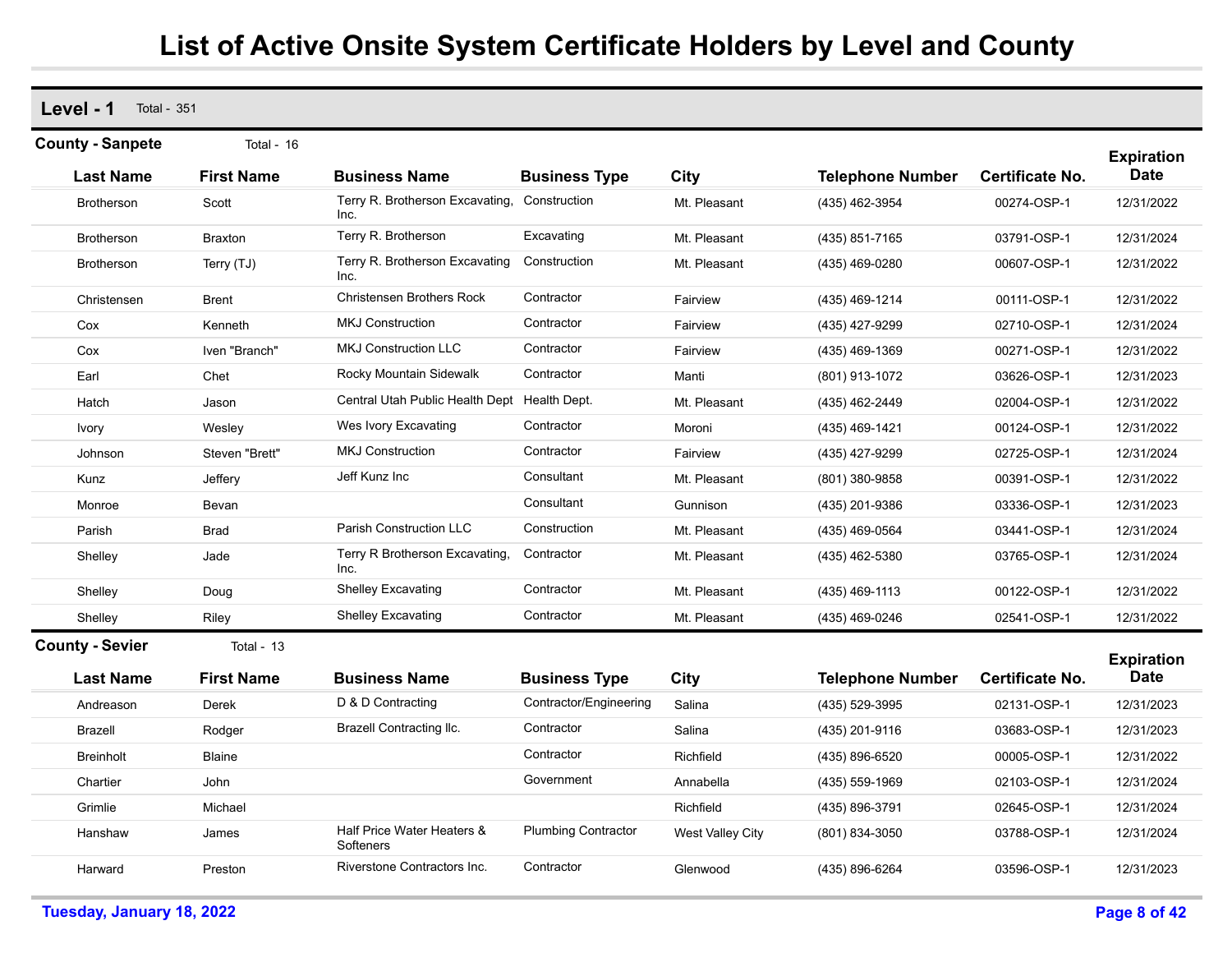# List of Active Onsite System Certificate Holders by Level and County

## Level - 1 Total - 351

### County - Sanpete Total - 16

| Last Name | First Name | Business Name | Business Type | City | Telephone Number | Certificate No. | Expiration Date |
|---|---|---|---|---|---|---|---|
| Brotherson | Scott | Terry R. Brotherson Excavating, Inc. | Construction | Mt. Pleasant | (435) 462-3954 | 00274-OSP-1 | 12/31/2022 |
| Brotherson | Braxton | Terry R. Brotherson | Excavating | Mt. Pleasant | (435) 851-7165 | 03791-OSP-1 | 12/31/2024 |
| Brotherson | Terry (TJ) | Terry R. Brotherson Excavating Inc. | Construction | Mt. Pleasant | (435) 469-0280 | 00607-OSP-1 | 12/31/2022 |
| Christensen | Brent | Christensen Brothers Rock | Contractor | Fairview | (435) 469-1214 | 00111-OSP-1 | 12/31/2022 |
| Cox | Kenneth | MKJ Construction | Contractor | Fairview | (435) 427-9299 | 02710-OSP-1 | 12/31/2024 |
| Cox | Iven "Branch" | MKJ Construction LLC | Contractor | Fairview | (435) 469-1369 | 00271-OSP-1 | 12/31/2022 |
| Earl | Chet | Rocky Mountain Sidewalk | Contractor | Manti | (801) 913-1072 | 03626-OSP-1 | 12/31/2023 |
| Hatch | Jason | Central Utah Public Health Dept | Health Dept. | Mt. Pleasant | (435) 462-2449 | 02004-OSP-1 | 12/31/2022 |
| Ivory | Wesley | Wes Ivory Excavating | Contractor | Moroni | (435) 469-1421 | 00124-OSP-1 | 12/31/2022 |
| Johnson | Steven "Brett" | MKJ Construction | Contractor | Fairview | (435) 427-9299 | 02725-OSP-1 | 12/31/2024 |
| Kunz | Jeffery | Jeff Kunz Inc | Consultant | Mt. Pleasant | (801) 380-9858 | 00391-OSP-1 | 12/31/2022 |
| Monroe | Bevan | | Consultant | Gunnison | (435) 201-9386 | 03336-OSP-1 | 12/31/2023 |
| Parish | Brad | Parish Construction LLC | Construction | Mt. Pleasant | (435) 469-0564 | 03441-OSP-1 | 12/31/2024 |
| Shelley | Jade | Terry R Brotherson Excavating, Inc. | Contractor | Mt. Pleasant | (435) 462-5380 | 03765-OSP-1 | 12/31/2024 |
| Shelley | Doug | Shelley Excavating | Contractor | Mt. Pleasant | (435) 469-1113 | 00122-OSP-1 | 12/31/2022 |
| Shelley | Riley | Shelley Excavating | Contractor | Mt. Pleasant | (435) 469-0246 | 02541-OSP-1 | 12/31/2022 |

### County - Sevier Total - 13

| Last Name | First Name | Business Name | Business Type | City | Telephone Number | Certificate No. | Expiration Date |
|---|---|---|---|---|---|---|---|
| Andreason | Derek | D & D Contracting | Contractor/Engineering | Salina | (435) 529-3995 | 02131-OSP-1 | 12/31/2023 |
| Brazell | Rodger | Brazell Contracting llc. | Contractor | Salina | (435) 201-9116 | 03683-OSP-1 | 12/31/2023 |
| Breinholt | Blaine | | Contractor | Richfield | (435) 896-6520 | 00005-OSP-1 | 12/31/2022 |
| Chartier | John | | Government | Annabella | (435) 559-1969 | 02103-OSP-1 | 12/31/2024 |
| Grimlie | Michael | | | Richfield | (435) 896-3791 | 02645-OSP-1 | 12/31/2024 |
| Hanshaw | James | Half Price Water Heaters & Softeners | Plumbing Contractor | West Valley City | (801) 834-3050 | 03788-OSP-1 | 12/31/2024 |
| Harward | Preston | Riverstone Contractors Inc. | Contractor | Glenwood | (435) 896-6264 | 03596-OSP-1 | 12/31/2023 |

Tuesday, January 18, 2022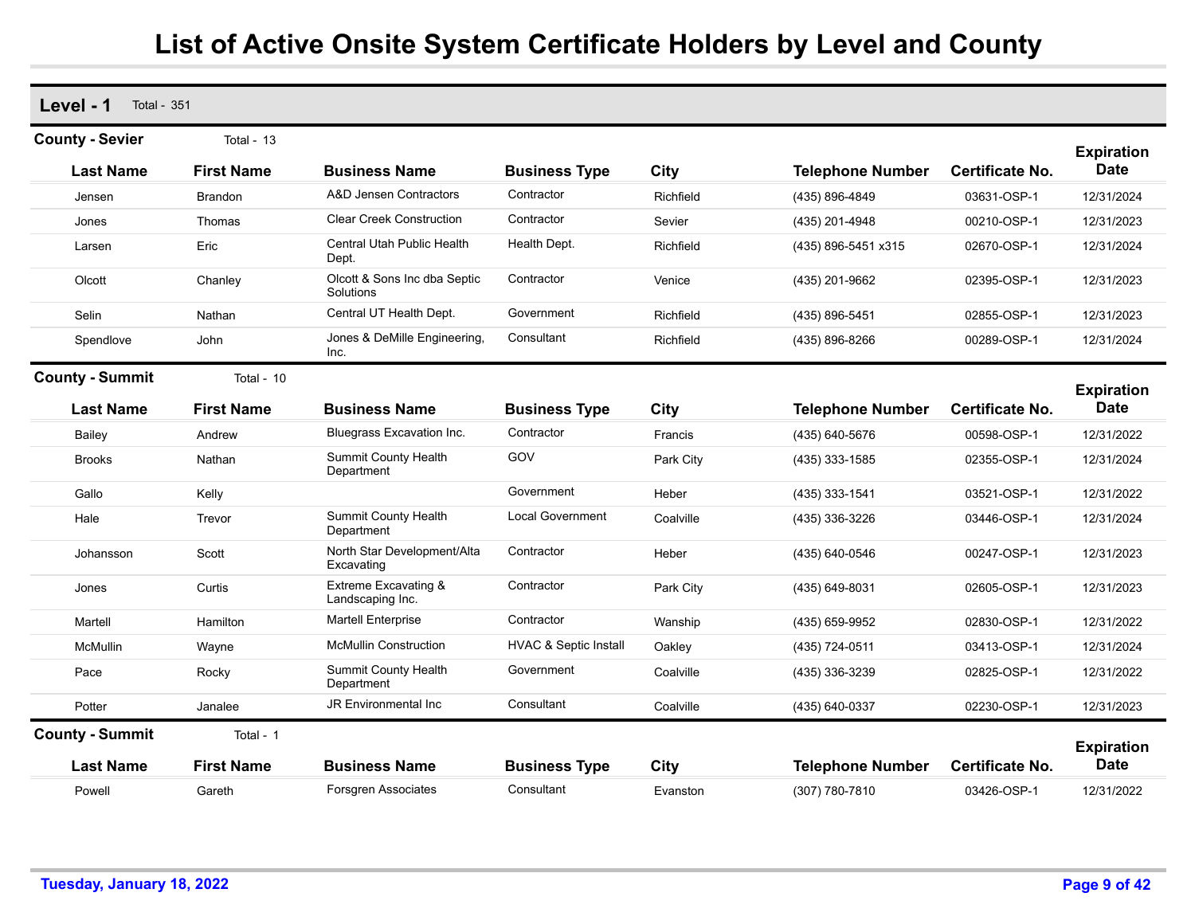# List of Active Onsite System Certificate Holders by Level and County

## Level - 1 Total - 351

### County - Sevier Total - 13

| Last Name | First Name | Business Name | Business Type | City | Telephone Number | Certificate No. | Expiration Date |
|---|---|---|---|---|---|---|---|
| Jensen | Brandon | A&D Jensen Contractors | Contractor | Richfield | (435) 896-4849 | 03631-OSP-1 | 12/31/2024 |
| Jones | Thomas | Clear Creek Construction | Contractor | Sevier | (435) 201-4948 | 00210-OSP-1 | 12/31/2023 |
| Larsen | Eric | Central Utah Public Health Dept. | Health Dept. | Richfield | (435) 896-5451 x315 | 02670-OSP-1 | 12/31/2024 |
| Olcott | Chanley | Olcott & Sons Inc dba Septic Solutions | Contractor | Venice | (435) 201-9662 | 02395-OSP-1 | 12/31/2023 |
| Selin | Nathan | Central UT Health Dept. | Government | Richfield | (435) 896-5451 | 02855-OSP-1 | 12/31/2023 |
| Spendlove | John | Jones & DeMille Engineering, Inc. | Consultant | Richfield | (435) 896-8266 | 00289-OSP-1 | 12/31/2024 |

### County - Summit Total - 10

| Last Name | First Name | Business Name | Business Type | City | Telephone Number | Certificate No. | Expiration Date |
|---|---|---|---|---|---|---|---|
| Bailey | Andrew | Bluegrass Excavation Inc. | Contractor | Francis | (435) 640-5676 | 00598-OSP-1 | 12/31/2022 |
| Brooks | Nathan | Summit County Health Department | GOV | Park City | (435) 333-1585 | 02355-OSP-1 | 12/31/2024 |
| Gallo | Kelly | | Government | Heber | (435) 333-1541 | 03521-OSP-1 | 12/31/2022 |
| Hale | Trevor | Summit County Health Department | Local Government | Coalville | (435) 336-3226 | 03446-OSP-1 | 12/31/2024 |
| Johansson | Scott | North Star Development/Alta Excavating | Contractor | Heber | (435) 640-0546 | 00247-OSP-1 | 12/31/2023 |
| Jones | Curtis | Extreme Excavating & Landscaping Inc. | Contractor | Park City | (435) 649-8031 | 02605-OSP-1 | 12/31/2023 |
| Martell | Hamilton | Martell Enterprise | Contractor | Wanship | (435) 659-9952 | 02830-OSP-1 | 12/31/2022 |
| McMullin | Wayne | McMullin Construction | HVAC & Septic Install | Oakley | (435) 724-0511 | 03413-OSP-1 | 12/31/2024 |
| Pace | Rocky | Summit County Health Department | Government | Coalville | (435) 336-3239 | 02825-OSP-1 | 12/31/2022 |
| Potter | Janalee | JR Environmental Inc | Consultant | Coalville | (435) 640-0337 | 02230-OSP-1 | 12/31/2023 |

### County - Summit Total - 1

| Last Name | First Name | Business Name | Business Type | City | Telephone Number | Certificate No. | Expiration Date |
|---|---|---|---|---|---|---|---|
| Powell | Gareth | Forsgren Associates | Consultant | Evanston | (307) 780-7810 | 03426-OSP-1 | 12/31/2022 |

Tuesday, January 18, 2022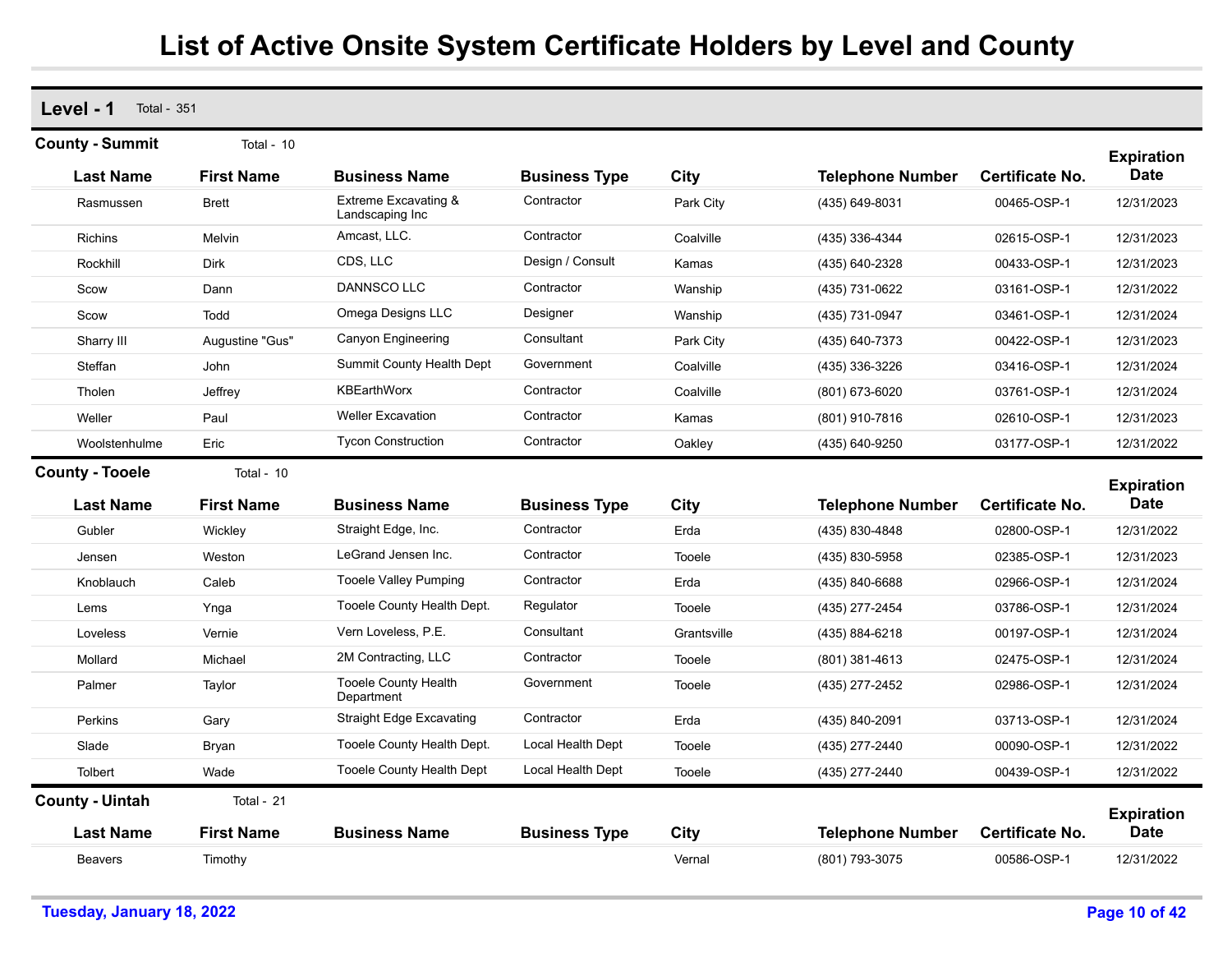# List of Active Onsite System Certificate Holders by Level and County

## Level - 1 Total - 351

### County - Summit Total - 10

| Last Name | First Name | Business Name | Business Type | City | Telephone Number | Certificate No. | Expiration Date |
|---|---|---|---|---|---|---|---|
| Rasmussen | Brett | Extreme Excavating & Landscaping Inc | Contractor | Park City | (435) 649-8031 | 00465-OSP-1 | 12/31/2023 |
| Richins | Melvin | Amcast, LLC. | Contractor | Coalville | (435) 336-4344 | 02615-OSP-1 | 12/31/2023 |
| Rockhill | Dirk | CDS, LLC | Design / Consult | Kamas | (435) 640-2328 | 00433-OSP-1 | 12/31/2023 |
| Scow | Dann | DANNSCO LLC | Contractor | Wanship | (435) 731-0622 | 03161-OSP-1 | 12/31/2022 |
| Scow | Todd | Omega Designs LLC | Designer | Wanship | (435) 731-0947 | 03461-OSP-1 | 12/31/2024 |
| Sharry III | Augustine "Gus" | Canyon Engineering | Consultant | Park City | (435) 640-7373 | 00422-OSP-1 | 12/31/2023 |
| Steffan | John | Summit County Health Dept | Government | Coalville | (435) 336-3226 | 03416-OSP-1 | 12/31/2024 |
| Tholen | Jeffrey | KBEarthWorx | Contractor | Coalville | (801) 673-6020 | 03761-OSP-1 | 12/31/2024 |
| Weller | Paul | Weller Excavation | Contractor | Kamas | (801) 910-7816 | 02610-OSP-1 | 12/31/2023 |
| Woolstenhulme | Eric | Tycon Construction | Contractor | Oakley | (435) 640-9250 | 03177-OSP-1 | 12/31/2022 |

### County - Tooele Total - 10

| Last Name | First Name | Business Name | Business Type | City | Telephone Number | Certificate No. | Expiration Date |
|---|---|---|---|---|---|---|---|
| Gubler | Wickley | Straight Edge, Inc. | Contractor | Erda | (435) 830-4848 | 02800-OSP-1 | 12/31/2022 |
| Jensen | Weston | LeGrand Jensen Inc. | Contractor | Tooele | (435) 830-5958 | 02385-OSP-1 | 12/31/2023 |
| Knoblauch | Caleb | Tooele Valley Pumping | Contractor | Erda | (435) 840-6688 | 02966-OSP-1 | 12/31/2024 |
| Lems | Ynga | Tooele County Health Dept. | Regulator | Tooele | (435) 277-2454 | 03786-OSP-1 | 12/31/2024 |
| Loveless | Vernie | Vern Loveless, P.E. | Consultant | Grantsville | (435) 884-6218 | 00197-OSP-1 | 12/31/2024 |
| Mollard | Michael | 2M Contracting, LLC | Contractor | Tooele | (801) 381-4613 | 02475-OSP-1 | 12/31/2024 |
| Palmer | Taylor | Tooele County Health Department | Government | Tooele | (435) 277-2452 | 02986-OSP-1 | 12/31/2024 |
| Perkins | Gary | Straight Edge Excavating | Contractor | Erda | (435) 840-2091 | 03713-OSP-1 | 12/31/2024 |
| Slade | Bryan | Tooele County Health Dept. | Local Health Dept | Tooele | (435) 277-2440 | 00090-OSP-1 | 12/31/2022 |
| Tolbert | Wade | Tooele County Health Dept | Local Health Dept | Tooele | (435) 277-2440 | 00439-OSP-1 | 12/31/2022 |

### County - Uintah Total - 21

| Last Name | First Name | Business Name | Business Type | City | Telephone Number | Certificate No. | Expiration Date |
|---|---|---|---|---|---|---|---|
| Beavers | Timothy | | | Vernal | (801) 793-3075 | 00586-OSP-1 | 12/31/2022 |

Tuesday, January 18, 2022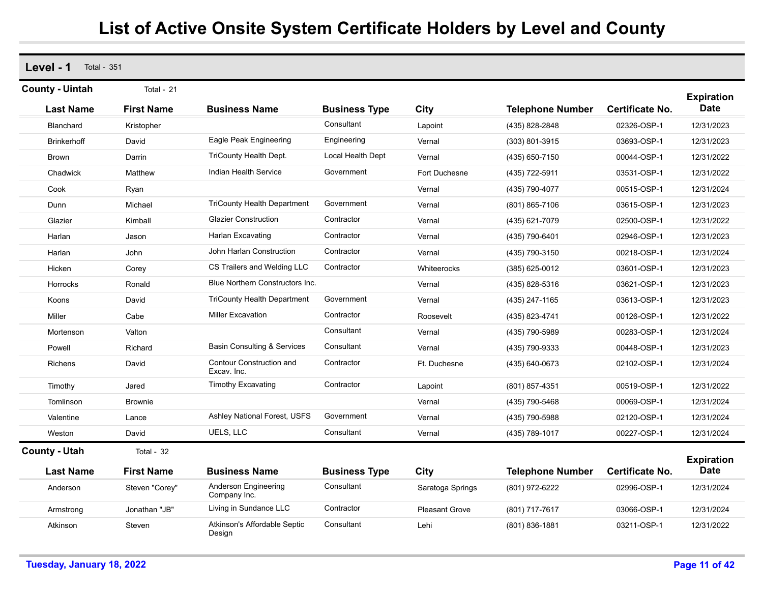# List of Active Onsite System Certificate Holders by Level and County

## Level - 1 Total - 351

### County - Uintah Total - 21

| Last Name | First Name | Business Name | Business Type | City | Telephone Number | Certificate No. | Expiration Date |
|---|---|---|---|---|---|---|---|
| Blanchard | Kristopher | | Consultant | Lapoint | (435) 828-2848 | 02326-OSP-1 | 12/31/2023 |
| Brinkerhoff | David | Eagle Peak Engineering | Engineering | Vernal | (303) 801-3915 | 03693-OSP-1 | 12/31/2023 |
| Brown | Darrin | TriCounty Health Dept. | Local Health Dept | Vernal | (435) 650-7150 | 00044-OSP-1 | 12/31/2022 |
| Chadwick | Matthew | Indian Health Service | Government | Fort Duchesne | (435) 722-5911 | 03531-OSP-1 | 12/31/2022 |
| Cook | Ryan | | | Vernal | (435) 790-4077 | 00515-OSP-1 | 12/31/2024 |
| Dunn | Michael | TriCounty Health Department | Government | Vernal | (801) 865-7106 | 03615-OSP-1 | 12/31/2023 |
| Glazier | Kimball | Glazier Construction | Contractor | Vernal | (435) 621-7079 | 02500-OSP-1 | 12/31/2022 |
| Harlan | Jason | Harlan Excavating | Contractor | Vernal | (435) 790-6401 | 02946-OSP-1 | 12/31/2023 |
| Harlan | John | John Harlan Construction | Contractor | Vernal | (435) 790-3150 | 00218-OSP-1 | 12/31/2024 |
| Hicken | Corey | CS Trailers and Welding LLC | Contractor | Whiterocks | (385) 625-0012 | 03601-OSP-1 | 12/31/2023 |
| Horrocks | Ronald | Blue Northern Constructors Inc. | | Vernal | (435) 828-5316 | 03621-OSP-1 | 12/31/2023 |
| Koons | David | TriCounty Health Department | Government | Vernal | (435) 247-1165 | 03613-OSP-1 | 12/31/2023 |
| Miller | Cabe | Miller Excavation | Contractor | Roosevelt | (435) 823-4741 | 00126-OSP-1 | 12/31/2022 |
| Mortenson | Valton | | Consultant | Vernal | (435) 790-5989 | 00283-OSP-1 | 12/31/2024 |
| Powell | Richard | Basin Consulting & Services | Consultant | Vernal | (435) 790-9333 | 00448-OSP-1 | 12/31/2023 |
| Richens | David | Contour Construction and Excav. Inc. | Contractor | Ft. Duchesne | (435) 640-0673 | 02102-OSP-1 | 12/31/2024 |
| Timothy | Jared | Timothy Excavating | Contractor | Lapoint | (801) 857-4351 | 00519-OSP-1 | 12/31/2022 |
| Tomlinson | Brownie | | | Vernal | (435) 790-5468 | 00069-OSP-1 | 12/31/2024 |
| Valentine | Lance | Ashley National Forest, USFS | Government | Vernal | (435) 790-5988 | 02120-OSP-1 | 12/31/2024 |
| Weston | David | UELS, LLC | Consultant | Vernal | (435) 789-1017 | 00227-OSP-1 | 12/31/2024 |

### County - Utah Total - 32

| Last Name | First Name | Business Name | Business Type | City | Telephone Number | Certificate No. | Expiration Date |
|---|---|---|---|---|---|---|---|
| Anderson | Steven "Corey" | Anderson Engineering Company Inc. | Consultant | Saratoga Springs | (801) 972-6222 | 02996-OSP-1 | 12/31/2024 |
| Armstrong | Jonathan "JB" | Living in Sundance LLC | Contractor | Pleasant Grove | (801) 717-7617 | 03066-OSP-1 | 12/31/2024 |
| Atkinson | Steven | Atkinson's Affordable Septic Design | Consultant | Lehi | (801) 836-1881 | 03211-OSP-1 | 12/31/2022 |

**Tuesday, January 18, 2022**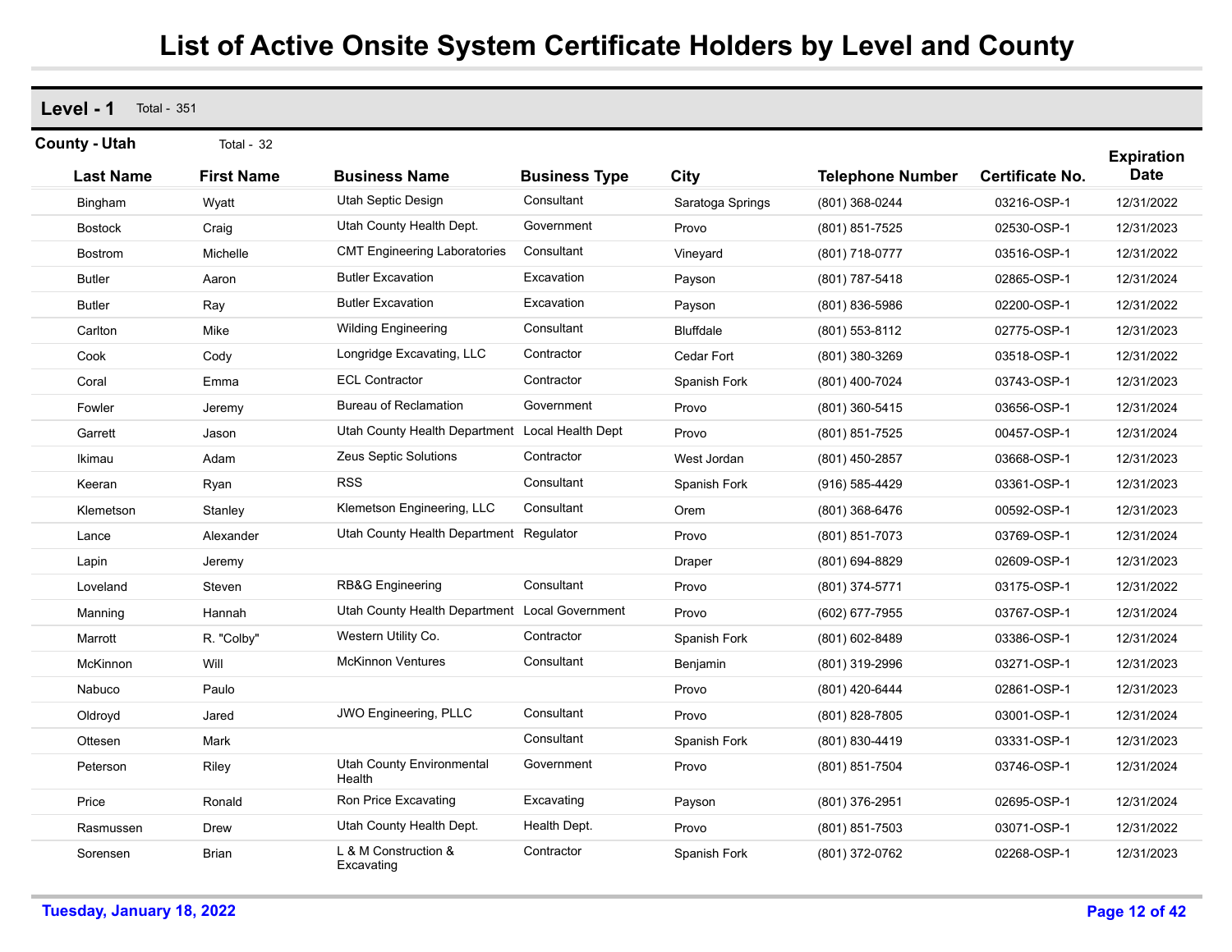# List of Active Onsite System Certificate Holders by Level and County

## Level - 1 Total - 351

### County - Utah Total - 32

| Last Name | First Name | Business Name | Business Type | City | Telephone Number | Certificate No. | Expiration Date |
|---|---|---|---|---|---|---|---|
| Bingham | Wyatt | Utah Septic Design | Consultant | Saratoga Springs | (801) 368-0244 | 03216-OSP-1 | 12/31/2022 |
| Bostock | Craig | Utah County Health Dept. | Government | Provo | (801) 851-7525 | 02530-OSP-1 | 12/31/2023 |
| Bostrom | Michelle | CMT Engineering Laboratories | Consultant | Vineyard | (801) 718-0777 | 03516-OSP-1 | 12/31/2022 |
| Butler | Aaron | Butler Excavation | Excavation | Payson | (801) 787-5418 | 02865-OSP-1 | 12/31/2024 |
| Butler | Ray | Butler Excavation | Excavation | Payson | (801) 836-5986 | 02200-OSP-1 | 12/31/2022 |
| Carlton | Mike | Wilding Engineering | Consultant | Bluffdale | (801) 553-8112 | 02775-OSP-1 | 12/31/2023 |
| Cook | Cody | Longridge Excavating, LLC | Contractor | Cedar Fort | (801) 380-3269 | 03518-OSP-1 | 12/31/2022 |
| Coral | Emma | ECL Contractor | Contractor | Spanish Fork | (801) 400-7024 | 03743-OSP-1 | 12/31/2023 |
| Fowler | Jeremy | Bureau of Reclamation | Government | Provo | (801) 360-5415 | 03656-OSP-1 | 12/31/2024 |
| Garrett | Jason | Utah County Health Department | Local Health Dept | Provo | (801) 851-7525 | 00457-OSP-1 | 12/31/2024 |
| Ikimau | Adam | Zeus Septic Solutions | Contractor | West Jordan | (801) 450-2857 | 03668-OSP-1 | 12/31/2023 |
| Keeran | Ryan | RSS | Consultant | Spanish Fork | (916) 585-4429 | 03361-OSP-1 | 12/31/2023 |
| Klemetson | Stanley | Klemetson Engineering, LLC | Consultant | Orem | (801) 368-6476 | 00592-OSP-1 | 12/31/2023 |
| Lance | Alexander | Utah County Health Department | Regulator | Provo | (801) 851-7073 | 03769-OSP-1 | 12/31/2024 |
| Lapin | Jeremy | | | Draper | (801) 694-8829 | 02609-OSP-1 | 12/31/2023 |
| Loveland | Steven | RB&G Engineering | Consultant | Provo | (801) 374-5771 | 03175-OSP-1 | 12/31/2022 |
| Manning | Hannah | Utah County Health Department | Local Government | Provo | (602) 677-7955 | 03767-OSP-1 | 12/31/2024 |
| Marrott | R. "Colby" | Western Utility Co. | Contractor | Spanish Fork | (801) 602-8489 | 03386-OSP-1 | 12/31/2024 |
| McKinnon | Will | McKinnon Ventures | Consultant | Benjamin | (801) 319-2996 | 03271-OSP-1 | 12/31/2023 |
| Nabuco | Paulo | | | Provo | (801) 420-6444 | 02861-OSP-1 | 12/31/2023 |
| Oldroyd | Jared | JWO Engineering, PLLC | Consultant | Provo | (801) 828-7805 | 03001-OSP-1 | 12/31/2024 |
| Ottesen | Mark | | Consultant | Spanish Fork | (801) 830-4419 | 03331-OSP-1 | 12/31/2023 |
| Peterson | Riley | Utah County Environmental Health | Government | Provo | (801) 851-7504 | 03746-OSP-1 | 12/31/2024 |
| Price | Ronald | Ron Price Excavating | Excavating | Payson | (801) 376-2951 | 02695-OSP-1 | 12/31/2024 |
| Rasmussen | Drew | Utah County Health Dept. | Health Dept. | Provo | (801) 851-7503 | 03071-OSP-1 | 12/31/2022 |
| Sorensen | Brian | L & M Construction & Excavating | Contractor | Spanish Fork | (801) 372-0762 | 02268-OSP-1 | 12/31/2023 |

Tuesday, January 18, 2022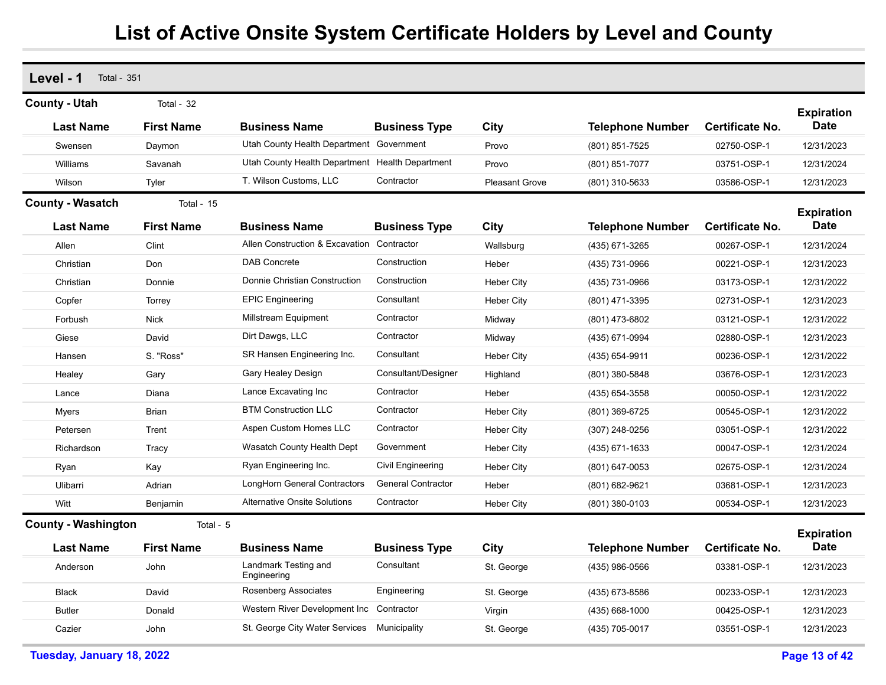# List of Active Onsite System Certificate Holders by Level and County

## Level - 1 Total - 351

### County - Utah Total - 32

| Last Name | First Name | Business Name | Business Type | City | Telephone Number | Certificate No. | Expiration Date |
|---|---|---|---|---|---|---|---|
| Swensen | Daymon | Utah County Health Department | Government | Provo | (801) 851-7525 | 02750-OSP-1 | 12/31/2023 |
| Williams | Savanah | Utah County Health Department | Health Department | Provo | (801) 851-7077 | 03751-OSP-1 | 12/31/2024 |
| Wilson | Tyler | T. Wilson Customs, LLC | Contractor | Pleasant Grove | (801) 310-5633 | 03586-OSP-1 | 12/31/2023 |

### County - Wasatch Total - 15

| Last Name | First Name | Business Name | Business Type | City | Telephone Number | Certificate No. | Expiration Date |
|---|---|---|---|---|---|---|---|
| Allen | Clint | Allen Construction & Excavation | Contractor | Wallsburg | (435) 671-3265 | 00267-OSP-1 | 12/31/2024 |
| Christian | Don | DAB Concrete | Construction | Heber | (435) 731-0966 | 00221-OSP-1 | 12/31/2023 |
| Christian | Donnie | Donnie Christian Construction | Construction | Heber City | (435) 731-0966 | 03173-OSP-1 | 12/31/2022 |
| Copfer | Torrey | EPIC Engineering | Consultant | Heber City | (801) 471-3395 | 02731-OSP-1 | 12/31/2023 |
| Forbush | Nick | Millstream Equipment | Contractor | Midway | (801) 473-6802 | 03121-OSP-1 | 12/31/2022 |
| Giese | David | Dirt Dawgs, LLC | Contractor | Midway | (435) 671-0994 | 02880-OSP-1 | 12/31/2023 |
| Hansen | S. "Ross" | SR Hansen Engineering Inc. | Consultant | Heber City | (435) 654-9911 | 00236-OSP-1 | 12/31/2022 |
| Healey | Gary | Gary Healey Design | Consultant/Designer | Highland | (801) 380-5848 | 03676-OSP-1 | 12/31/2023 |
| Lance | Diana | Lance Excavating Inc | Contractor | Heber | (435) 654-3558 | 00050-OSP-1 | 12/31/2022 |
| Myers | Brian | BTM Construction LLC | Contractor | Heber City | (801) 369-6725 | 00545-OSP-1 | 12/31/2022 |
| Petersen | Trent | Aspen Custom Homes LLC | Contractor | Heber City | (307) 248-0256 | 03051-OSP-1 | 12/31/2022 |
| Richardson | Tracy | Wasatch County Health Dept | Government | Heber City | (435) 671-1633 | 00047-OSP-1 | 12/31/2024 |
| Ryan | Kay | Ryan Engineering Inc. | Civil Engineering | Heber City | (801) 647-0053 | 02675-OSP-1 | 12/31/2024 |
| Ulibarri | Adrian | LongHorn General Contractors | General Contractor | Heber | (801) 682-9621 | 03681-OSP-1 | 12/31/2023 |
| Witt | Benjamin | Alternative Onsite Solutions | Contractor | Heber City | (801) 380-0103 | 00534-OSP-1 | 12/31/2023 |

### County - Washington Total - 5

| Last Name | First Name | Business Name | Business Type | City | Telephone Number | Certificate No. | Expiration Date |
|---|---|---|---|---|---|---|---|
| Anderson | John | Landmark Testing and Engineering | Consultant | St. George | (435) 986-0566 | 03381-OSP-1 | 12/31/2023 |
| Black | David | Rosenberg Associates | Engineering | St. George | (435) 673-8586 | 00233-OSP-1 | 12/31/2023 |
| Butler | Donald | Western River Development Inc | Contractor | Virgin | (435) 668-1000 | 00425-OSP-1 | 12/31/2023 |
| Cazier | John | St. George City Water Services | Municipality | St. George | (435) 705-0017 | 03551-OSP-1 | 12/31/2023 |

Tuesday, January 18, 2022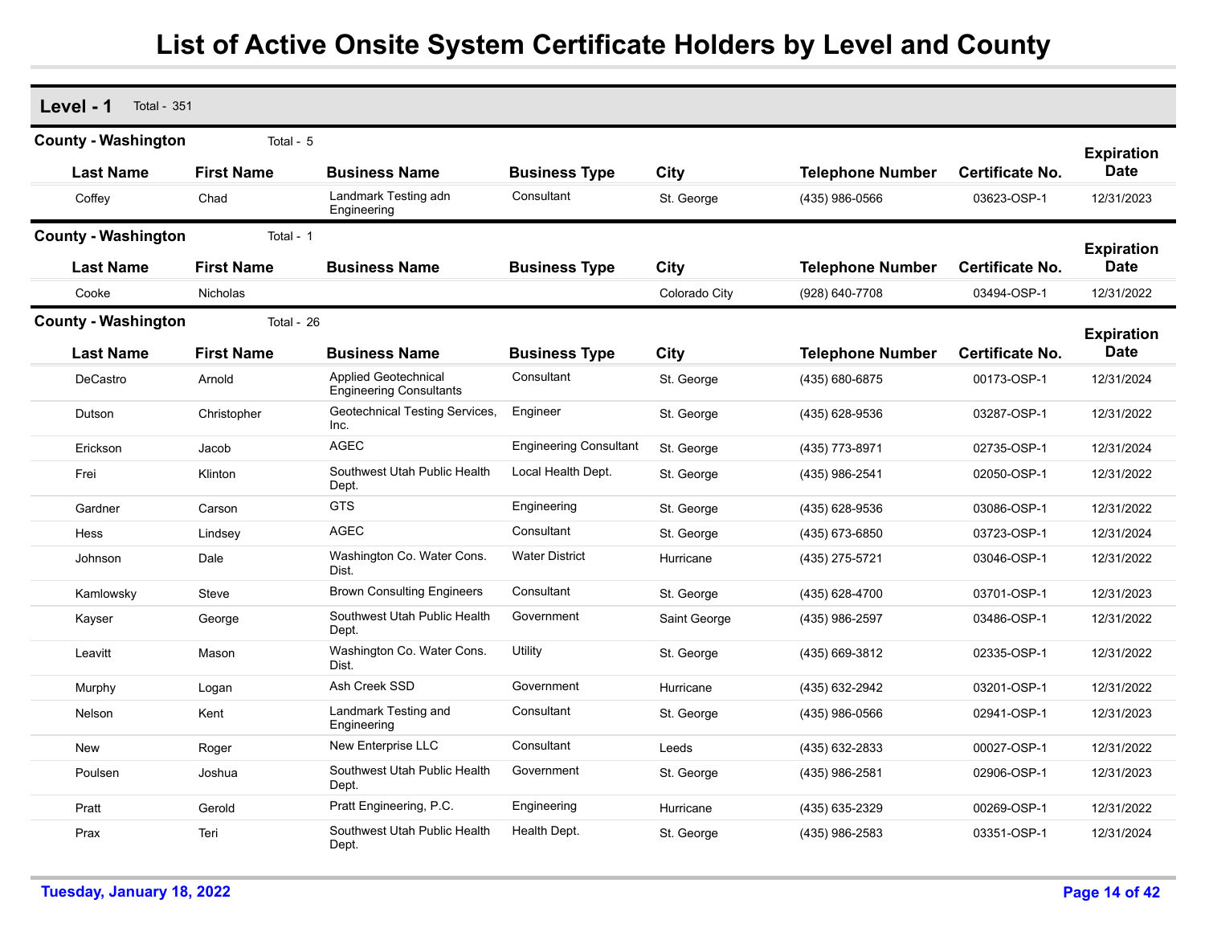# List of Active Onsite System Certificate Holders by Level and County

## Level - 1 Total - 351

### County - Washington Total - 5

| Last Name | First Name | Business Name | Business Type | City | Telephone Number | Certificate No. | Expiration Date |
|---|---|---|---|---|---|---|---|
| Coffey | Chad | Landmark Testing adn Engineering | Consultant | St. George | (435) 986-0566 | 03623-OSP-1 | 12/31/2023 |

### County - Washington Total - 1

| Last Name | First Name | Business Name | Business Type | City | Telephone Number | Certificate No. | Expiration Date |
|---|---|---|---|---|---|---|---|
| Cooke | Nicholas | | | Colorado City | (928) 640-7708 | 03494-OSP-1 | 12/31/2022 |

### County - Washington Total - 26

| Last Name | First Name | Business Name | Business Type | City | Telephone Number | Certificate No. | Expiration Date |
|---|---|---|---|---|---|---|---|
| DeCastro | Arnold | Applied Geotechnical Engineering Consultants | Consultant | St. George | (435) 680-6875 | 00173-OSP-1 | 12/31/2024 |
| Dutson | Christopher | Geotechnical Testing Services, Inc. | Engineer | St. George | (435) 628-9536 | 03287-OSP-1 | 12/31/2022 |
| Erickson | Jacob | AGEC | Engineering Consultant | St. George | (435) 773-8971 | 02735-OSP-1 | 12/31/2024 |
| Frei | Klinton | Southwest Utah Public Health Dept. | Local Health Dept. | St. George | (435) 986-2541 | 02050-OSP-1 | 12/31/2022 |
| Gardner | Carson | GTS | Engineering | St. George | (435) 628-9536 | 03086-OSP-1 | 12/31/2022 |
| Hess | Lindsey | AGEC | Consultant | St. George | (435) 673-6850 | 03723-OSP-1 | 12/31/2024 |
| Johnson | Dale | Washington Co. Water Cons. Dist. | Water District | Hurricane | (435) 275-5721 | 03046-OSP-1 | 12/31/2022 |
| Kamlowsky | Steve | Brown Consulting Engineers | Consultant | St. George | (435) 628-4700 | 03701-OSP-1 | 12/31/2023 |
| Kayser | George | Southwest Utah Public Health Dept. | Government | Saint George | (435) 986-2597 | 03486-OSP-1 | 12/31/2022 |
| Leavitt | Mason | Washington Co. Water Cons. Dist. | Utility | St. George | (435) 669-3812 | 02335-OSP-1 | 12/31/2022 |
| Murphy | Logan | Ash Creek SSD | Government | Hurricane | (435) 632-2942 | 03201-OSP-1 | 12/31/2022 |
| Nelson | Kent | Landmark Testing and Engineering | Consultant | St. George | (435) 986-0566 | 02941-OSP-1 | 12/31/2023 |
| New | Roger | New Enterprise LLC | Consultant | Leeds | (435) 632-2833 | 00027-OSP-1 | 12/31/2022 |
| Poulsen | Joshua | Southwest Utah Public Health Dept. | Government | St. George | (435) 986-2581 | 02906-OSP-1 | 12/31/2023 |
| Pratt | Gerold | Pratt Engineering, P.C. | Engineering | Hurricane | (435) 635-2329 | 00269-OSP-1 | 12/31/2022 |
| Prax | Teri | Southwest Utah Public Health Dept. | Health Dept. | St. George | (435) 986-2583 | 03351-OSP-1 | 12/31/2024 |

Tuesday, January 18, 2022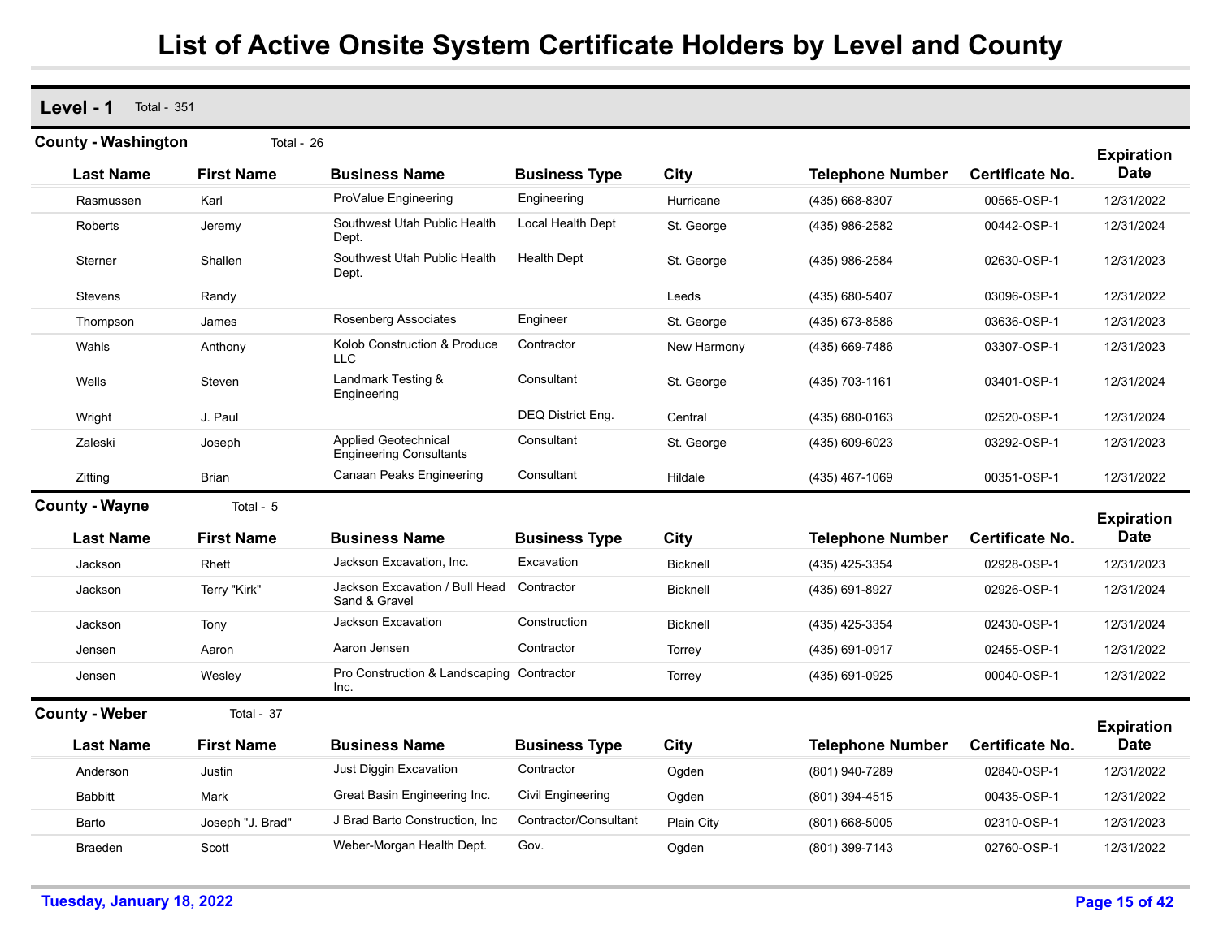# List of Active Onsite System Certificate Holders by Level and County

## Level - 1 Total - 351

### County - Washington Total - 26

| Last Name | First Name | Business Name | Business Type | City | Telephone Number | Certificate No. | Expiration Date |
|---|---|---|---|---|---|---|---|
| Rasmussen | Karl | ProValue Engineering | Engineering | Hurricane | (435) 668-8307 | 00565-OSP-1 | 12/31/2022 |
| Roberts | Jeremy | Southwest Utah Public Health Dept. | Local Health Dept | St. George | (435) 986-2582 | 00442-OSP-1 | 12/31/2024 |
| Sterner | Shallen | Southwest Utah Public Health Dept. | Health Dept | St. George | (435) 986-2584 | 02630-OSP-1 | 12/31/2023 |
| Stevens | Randy | | | Leeds | (435) 680-5407 | 03096-OSP-1 | 12/31/2022 |
| Thompson | James | Rosenberg Associates | Engineer | St. George | (435) 673-8586 | 03636-OSP-1 | 12/31/2023 |
| Wahls | Anthony | Kolob Construction & Produce LLC | Contractor | New Harmony | (435) 669-7486 | 03307-OSP-1 | 12/31/2023 |
| Wells | Steven | Landmark Testing & Engineering | Consultant | St. George | (435) 703-1161 | 03401-OSP-1 | 12/31/2024 |
| Wright | J. Paul | | DEQ District Eng. | Central | (435) 680-0163 | 02520-OSP-1 | 12/31/2024 |
| Zaleski | Joseph | Applied Geotechnical Engineering Consultants | Consultant | St. George | (435) 609-6023 | 03292-OSP-1 | 12/31/2023 |
| Zitting | Brian | Canaan Peaks Engineering | Consultant | Hildale | (435) 467-1069 | 00351-OSP-1 | 12/31/2022 |

### County - Wayne Total - 5

| Last Name | First Name | Business Name | Business Type | City | Telephone Number | Certificate No. | Expiration Date |
|---|---|---|---|---|---|---|---|
| Jackson | Rhett | Jackson Excavation, Inc. | Excavation | Bicknell | (435) 425-3354 | 02928-OSP-1 | 12/31/2023 |
| Jackson | Terry "Kirk" | Jackson Excavation / Bull Head Sand & Gravel | Contractor | Bicknell | (435) 691-8927 | 02926-OSP-1 | 12/31/2024 |
| Jackson | Tony | Jackson Excavation | Construction | Bicknell | (435) 425-3354 | 02430-OSP-1 | 12/31/2024 |
| Jensen | Aaron | Aaron Jensen | Contractor | Torrey | (435) 691-0917 | 02455-OSP-1 | 12/31/2022 |
| Jensen | Wesley | Pro Construction & Landscaping Inc. | Contractor | Torrey | (435) 691-0925 | 00040-OSP-1 | 12/31/2022 |

### County - Weber Total - 37

| Last Name | First Name | Business Name | Business Type | City | Telephone Number | Certificate No. | Expiration Date |
|---|---|---|---|---|---|---|---|
| Anderson | Justin | Just Diggin Excavation | Contractor | Ogden | (801) 940-7289 | 02840-OSP-1 | 12/31/2022 |
| Babbitt | Mark | Great Basin Engineering Inc. | Civil Engineering | Ogden | (801) 394-4515 | 00435-OSP-1 | 12/31/2022 |
| Barto | Joseph "J. Brad" | J Brad Barto Construction, Inc | Contractor/Consultant | Plain City | (801) 668-5005 | 02310-OSP-1 | 12/31/2023 |
| Braeden | Scott | Weber-Morgan Health Dept. | Gov. | Ogden | (801) 399-7143 | 02760-OSP-1 | 12/31/2022 |

Tuesday, January 18, 2022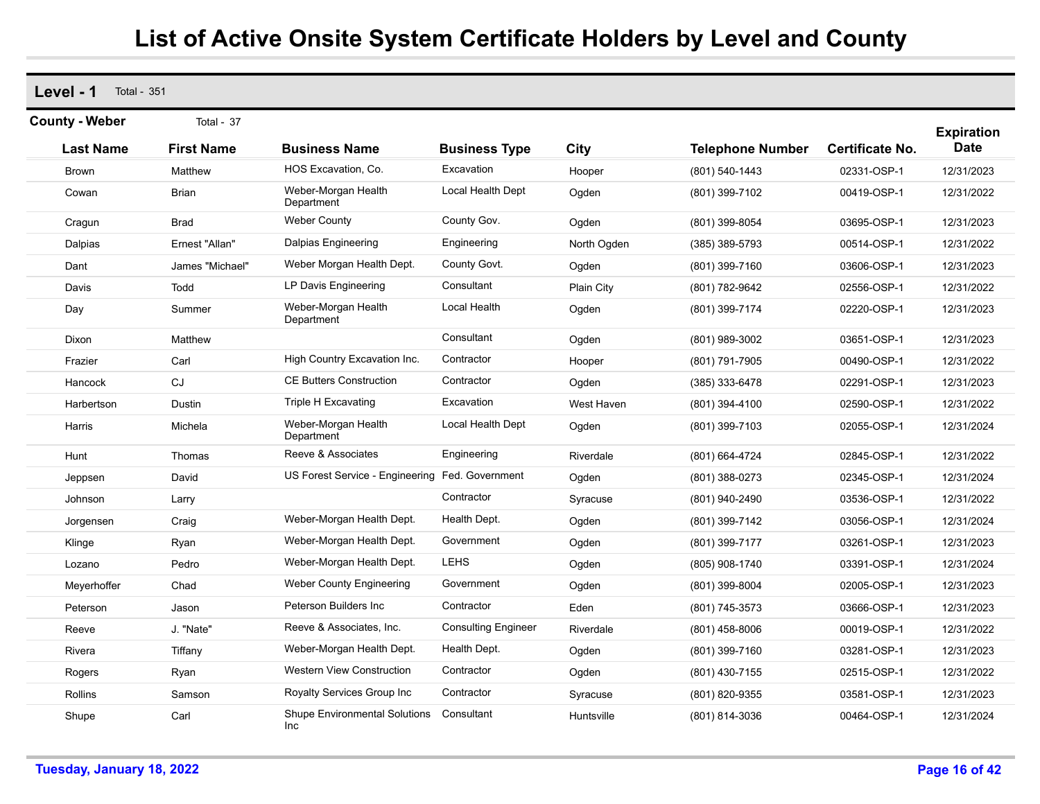# List of Active Onsite System Certificate Holders by Level and County

## Level - 1 Total - 351

### County - Weber Total - 37

| Last Name | First Name | Business Name | Business Type | City | Telephone Number | Certificate No. | Expiration Date |
|---|---|---|---|---|---|---|---|
| Brown | Matthew | HOS Excavation, Co. | Excavation | Hooper | (801) 540-1443 | 02331-OSP-1 | 12/31/2023 |
| Cowan | Brian | Weber-Morgan Health Department | Local Health Dept | Ogden | (801) 399-7102 | 00419-OSP-1 | 12/31/2022 |
| Cragun | Brad | Weber County | County Gov. | Ogden | (801) 399-8054 | 03695-OSP-1 | 12/31/2023 |
| Dalpias | Ernest "Allan" | Dalpias Engineering | Engineering | North Ogden | (385) 389-5793 | 00514-OSP-1 | 12/31/2022 |
| Dant | James "Michael" | Weber Morgan Health Dept. | County Govt. | Ogden | (801) 399-7160 | 03606-OSP-1 | 12/31/2023 |
| Davis | Todd | LP Davis Engineering | Consultant | Plain City | (801) 782-9642 | 02556-OSP-1 | 12/31/2022 |
| Day | Summer | Weber-Morgan Health Department | Local Health | Ogden | (801) 399-7174 | 02220-OSP-1 | 12/31/2023 |
| Dixon | Matthew | | Consultant | Ogden | (801) 989-3002 | 03651-OSP-1 | 12/31/2023 |
| Frazier | Carl | High Country Excavation Inc. | Contractor | Hooper | (801) 791-7905 | 00490-OSP-1 | 12/31/2022 |
| Hancock | CJ | CE Butters Construction | Contractor | Ogden | (385) 333-6478 | 02291-OSP-1 | 12/31/2023 |
| Harbertson | Dustin | Triple H Excavating | Excavation | West Haven | (801) 394-4100 | 02590-OSP-1 | 12/31/2022 |
| Harris | Michela | Weber-Morgan Health Department | Local Health Dept | Ogden | (801) 399-7103 | 02055-OSP-1 | 12/31/2024 |
| Hunt | Thomas | Reeve & Associates | Engineering | Riverdale | (801) 664-4724 | 02845-OSP-1 | 12/31/2022 |
| Jeppsen | David | US Forest Service - Engineering | Fed. Government | Ogden | (801) 388-0273 | 02345-OSP-1 | 12/31/2024 |
| Johnson | Larry | | Contractor | Syracuse | (801) 940-2490 | 03536-OSP-1 | 12/31/2022 |
| Jorgensen | Craig | Weber-Morgan Health Dept. | Health Dept. | Ogden | (801) 399-7142 | 03056-OSP-1 | 12/31/2024 |
| Klinge | Ryan | Weber-Morgan Health Dept. | Government | Ogden | (801) 399-7177 | 03261-OSP-1 | 12/31/2023 |
| Lozano | Pedro | Weber-Morgan Health Dept. | LEHS | Ogden | (805) 908-1740 | 03391-OSP-1 | 12/31/2024 |
| Meyerhoffer | Chad | Weber County Engineering | Government | Ogden | (801) 399-8004 | 02005-OSP-1 | 12/31/2023 |
| Peterson | Jason | Peterson Builders Inc | Contractor | Eden | (801) 745-3573 | 03666-OSP-1 | 12/31/2023 |
| Reeve | J. "Nate" | Reeve & Associates, Inc. | Consulting Engineer | Riverdale | (801) 458-8006 | 00019-OSP-1 | 12/31/2022 |
| Rivera | Tiffany | Weber-Morgan Health Dept. | Health Dept. | Ogden | (801) 399-7160 | 03281-OSP-1 | 12/31/2023 |
| Rogers | Ryan | Western View Construction | Contractor | Ogden | (801) 430-7155 | 02515-OSP-1 | 12/31/2022 |
| Rollins | Samson | Royalty Services Group Inc | Contractor | Syracuse | (801) 820-9355 | 03581-OSP-1 | 12/31/2023 |
| Shupe | Carl | Shupe Environmental Solutions Inc | Consultant | Huntsville | (801) 814-3036 | 00464-OSP-1 | 12/31/2024 |

Tuesday, January 18, 2022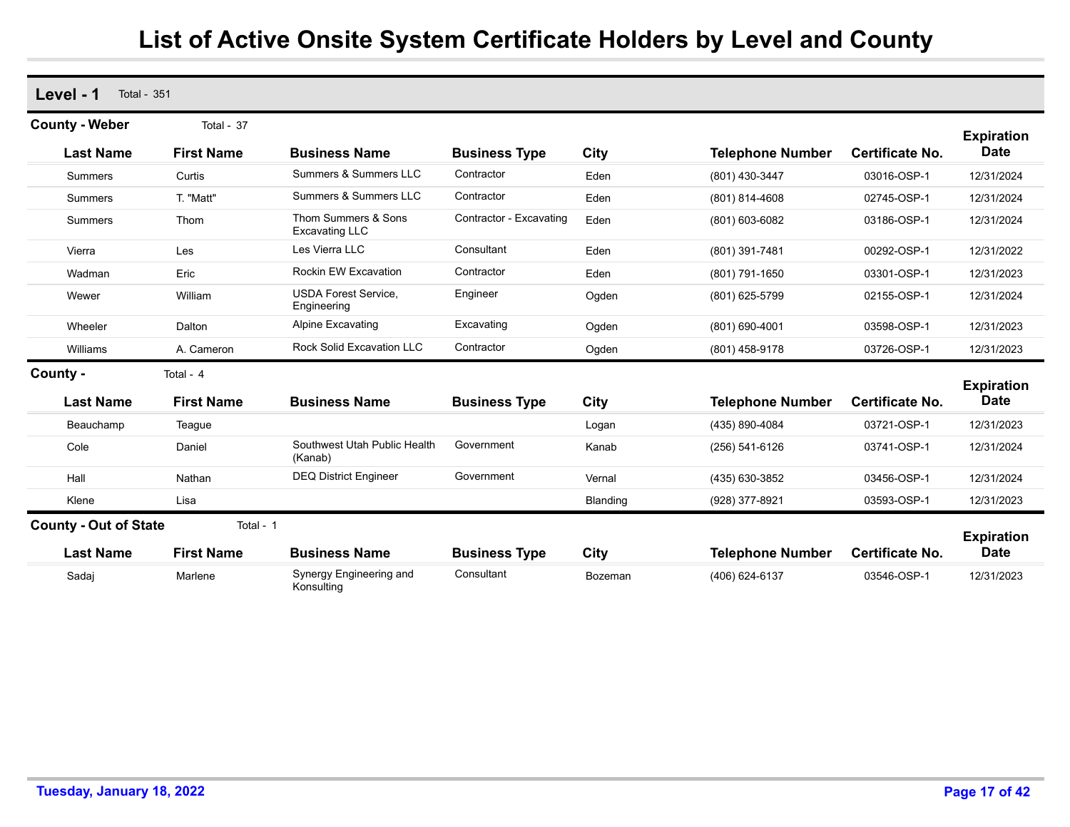# List of Active Onsite System Certificate Holders by Level and County

## Level - 1 Total - 351

### County - Weber Total - 37

| Last Name | First Name | Business Name | Business Type | City | Telephone Number | Certificate No. | Expiration Date |
|---|---|---|---|---|---|---|---|
| Summers | Curtis | Summers & Summers LLC | Contractor | Eden | (801) 430-3447 | 03016-OSP-1 | 12/31/2024 |
| Summers | T. "Matt" | Summers & Summers LLC | Contractor | Eden | (801) 814-4608 | 02745-OSP-1 | 12/31/2024 |
| Summers | Thom | Thom Summers & Sons Excavating LLC | Contractor - Excavating | Eden | (801) 603-6082 | 03186-OSP-1 | 12/31/2024 |
| Vierra | Les | Les Vierra LLC | Consultant | Eden | (801) 391-7481 | 00292-OSP-1 | 12/31/2022 |
| Wadman | Eric | Rockin EW Excavation | Contractor | Eden | (801) 791-1650 | 03301-OSP-1 | 12/31/2023 |
| Wewer | William | USDA Forest Service, Engineering | Engineer | Ogden | (801) 625-5799 | 02155-OSP-1 | 12/31/2024 |
| Wheeler | Dalton | Alpine Excavating | Excavating | Ogden | (801) 690-4001 | 03598-OSP-1 | 12/31/2023 |
| Williams | A. Cameron | Rock Solid Excavation LLC | Contractor | Ogden | (801) 458-9178 | 03726-OSP-1 | 12/31/2023 |

### County - Total - 4

| Last Name | First Name | Business Name | Business Type | City | Telephone Number | Certificate No. | Expiration Date |
|---|---|---|---|---|---|---|---|
| Beauchamp | Teague | | | Logan | (435) 890-4084 | 03721-OSP-1 | 12/31/2023 |
| Cole | Daniel | Southwest Utah Public Health (Kanab) | Government | Kanab | (256) 541-6126 | 03741-OSP-1 | 12/31/2024 |
| Hall | Nathan | DEQ District Engineer | Government | Vernal | (435) 630-3852 | 03456-OSP-1 | 12/31/2024 |
| Klene | Lisa | | | Blanding | (928) 377-8921 | 03593-OSP-1 | 12/31/2023 |

### County - Out of State Total - 1

| Last Name | First Name | Business Name | Business Type | City | Telephone Number | Certificate No. | Expiration Date |
|---|---|---|---|---|---|---|---|
| Sadaj | Marlene | Synergy Engineering and Konsulting | Consultant | Bozeman | (406) 624-6137 | 03546-OSP-1 | 12/31/2023 |

Tuesday, January 18, 2022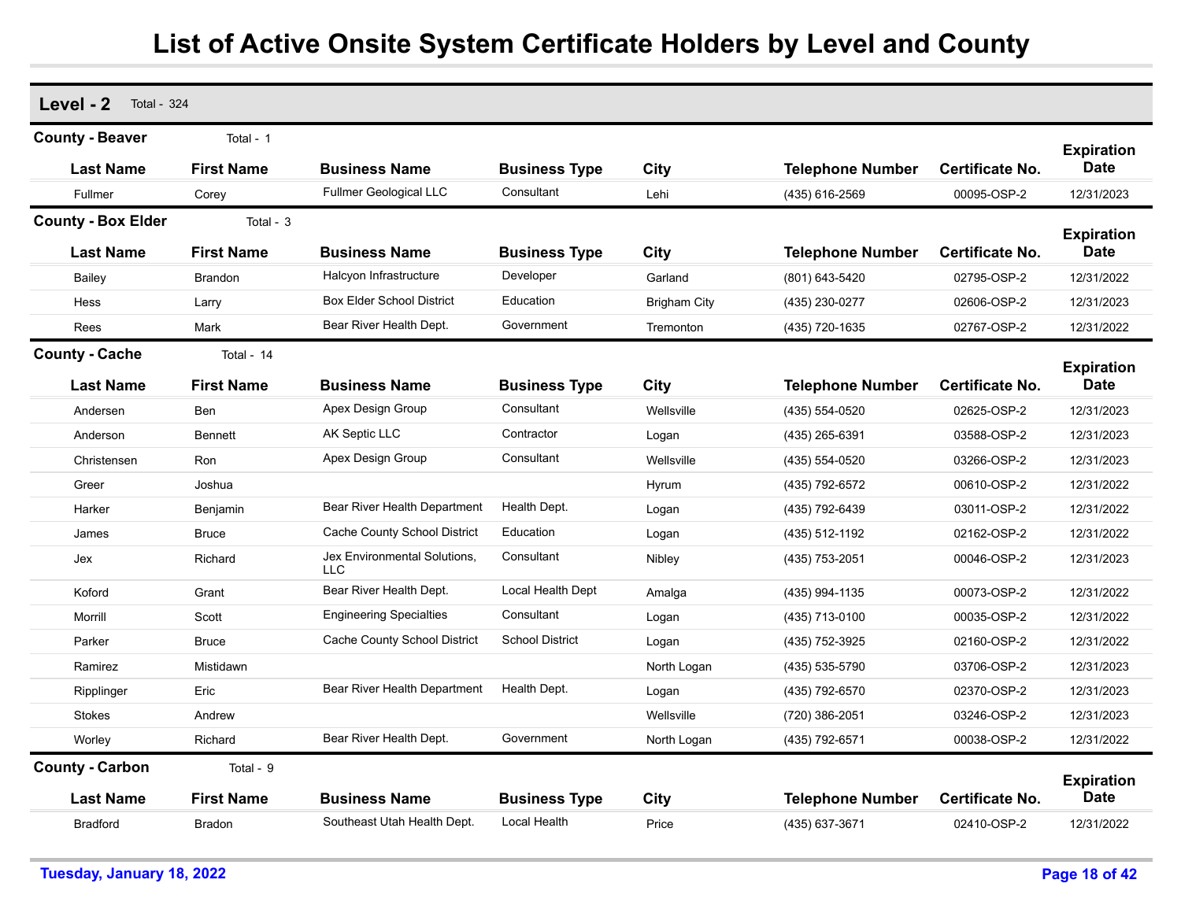# List of Active Onsite System Certificate Holders by Level and County

## Level - 2 Total - 324

### County - Beaver Total - 1

| Last Name | First Name | Business Name | Business Type | City | Telephone Number | Certificate No. | Expiration Date |
|---|---|---|---|---|---|---|---|
| Fullmer | Corey | Fullmer Geological LLC | Consultant | Lehi | (435) 616-2569 | 00095-OSP-2 | 12/31/2023 |

### County - Box Elder Total - 3

| Last Name | First Name | Business Name | Business Type | City | Telephone Number | Certificate No. | Expiration Date |
|---|---|---|---|---|---|---|---|
| Bailey | Brandon | Halcyon Infrastructure | Developer | Garland | (801) 643-5420 | 02795-OSP-2 | 12/31/2022 |
| Hess | Larry | Box Elder School District | Education | Brigham City | (435) 230-0277 | 02606-OSP-2 | 12/31/2023 |
| Rees | Mark | Bear River Health Dept. | Government | Tremonton | (435) 720-1635 | 02767-OSP-2 | 12/31/2022 |

### County - Cache Total - 14

| Last Name | First Name | Business Name | Business Type | City | Telephone Number | Certificate No. | Expiration Date |
|---|---|---|---|---|---|---|---|
| Andersen | Ben | Apex Design Group | Consultant | Wellsville | (435) 554-0520 | 02625-OSP-2 | 12/31/2023 |
| Anderson | Bennett | AK Septic LLC | Contractor | Logan | (435) 265-6391 | 03588-OSP-2 | 12/31/2023 |
| Christensen | Ron | Apex Design Group | Consultant | Wellsville | (435) 554-0520 | 03266-OSP-2 | 12/31/2023 |
| Greer | Joshua | | | Hyrum | (435) 792-6572 | 00610-OSP-2 | 12/31/2022 |
| Harker | Benjamin | Bear River Health Department | Health Dept. | Logan | (435) 792-6439 | 03011-OSP-2 | 12/31/2022 |
| James | Bruce | Cache County School District | Education | Logan | (435) 512-1192 | 02162-OSP-2 | 12/31/2022 |
| Jex | Richard | Jex Environmental Solutions, LLC | Consultant | Nibley | (435) 753-2051 | 00046-OSP-2 | 12/31/2023 |
| Koford | Grant | Bear River Health Dept. | Local Health Dept | Amalga | (435) 994-1135 | 00073-OSP-2 | 12/31/2022 |
| Morrill | Scott | Engineering Specialties | Consultant | Logan | (435) 713-0100 | 00035-OSP-2 | 12/31/2022 |
| Parker | Bruce | Cache County School District | School District | Logan | (435) 752-3925 | 02160-OSP-2 | 12/31/2022 |
| Ramirez | Mistidawn | | | North Logan | (435) 535-5790 | 03706-OSP-2 | 12/31/2023 |
| Ripplinger | Eric | Bear River Health Department | Health Dept. | Logan | (435) 792-6570 | 02370-OSP-2 | 12/31/2023 |
| Stokes | Andrew | | | Wellsville | (720) 386-2051 | 03246-OSP-2 | 12/31/2023 |
| Worley | Richard | Bear River Health Dept. | Government | North Logan | (435) 792-6571 | 00038-OSP-2 | 12/31/2022 |

### County - Carbon Total - 9

| Last Name | First Name | Business Name | Business Type | City | Telephone Number | Certificate No. | Expiration Date |
|---|---|---|---|---|---|---|---|
| Bradford | Bradon | Southeast Utah Health Dept. | Local Health | Price | (435) 637-3671 | 02410-OSP-2 | 12/31/2022 |

Tuesday, January 18, 2022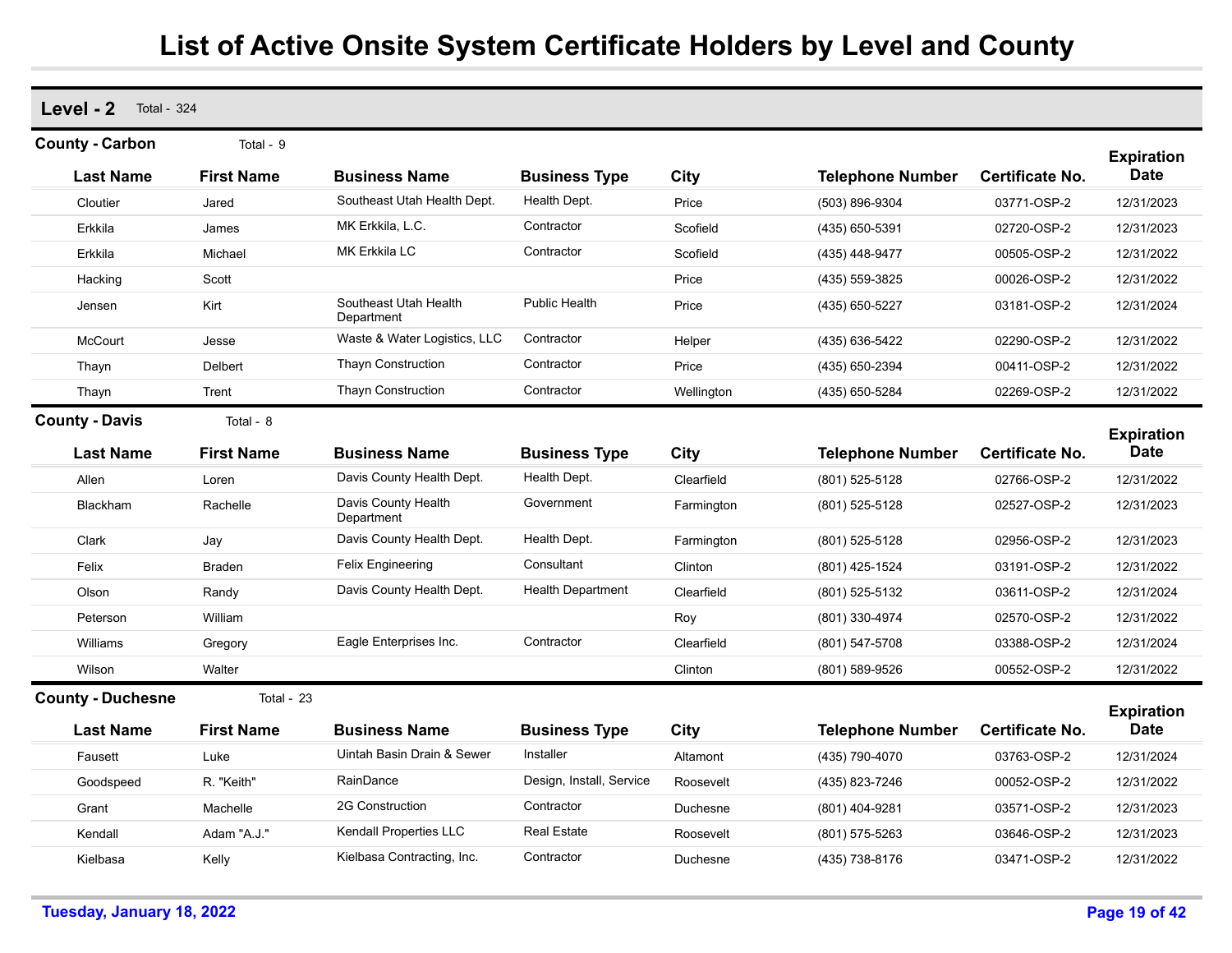# List of Active Onsite System Certificate Holders by Level and County

## Level - 2 Total - 324

### County - Carbon Total - 9

| Last Name | First Name | Business Name | Business Type | City | Telephone Number | Certificate No. | Expiration Date |
|---|---|---|---|---|---|---|---|
| Cloutier | Jared | Southeast Utah Health Dept. | Health Dept. | Price | (503) 896-9304 | 03771-OSP-2 | 12/31/2023 |
| Erkkila | James | MK Erkkila, L.C. | Contractor | Scofield | (435) 650-5391 | 02720-OSP-2 | 12/31/2023 |
| Erkkila | Michael | MK Erkkila LC | Contractor | Scofield | (435) 448-9477 | 00505-OSP-2 | 12/31/2022 |
| Hacking | Scott | | | Price | (435) 559-3825 | 00026-OSP-2 | 12/31/2022 |
| Jensen | Kirt | Southeast Utah Health Department | Public Health | Price | (435) 650-5227 | 03181-OSP-2 | 12/31/2024 |
| McCourt | Jesse | Waste & Water Logistics, LLC | Contractor | Helper | (435) 636-5422 | 02290-OSP-2 | 12/31/2022 |
| Thayn | Delbert | Thayn Construction | Contractor | Price | (435) 650-2394 | 00411-OSP-2 | 12/31/2022 |
| Thayn | Trent | Thayn Construction | Contractor | Wellington | (435) 650-5284 | 02269-OSP-2 | 12/31/2022 |

### County - Davis Total - 8

| Last Name | First Name | Business Name | Business Type | City | Telephone Number | Certificate No. | Expiration Date |
|---|---|---|---|---|---|---|---|
| Allen | Loren | Davis County Health Dept. | Health Dept. | Clearfield | (801) 525-5128 | 02766-OSP-2 | 12/31/2022 |
| Blackham | Rachelle | Davis County Health Department | Government | Farmington | (801) 525-5128 | 02527-OSP-2 | 12/31/2023 |
| Clark | Jay | Davis County Health Dept. | Health Dept. | Farmington | (801) 525-5128 | 02956-OSP-2 | 12/31/2023 |
| Felix | Braden | Felix Engineering | Consultant | Clinton | (801) 425-1524 | 03191-OSP-2 | 12/31/2022 |
| Olson | Randy | Davis County Health Dept. | Health Department | Clearfield | (801) 525-5132 | 03611-OSP-2 | 12/31/2024 |
| Peterson | William | | | Roy | (801) 330-4974 | 02570-OSP-2 | 12/31/2022 |
| Williams | Gregory | Eagle Enterprises Inc. | Contractor | Clearfield | (801) 547-5708 | 03388-OSP-2 | 12/31/2024 |
| Wilson | Walter | | | Clinton | (801) 589-9526 | 00552-OSP-2 | 12/31/2022 |

### County - Duchesne Total - 23

| Last Name | First Name | Business Name | Business Type | City | Telephone Number | Certificate No. | Expiration Date |
|---|---|---|---|---|---|---|---|
| Fausett | Luke | Uintah Basin Drain & Sewer | Installer | Altamont | (435) 790-4070 | 03763-OSP-2 | 12/31/2024 |
| Goodspeed | R. "Keith" | RainDance | Design, Install, Service | Roosevelt | (435) 823-7246 | 00052-OSP-2 | 12/31/2022 |
| Grant | Machelle | 2G Construction | Contractor | Duchesne | (801) 404-9281 | 03571-OSP-2 | 12/31/2023 |
| Kendall | Adam "A.J." | Kendall Properties LLC | Real Estate | Roosevelt | (801) 575-5263 | 03646-OSP-2 | 12/31/2023 |
| Kielbasa | Kelly | Kielbasa Contracting, Inc. | Contractor | Duchesne | (435) 738-8176 | 03471-OSP-2 | 12/31/2022 |

Tuesday, January 18, 2022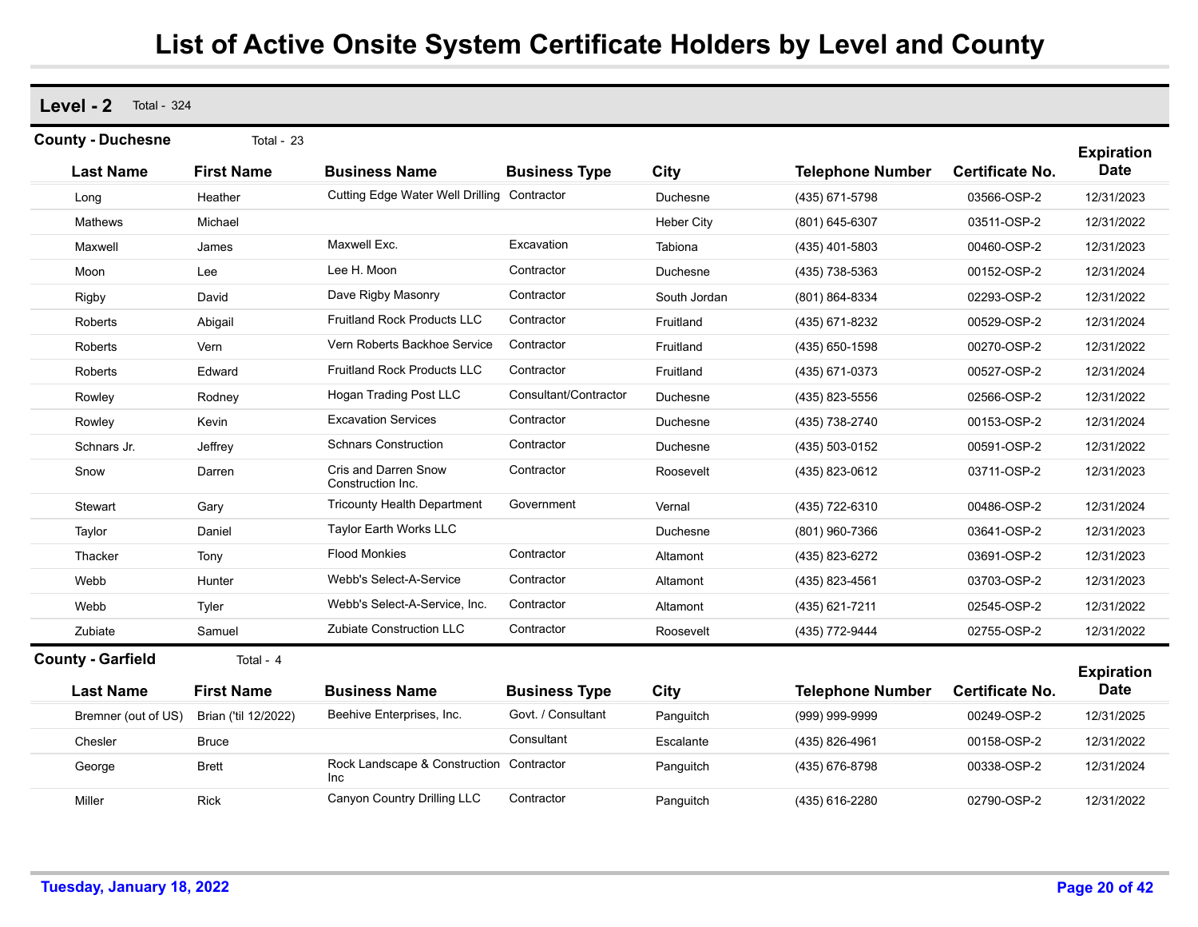# List of Active Onsite System Certificate Holders by Level and County

## Level - 2 Total - 324

### County - Duchesne Total - 23

| Last Name | First Name | Business Name | Business Type | City | Telephone Number | Certificate No. | Expiration Date |
|---|---|---|---|---|---|---|---|
| Long | Heather | Cutting Edge Water Well Drilling | Contractor | Duchesne | (435) 671-5798 | 03566-OSP-2 | 12/31/2023 |
| Mathews | Michael | | | Heber City | (801) 645-6307 | 03511-OSP-2 | 12/31/2022 |
| Maxwell | James | Maxwell Exc. | Excavation | Tabiona | (435) 401-5803 | 00460-OSP-2 | 12/31/2023 |
| Moon | Lee | Lee H. Moon | Contractor | Duchesne | (435) 738-5363 | 00152-OSP-2 | 12/31/2024 |
| Rigby | David | Dave Rigby Masonry | Contractor | South Jordan | (801) 864-8334 | 02293-OSP-2 | 12/31/2022 |
| Roberts | Abigail | Fruitland Rock Products LLC | Contractor | Fruitland | (435) 671-8232 | 00529-OSP-2 | 12/31/2024 |
| Roberts | Vern | Vern Roberts Backhoe Service | Contractor | Fruitland | (435) 650-1598 | 00270-OSP-2 | 12/31/2022 |
| Roberts | Edward | Fruitland Rock Products LLC | Contractor | Fruitland | (435) 671-0373 | 00527-OSP-2 | 12/31/2024 |
| Rowley | Rodney | Hogan Trading Post LLC | Consultant/Contractor | Duchesne | (435) 823-5556 | 02566-OSP-2 | 12/31/2022 |
| Rowley | Kevin | Excavation Services | Contractor | Duchesne | (435) 738-2740 | 00153-OSP-2 | 12/31/2024 |
| Schnars Jr. | Jeffrey | Schnars Construction | Contractor | Duchesne | (435) 503-0152 | 00591-OSP-2 | 12/31/2022 |
| Snow | Darren | Cris and Darren Snow Construction Inc. | Contractor | Roosevelt | (435) 823-0612 | 03711-OSP-2 | 12/31/2023 |
| Stewart | Gary | Tricounty Health Department | Government | Vernal | (435) 722-6310 | 00486-OSP-2 | 12/31/2024 |
| Taylor | Daniel | Taylor Earth Works LLC | | Duchesne | (801) 960-7366 | 03641-OSP-2 | 12/31/2023 |
| Thacker | Tony | Flood Monkies | Contractor | Altamont | (435) 823-6272 | 03691-OSP-2 | 12/31/2023 |
| Webb | Hunter | Webb's Select-A-Service | Contractor | Altamont | (435) 823-4561 | 03703-OSP-2 | 12/31/2023 |
| Webb | Tyler | Webb's Select-A-Service, Inc. | Contractor | Altamont | (435) 621-7211 | 02545-OSP-2 | 12/31/2022 |
| Zubiate | Samuel | Zubiate Construction LLC | Contractor | Roosevelt | (435) 772-9444 | 02755-OSP-2 | 12/31/2022 |

### County - Garfield Total - 4

| Last Name | First Name | Business Name | Business Type | City | Telephone Number | Certificate No. | Expiration Date |
|---|---|---|---|---|---|---|---|
| Bremner (out of US) | Brian ('til 12/2022) | Beehive Enterprises, Inc. | Govt. / Consultant | Panguitch | (999) 999-9999 | 00249-OSP-2 | 12/31/2025 |
| Chesler | Bruce | | Consultant | Escalante | (435) 826-4961 | 00158-OSP-2 | 12/31/2022 |
| George | Brett | Rock Landscape & Construction Inc | Contractor | Panguitch | (435) 676-8798 | 00338-OSP-2 | 12/31/2024 |
| Miller | Rick | Canyon Country Drilling LLC | Contractor | Panguitch | (435) 616-2280 | 02790-OSP-2 | 12/31/2022 |

Tuesday, January 18, 2022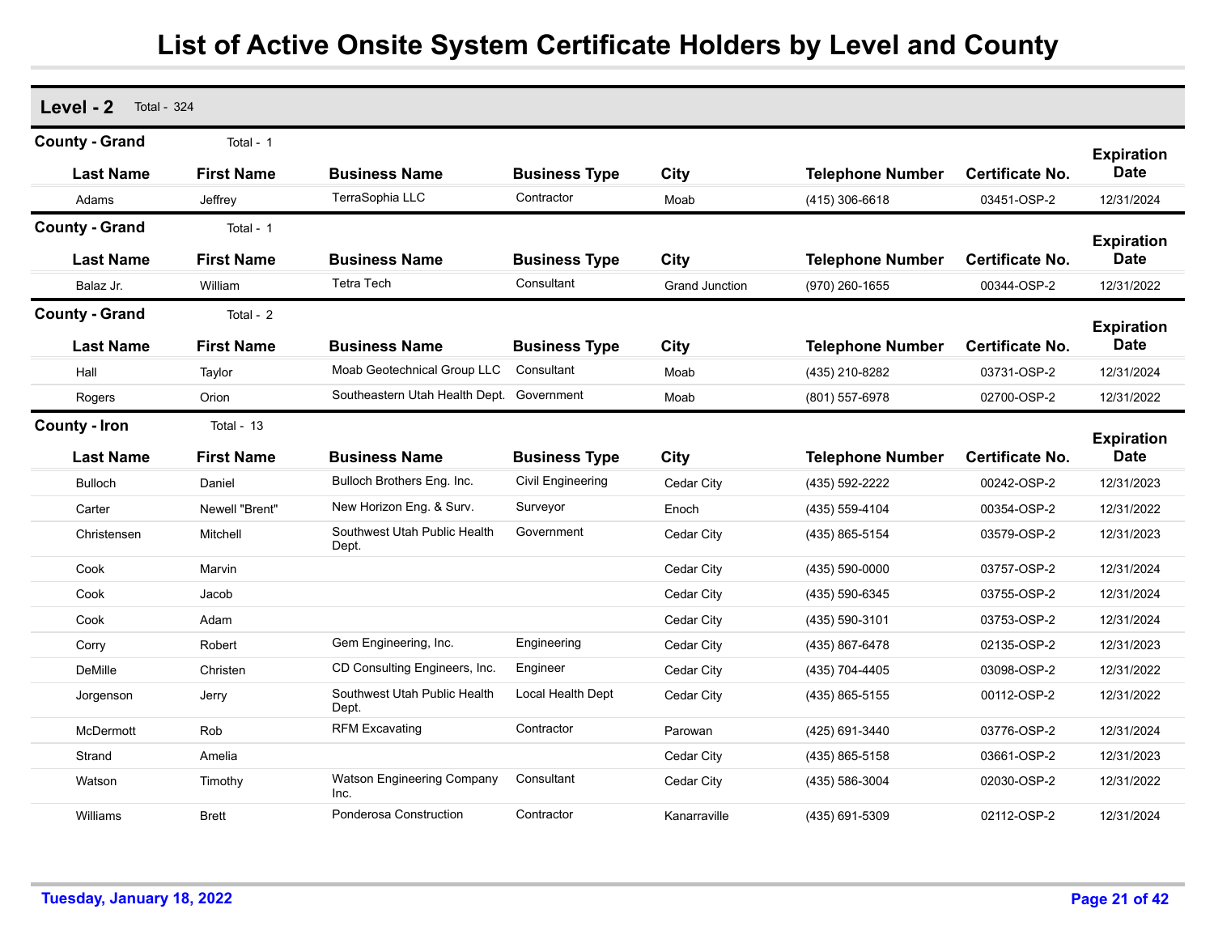# List of Active Onsite System Certificate Holders by Level and County

## Level - 2 Total - 324

### County - Grand Total - 1

| Last Name | First Name | Business Name | Business Type | City | Telephone Number | Certificate No. | Expiration Date |
|---|---|---|---|---|---|---|---|
| Adams | Jeffrey | TerraSophia LLC | Contractor | Moab | (415) 306-6618 | 03451-OSP-2 | 12/31/2024 |

### County - Grand Total - 1

| Last Name | First Name | Business Name | Business Type | City | Telephone Number | Certificate No. | Expiration Date |
|---|---|---|---|---|---|---|---|
| Balaz Jr. | William | Tetra Tech | Consultant | Grand Junction | (970) 260-1655 | 00344-OSP-2 | 12/31/2022 |

### County - Grand Total - 2

| Last Name | First Name | Business Name | Business Type | City | Telephone Number | Certificate No. | Expiration Date |
|---|---|---|---|---|---|---|---|
| Hall | Taylor | Moab Geotechnical Group LLC | Consultant | Moab | (435) 210-8282 | 03731-OSP-2 | 12/31/2024 |
| Rogers | Orion | Southeastern Utah Health Dept. | Government | Moab | (801) 557-6978 | 02700-OSP-2 | 12/31/2022 |

### County - Iron Total - 13

| Last Name | First Name | Business Name | Business Type | City | Telephone Number | Certificate No. | Expiration Date |
|---|---|---|---|---|---|---|---|
| Bulloch | Daniel | Bulloch Brothers Eng. Inc. | Civil Engineering | Cedar City | (435) 592-2222 | 00242-OSP-2 | 12/31/2023 |
| Carter | Newell "Brent" | New Horizon Eng. & Surv. | Surveyor | Enoch | (435) 559-4104 | 00354-OSP-2 | 12/31/2022 |
| Christensen | Mitchell | Southwest Utah Public Health Dept. | Government | Cedar City | (435) 865-5154 | 03579-OSP-2 | 12/31/2023 |
| Cook | Marvin | | | Cedar City | (435) 590-0000 | 03757-OSP-2 | 12/31/2024 |
| Cook | Jacob | | | Cedar City | (435) 590-6345 | 03755-OSP-2 | 12/31/2024 |
| Cook | Adam | | | Cedar City | (435) 590-3101 | 03753-OSP-2 | 12/31/2024 |
| Corry | Robert | Gem Engineering, Inc. | Engineering | Cedar City | (435) 867-6478 | 02135-OSP-2 | 12/31/2023 |
| DeMille | Christen | CD Consulting Engineers, Inc. | Engineer | Cedar City | (435) 704-4405 | 03098-OSP-2 | 12/31/2022 |
| Jorgenson | Jerry | Southwest Utah Public Health Dept. | Local Health Dept | Cedar City | (435) 865-5155 | 00112-OSP-2 | 12/31/2022 |
| McDermott | Rob | RFM Excavating | Contractor | Parowan | (425) 691-3440 | 03776-OSP-2 | 12/31/2024 |
| Strand | Amelia | | | Cedar City | (435) 865-5158 | 03661-OSP-2 | 12/31/2023 |
| Watson | Timothy | Watson Engineering Company Inc. | Consultant | Cedar City | (435) 586-3004 | 02030-OSP-2 | 12/31/2022 |
| Williams | Brett | Ponderosa Construction | Contractor | Kanarraville | (435) 691-5309 | 02112-OSP-2 | 12/31/2024 |

Tuesday, January 18, 2022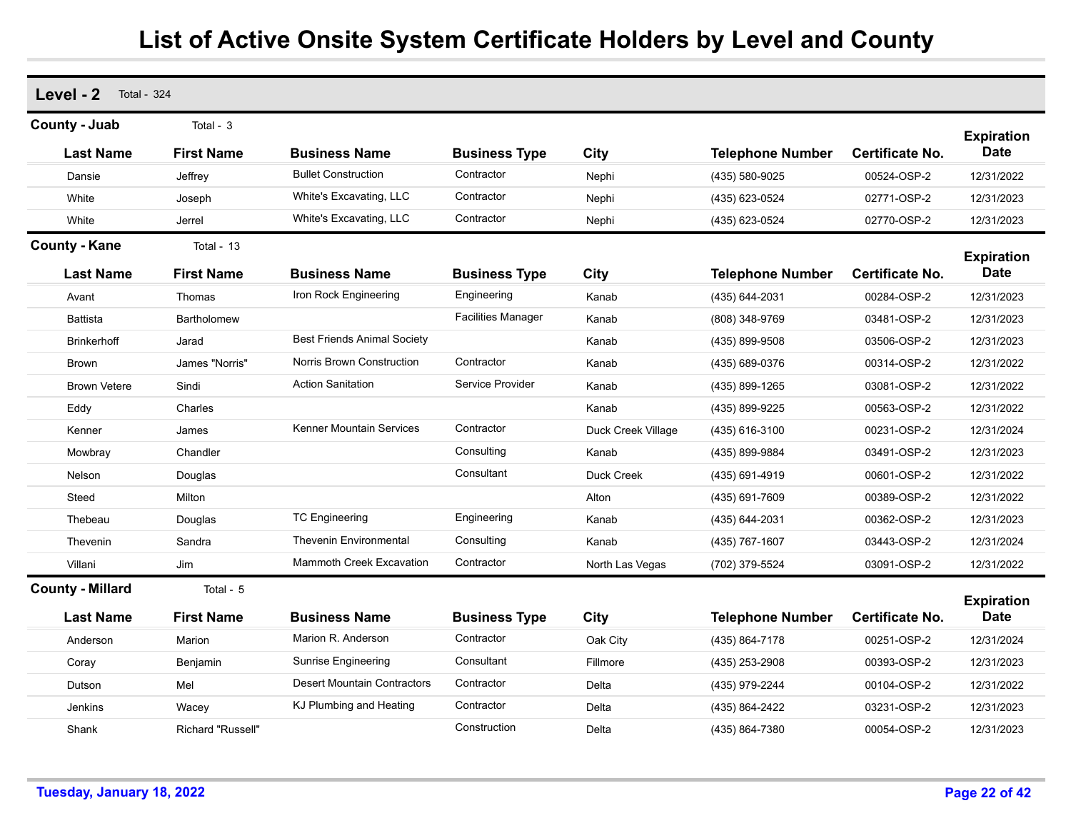# List of Active Onsite System Certificate Holders by Level and County

## Level - 2 Total - 324

### County - Juab Total - 3

| Last Name | First Name | Business Name | Business Type | City | Telephone Number | Certificate No. | Expiration Date |
|---|---|---|---|---|---|---|---|
| Dansie | Jeffrey | Bullet Construction | Contractor | Nephi | (435) 580-9025 | 00524-OSP-2 | 12/31/2022 |
| White | Joseph | White's Excavating, LLC | Contractor | Nephi | (435) 623-0524 | 02771-OSP-2 | 12/31/2023 |
| White | Jerrel | White's Excavating, LLC | Contractor | Nephi | (435) 623-0524 | 02770-OSP-2 | 12/31/2023 |

### County - Kane Total - 13

| Last Name | First Name | Business Name | Business Type | City | Telephone Number | Certificate No. | Expiration Date |
|---|---|---|---|---|---|---|---|
| Avant | Thomas | Iron Rock Engineering | Engineering | Kanab | (435) 644-2031 | 00284-OSP-2 | 12/31/2023 |
| Battista | Bartholomew | | Facilities Manager | Kanab | (808) 348-9769 | 03481-OSP-2 | 12/31/2023 |
| Brinkerhoff | Jarad | Best Friends Animal Society | | Kanab | (435) 899-9508 | 03506-OSP-2 | 12/31/2023 |
| Brown | James "Norris" | Norris Brown Construction | Contractor | Kanab | (435) 689-0376 | 00314-OSP-2 | 12/31/2022 |
| Brown Vetere | Sindi | Action Sanitation | Service Provider | Kanab | (435) 899-1265 | 03081-OSP-2 | 12/31/2022 |
| Eddy | Charles | | | Kanab | (435) 899-9225 | 00563-OSP-2 | 12/31/2022 |
| Kenner | James | Kenner Mountain Services | Contractor | Duck Creek Village | (435) 616-3100 | 00231-OSP-2 | 12/31/2024 |
| Mowbray | Chandler | | Consulting | Kanab | (435) 899-9884 | 03491-OSP-2 | 12/31/2023 |
| Nelson | Douglas | | Consultant | Duck Creek | (435) 691-4919 | 00601-OSP-2 | 12/31/2022 |
| Steed | Milton | | | Alton | (435) 691-7609 | 00389-OSP-2 | 12/31/2022 |
| Thebeau | Douglas | TC Engineering | Engineering | Kanab | (435) 644-2031 | 00362-OSP-2 | 12/31/2023 |
| Thevenin | Sandra | Thevenin Environmental | Consulting | Kanab | (435) 767-1607 | 03443-OSP-2 | 12/31/2024 |
| Villani | Jim | Mammoth Creek Excavation | Contractor | North Las Vegas | (702) 379-5524 | 03091-OSP-2 | 12/31/2022 |

### County - Millard Total - 5

| Last Name | First Name | Business Name | Business Type | City | Telephone Number | Certificate No. | Expiration Date |
|---|---|---|---|---|---|---|---|
| Anderson | Marion | Marion R. Anderson | Contractor | Oak City | (435) 864-7178 | 00251-OSP-2 | 12/31/2024 |
| Coray | Benjamin | Sunrise Engineering | Consultant | Fillmore | (435) 253-2908 | 00393-OSP-2 | 12/31/2023 |
| Dutson | Mel | Desert Mountain Contractors | Contractor | Delta | (435) 979-2244 | 00104-OSP-2 | 12/31/2022 |
| Jenkins | Wacey | KJ Plumbing and Heating | Contractor | Delta | (435) 864-2422 | 03231-OSP-2 | 12/31/2023 |
| Shank | Richard "Russell" | | Construction | Delta | (435) 864-7380 | 00054-OSP-2 | 12/31/2023 |

Tuesday, January 18, 2022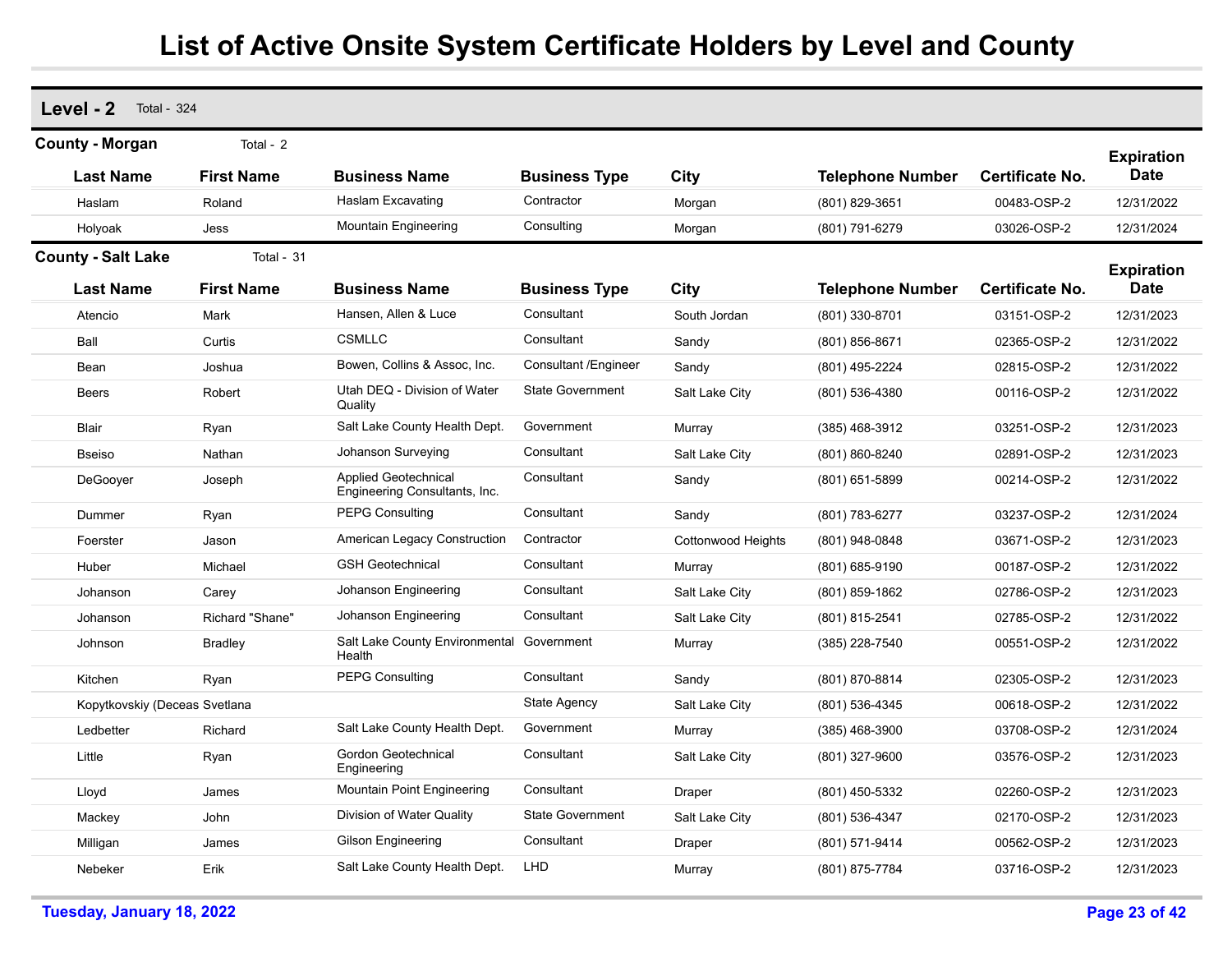# List of Active Onsite System Certificate Holders by Level and County

## Level - 2 Total - 324

### County - Morgan Total - 2

| Last Name | First Name | Business Name | Business Type | City | Telephone Number | Certificate No. | Expiration Date |
|---|---|---|---|---|---|---|---|
| Haslam | Roland | Haslam Excavating | Contractor | Morgan | (801) 829-3651 | 00483-OSP-2 | 12/31/2022 |
| Holyoak | Jess | Mountain Engineering | Consulting | Morgan | (801) 791-6279 | 03026-OSP-2 | 12/31/2024 |

### County - Salt Lake Total - 31

| Last Name | First Name | Business Name | Business Type | City | Telephone Number | Certificate No. | Expiration Date |
|---|---|---|---|---|---|---|---|
| Atencio | Mark | Hansen, Allen & Luce | Consultant | South Jordan | (801) 330-8701 | 03151-OSP-2 | 12/31/2023 |
| Ball | Curtis | CSMLLC | Consultant | Sandy | (801) 856-8671 | 02365-OSP-2 | 12/31/2022 |
| Bean | Joshua | Bowen, Collins & Assoc, Inc. | Consultant /Engineer | Sandy | (801) 495-2224 | 02815-OSP-2 | 12/31/2022 |
| Beers | Robert | Utah DEQ - Division of Water Quality | State Government | Salt Lake City | (801) 536-4380 | 00116-OSP-2 | 12/31/2022 |
| Blair | Ryan | Salt Lake County Health Dept. | Government | Murray | (385) 468-3912 | 03251-OSP-2 | 12/31/2023 |
| Bseiso | Nathan | Johanson Surveying | Consultant | Salt Lake City | (801) 860-8240 | 02891-OSP-2 | 12/31/2023 |
| DeGooyer | Joseph | Applied Geotechnical Engineering Consultants, Inc. | Consultant | Sandy | (801) 651-5899 | 00214-OSP-2 | 12/31/2022 |
| Dummer | Ryan | PEPG Consulting | Consultant | Sandy | (801) 783-6277 | 03237-OSP-2 | 12/31/2024 |
| Foerster | Jason | American Legacy Construction | Contractor | Cottonwood Heights | (801) 948-0848 | 03671-OSP-2 | 12/31/2023 |
| Huber | Michael | GSH Geotechnical | Consultant | Murray | (801) 685-9190 | 00187-OSP-2 | 12/31/2022 |
| Johanson | Carey | Johanson Engineering | Consultant | Salt Lake City | (801) 859-1862 | 02786-OSP-2 | 12/31/2023 |
| Johanson | Richard "Shane" | Johanson Engineering | Consultant | Salt Lake City | (801) 815-2541 | 02785-OSP-2 | 12/31/2022 |
| Johnson | Bradley | Salt Lake County Environmental Health | Government | Murray | (385) 228-7540 | 00551-OSP-2 | 12/31/2022 |
| Kitchen | Ryan | PEPG Consulting | Consultant | Sandy | (801) 870-8814 | 02305-OSP-2 | 12/31/2023 |
| Kopytkovskiy (Deceas | Svetlana | | State Agency | Salt Lake City | (801) 536-4345 | 00618-OSP-2 | 12/31/2022 |
| Ledbetter | Richard | Salt Lake County Health Dept. | Government | Murray | (385) 468-3900 | 03708-OSP-2 | 12/31/2024 |
| Little | Ryan | Gordon Geotechnical Engineering | Consultant | Salt Lake City | (801) 327-9600 | 03576-OSP-2 | 12/31/2023 |
| Lloyd | James | Mountain Point Engineering | Consultant | Draper | (801) 450-5332 | 02260-OSP-2 | 12/31/2023 |
| Mackey | John | Division of Water Quality | State Government | Salt Lake City | (801) 536-4347 | 02170-OSP-2 | 12/31/2023 |
| Milligan | James | Gilson Engineering | Consultant | Draper | (801) 571-9414 | 00562-OSP-2 | 12/31/2023 |
| Nebeker | Erik | Salt Lake County Health Dept. | LHD | Murray | (801) 875-7784 | 03716-OSP-2 | 12/31/2023 |

Tuesday, January 18, 2022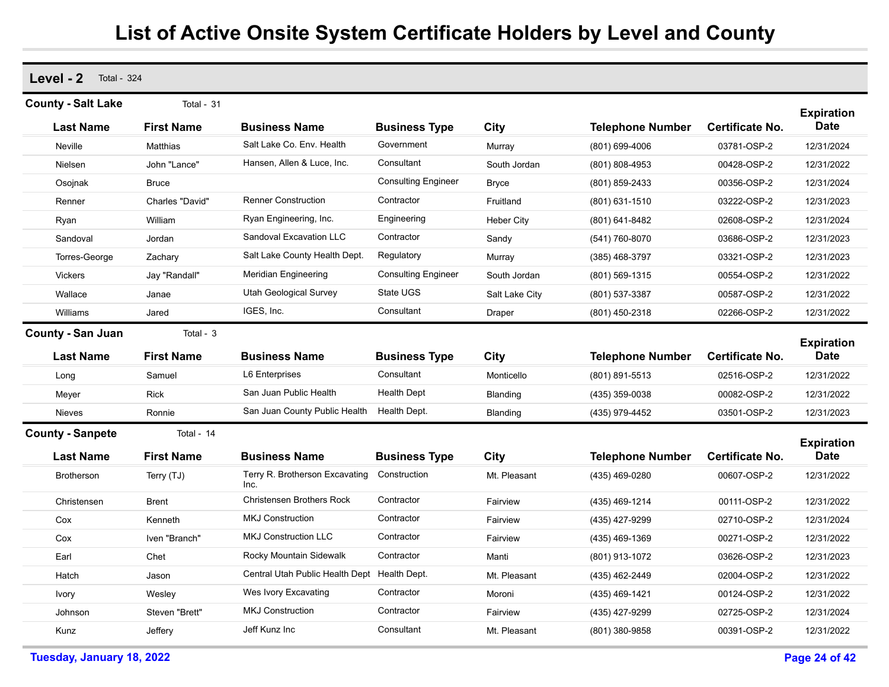# List of Active Onsite System Certificate Holders by Level and County

## Level - 2 Total - 324

### County - Salt Lake Total - 31

| Last Name | First Name | Business Name | Business Type | City | Telephone Number | Certificate No. | Expiration Date |
|---|---|---|---|---|---|---|---|
| Neville | Matthias | Salt Lake Co. Env. Health | Government | Murray | (801) 699-4006 | 03781-OSP-2 | 12/31/2024 |
| Nielsen | John "Lance" | Hansen, Allen & Luce, Inc. | Consultant | South Jordan | (801) 808-4953 | 00428-OSP-2 | 12/31/2022 |
| Osojnak | Bruce | | Consulting Engineer | Bryce | (801) 859-2433 | 00356-OSP-2 | 12/31/2024 |
| Renner | Charles "David" | Renner Construction | Contractor | Fruitland | (801) 631-1510 | 03222-OSP-2 | 12/31/2023 |
| Ryan | William | Ryan Engineering, Inc. | Engineering | Heber City | (801) 641-8482 | 02608-OSP-2 | 12/31/2024 |
| Sandoval | Jordan | Sandoval Excavation LLC | Contractor | Sandy | (541) 760-8070 | 03686-OSP-2 | 12/31/2023 |
| Torres-George | Zachary | Salt Lake County Health Dept. | Regulatory | Murray | (385) 468-3797 | 03321-OSP-2 | 12/31/2023 |
| Vickers | Jay "Randall" | Meridian Engineering | Consulting Engineer | South Jordan | (801) 569-1315 | 00554-OSP-2 | 12/31/2022 |
| Wallace | Janae | Utah Geological Survey | State UGS | Salt Lake City | (801) 537-3387 | 00587-OSP-2 | 12/31/2022 |
| Williams | Jared | IGES, Inc. | Consultant | Draper | (801) 450-2318 | 02266-OSP-2 | 12/31/2022 |

### County - San Juan Total - 3

| Last Name | First Name | Business Name | Business Type | City | Telephone Number | Certificate No. | Expiration Date |
|---|---|---|---|---|---|---|---|
| Long | Samuel | L6 Enterprises | Consultant | Monticello | (801) 891-5513 | 02516-OSP-2 | 12/31/2022 |
| Meyer | Rick | San Juan Public Health | Health Dept | Blanding | (435) 359-0038 | 00082-OSP-2 | 12/31/2022 |
| Nieves | Ronnie | San Juan County Public Health | Health Dept. | Blanding | (435) 979-4452 | 03501-OSP-2 | 12/31/2023 |

### County - Sanpete Total - 14

| Last Name | First Name | Business Name | Business Type | City | Telephone Number | Certificate No. | Expiration Date |
|---|---|---|---|---|---|---|---|
| Brotherson | Terry (TJ) | Terry R. Brotherson Excavating Inc. | Construction | Mt. Pleasant | (435) 469-0280 | 00607-OSP-2 | 12/31/2022 |
| Christensen | Brent | Christensen Brothers Rock | Contractor | Fairview | (435) 469-1214 | 00111-OSP-2 | 12/31/2022 |
| Cox | Kenneth | MKJ Construction | Contractor | Fairview | (435) 427-9299 | 02710-OSP-2 | 12/31/2024 |
| Cox | Iven "Branch" | MKJ Construction LLC | Contractor | Fairview | (435) 469-1369 | 00271-OSP-2 | 12/31/2022 |
| Earl | Chet | Rocky Mountain Sidewalk | Contractor | Manti | (801) 913-1072 | 03626-OSP-2 | 12/31/2023 |
| Hatch | Jason | Central Utah Public Health Dept | Health Dept. | Mt. Pleasant | (435) 462-2449 | 02004-OSP-2 | 12/31/2022 |
| Ivory | Wesley | Wes Ivory Excavating | Contractor | Moroni | (435) 469-1421 | 00124-OSP-2 | 12/31/2022 |
| Johnson | Steven "Brett" | MKJ Construction | Contractor | Fairview | (435) 427-9299 | 02725-OSP-2 | 12/31/2024 |
| Kunz | Jeffery | Jeff Kunz Inc | Consultant | Mt. Pleasant | (801) 380-9858 | 00391-OSP-2 | 12/31/2022 |

Tuesday, January 18, 2022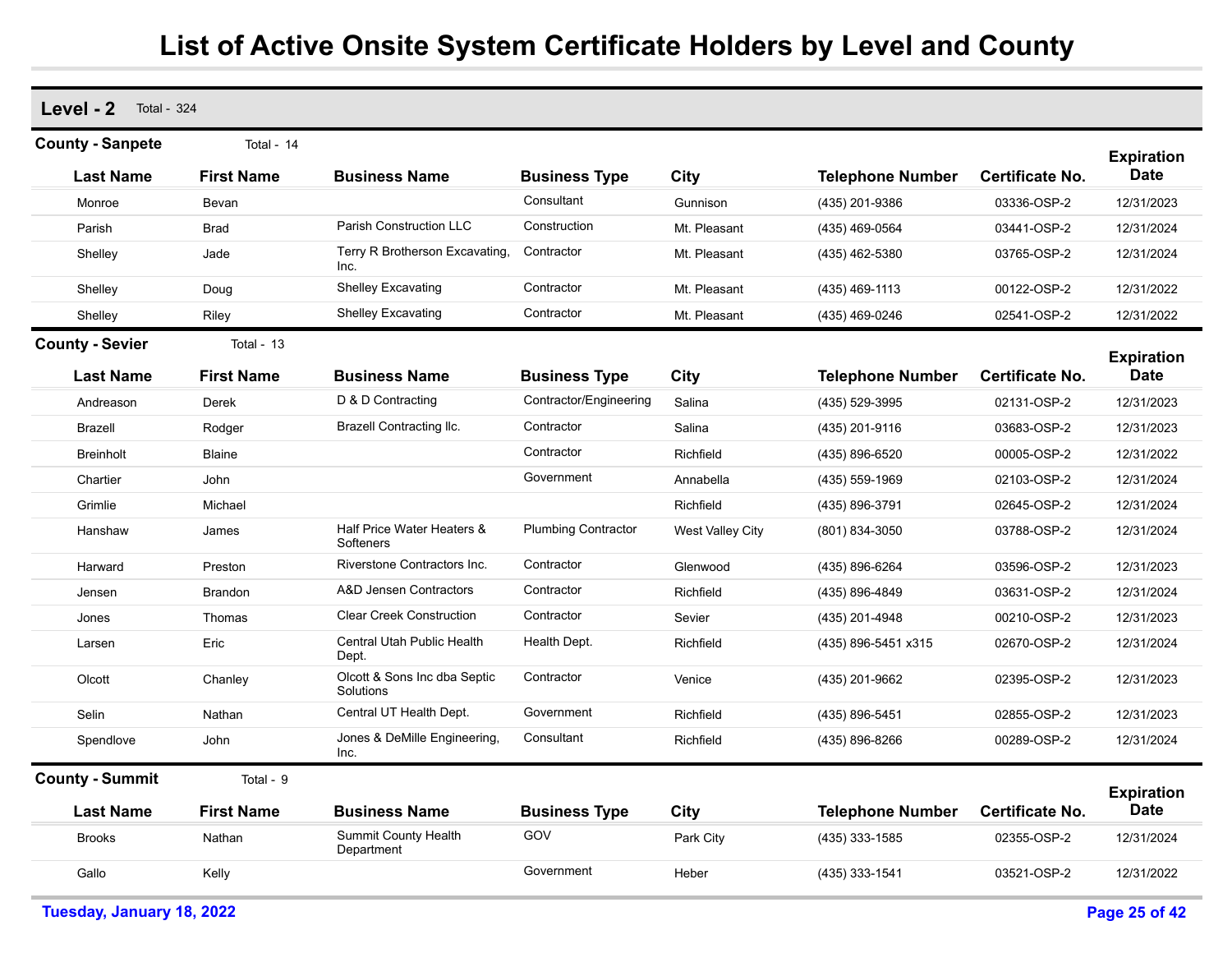# List of Active Onsite System Certificate Holders by Level and County

## Level - 2 Total - 324

### County - Sanpete Total - 14

| Last Name | First Name | Business Name | Business Type | City | Telephone Number | Certificate No. | Expiration Date |
|---|---|---|---|---|---|---|---|
| Monroe | Bevan | | Consultant | Gunnison | (435) 201-9386 | 03336-OSP-2 | 12/31/2023 |
| Parish | Brad | Parish Construction LLC | Construction | Mt. Pleasant | (435) 469-0564 | 03441-OSP-2 | 12/31/2024 |
| Shelley | Jade | Terry R Brotherson Excavating, Inc. | Contractor | Mt. Pleasant | (435) 462-5380 | 03765-OSP-2 | 12/31/2024 |
| Shelley | Doug | Shelley Excavating | Contractor | Mt. Pleasant | (435) 469-1113 | 00122-OSP-2 | 12/31/2022 |
| Shelley | Riley | Shelley Excavating | Contractor | Mt. Pleasant | (435) 469-0246 | 02541-OSP-2 | 12/31/2022 |

### County - Sevier Total - 13

| Last Name | First Name | Business Name | Business Type | City | Telephone Number | Certificate No. | Expiration Date |
|---|---|---|---|---|---|---|---|
| Andreason | Derek | D & D Contracting | Contractor/Engineering | Salina | (435) 529-3995 | 02131-OSP-2 | 12/31/2023 |
| Brazell | Rodger | Brazell Contracting llc. | Contractor | Salina | (435) 201-9116 | 03683-OSP-2 | 12/31/2023 |
| Breinholt | Blaine | | Contractor | Richfield | (435) 896-6520 | 00005-OSP-2 | 12/31/2022 |
| Chartier | John | | Government | Annabella | (435) 559-1969 | 02103-OSP-2 | 12/31/2024 |
| Grimlie | Michael | | | Richfield | (435) 896-3791 | 02645-OSP-2 | 12/31/2024 |
| Hanshaw | James | Half Price Water Heaters & Softeners | Plumbing Contractor | West Valley City | (801) 834-3050 | 03788-OSP-2 | 12/31/2024 |
| Harward | Preston | Riverstone Contractors Inc. | Contractor | Glenwood | (435) 896-6264 | 03596-OSP-2 | 12/31/2023 |
| Jensen | Brandon | A&D Jensen Contractors | Contractor | Richfield | (435) 896-4849 | 03631-OSP-2 | 12/31/2024 |
| Jones | Thomas | Clear Creek Construction | Contractor | Sevier | (435) 201-4948 | 00210-OSP-2 | 12/31/2023 |
| Larsen | Eric | Central Utah Public Health Dept. | Health Dept. | Richfield | (435) 896-5451 x315 | 02670-OSP-2 | 12/31/2024 |
| Olcott | Chanley | Olcott & Sons Inc dba Septic Solutions | Contractor | Venice | (435) 201-9662 | 02395-OSP-2 | 12/31/2023 |
| Selin | Nathan | Central UT Health Dept. | Government | Richfield | (435) 896-5451 | 02855-OSP-2 | 12/31/2023 |
| Spendlove | John | Jones & DeMille Engineering, Inc. | Consultant | Richfield | (435) 896-8266 | 00289-OSP-2 | 12/31/2024 |

### County - Summit Total - 9

| Last Name | First Name | Business Name | Business Type | City | Telephone Number | Certificate No. | Expiration Date |
|---|---|---|---|---|---|---|---|
| Brooks | Nathan | Summit County Health Department | GOV | Park City | (435) 333-1585 | 02355-OSP-2 | 12/31/2024 |
| Gallo | Kelly | | Government | Heber | (435) 333-1541 | 03521-OSP-2 | 12/31/2022 |

Tuesday, January 18, 2022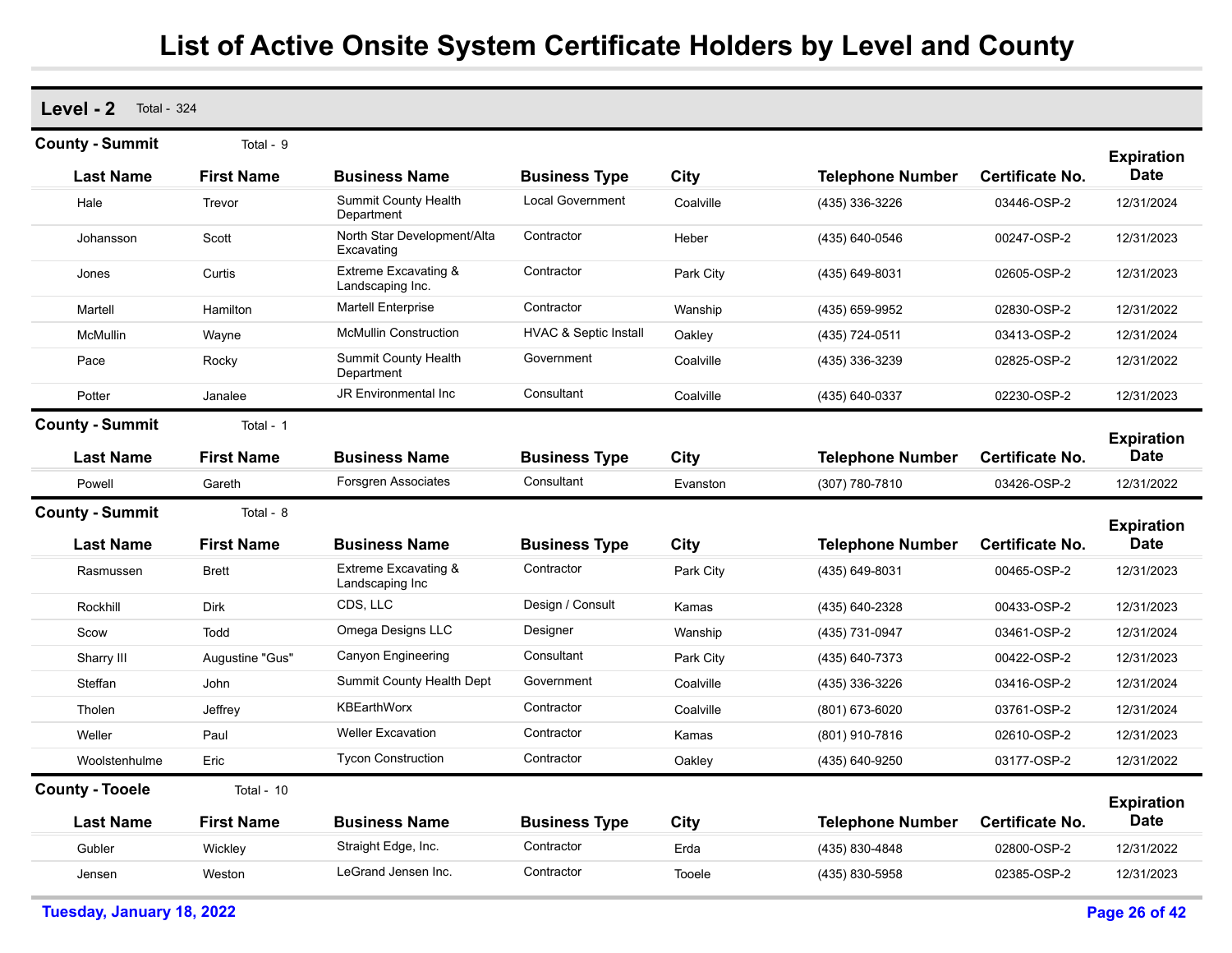# List of Active Onsite System Certificate Holders by Level and County

## Level - 2 Total - 324

### County - Summit Total - 9

| Last Name | First Name | Business Name | Business Type | City | Telephone Number | Certificate No. | Expiration Date |
|---|---|---|---|---|---|---|---|
| Hale | Trevor | Summit County Health Department | Local Government | Coalville | (435) 336-3226 | 03446-OSP-2 | 12/31/2024 |
| Johansson | Scott | North Star Development/Alta Excavating | Contractor | Heber | (435) 640-0546 | 00247-OSP-2 | 12/31/2023 |
| Jones | Curtis | Extreme Excavating & Landscaping Inc. | Contractor | Park City | (435) 649-8031 | 02605-OSP-2 | 12/31/2023 |
| Martell | Hamilton | Martell Enterprise | Contractor | Wanship | (435) 659-9952 | 02830-OSP-2 | 12/31/2022 |
| McMullin | Wayne | McMullin Construction | HVAC & Septic Install | Oakley | (435) 724-0511 | 03413-OSP-2 | 12/31/2024 |
| Pace | Rocky | Summit County Health Department | Government | Coalville | (435) 336-3239 | 02825-OSP-2 | 12/31/2022 |
| Potter | Janalee | JR Environmental Inc | Consultant | Coalville | (435) 640-0337 | 02230-OSP-2 | 12/31/2023 |

### County - Summit Total - 1

| Last Name | First Name | Business Name | Business Type | City | Telephone Number | Certificate No. | Expiration Date |
|---|---|---|---|---|---|---|---|
| Powell | Gareth | Forsgren Associates | Consultant | Evanston | (307) 780-7810 | 03426-OSP-2 | 12/31/2022 |

### County - Summit Total - 8

| Last Name | First Name | Business Name | Business Type | City | Telephone Number | Certificate No. | Expiration Date |
|---|---|---|---|---|---|---|---|
| Rasmussen | Brett | Extreme Excavating & Landscaping Inc | Contractor | Park City | (435) 649-8031 | 00465-OSP-2 | 12/31/2023 |
| Rockhill | Dirk | CDS, LLC | Design / Consult | Kamas | (435) 640-2328 | 00433-OSP-2 | 12/31/2023 |
| Scow | Todd | Omega Designs LLC | Designer | Wanship | (435) 731-0947 | 03461-OSP-2 | 12/31/2024 |
| Sharry III | Augustine "Gus" | Canyon Engineering | Consultant | Park City | (435) 640-7373 | 00422-OSP-2 | 12/31/2023 |
| Steffan | John | Summit County Health Dept | Government | Coalville | (435) 336-3226 | 03416-OSP-2 | 12/31/2024 |
| Tholen | Jeffrey | KBEarthWorx | Contractor | Coalville | (801) 673-6020 | 03761-OSP-2 | 12/31/2024 |
| Weller | Paul | Weller Excavation | Contractor | Kamas | (801) 910-7816 | 02610-OSP-2 | 12/31/2023 |
| Woolstenhulme | Eric | Tycon Construction | Contractor | Oakley | (435) 640-9250 | 03177-OSP-2 | 12/31/2022 |

### County - Tooele Total - 10

| Last Name | First Name | Business Name | Business Type | City | Telephone Number | Certificate No. | Expiration Date |
|---|---|---|---|---|---|---|---|
| Gubler | Wickley | Straight Edge, Inc. | Contractor | Erda | (435) 830-4848 | 02800-OSP-2 | 12/31/2022 |
| Jensen | Weston | LeGrand Jensen Inc. | Contractor | Tooele | (435) 830-5958 | 02385-OSP-2 | 12/31/2023 |

Tuesday, January 18, 2022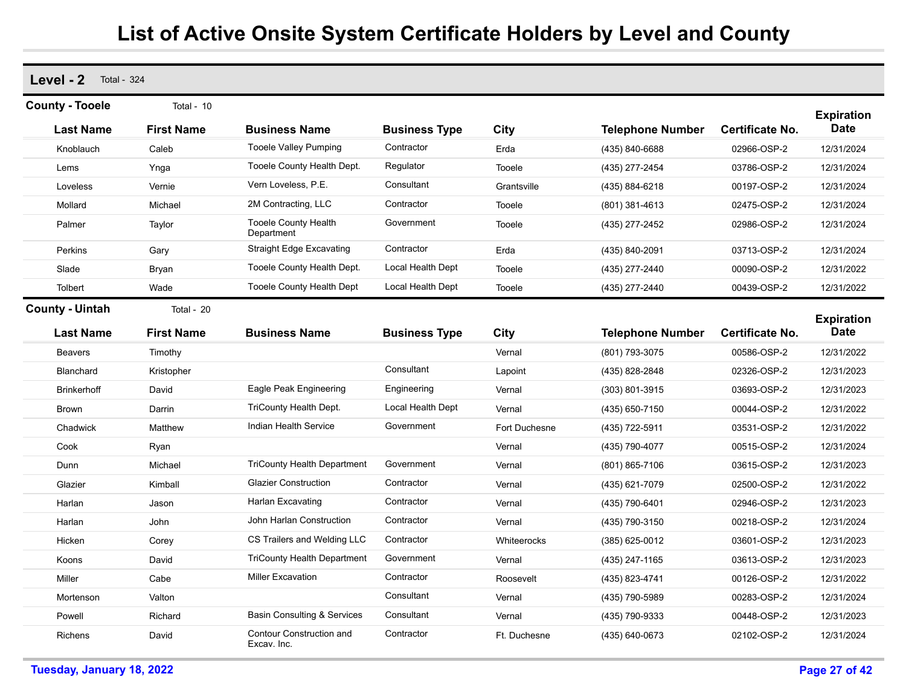# List of Active Onsite System Certificate Holders by Level and County

## Level - 2 Total - 324

### County - Tooele Total - 10

| Last Name | First Name | Business Name | Business Type | City | Telephone Number | Certificate No. | Expiration Date |
|---|---|---|---|---|---|---|---|
| Knoblauch | Caleb | Tooele Valley Pumping | Contractor | Erda | (435) 840-6688 | 02966-OSP-2 | 12/31/2024 |
| Lems | Ynga | Tooele County Health Dept. | Regulator | Tooele | (435) 277-2454 | 03786-OSP-2 | 12/31/2024 |
| Loveless | Vernie | Vern Loveless, P.E. | Consultant | Grantsville | (435) 884-6218 | 00197-OSP-2 | 12/31/2024 |
| Mollard | Michael | 2M Contracting, LLC | Contractor | Tooele | (801) 381-4613 | 02475-OSP-2 | 12/31/2024 |
| Palmer | Taylor | Tooele County Health Department | Government | Tooele | (435) 277-2452 | 02986-OSP-2 | 12/31/2024 |
| Perkins | Gary | Straight Edge Excavating | Contractor | Erda | (435) 840-2091 | 03713-OSP-2 | 12/31/2024 |
| Slade | Bryan | Tooele County Health Dept. | Local Health Dept | Tooele | (435) 277-2440 | 00090-OSP-2 | 12/31/2022 |
| Tolbert | Wade | Tooele County Health Dept | Local Health Dept | Tooele | (435) 277-2440 | 00439-OSP-2 | 12/31/2022 |

### County - Uintah Total - 20

| Last Name | First Name | Business Name | Business Type | City | Telephone Number | Certificate No. | Expiration Date |
|---|---|---|---|---|---|---|---|
| Beavers | Timothy | | | Vernal | (801) 793-3075 | 00586-OSP-2 | 12/31/2022 |
| Blanchard | Kristopher | | Consultant | Lapoint | (435) 828-2848 | 02326-OSP-2 | 12/31/2023 |
| Brinkerhoff | David | Eagle Peak Engineering | Engineering | Vernal | (303) 801-3915 | 03693-OSP-2 | 12/31/2023 |
| Brown | Darrin | TriCounty Health Dept. | Local Health Dept | Vernal | (435) 650-7150 | 00044-OSP-2 | 12/31/2022 |
| Chadwick | Matthew | Indian Health Service | Government | Fort Duchesne | (435) 722-5911 | 03531-OSP-2 | 12/31/2022 |
| Cook | Ryan | | | Vernal | (435) 790-4077 | 00515-OSP-2 | 12/31/2024 |
| Dunn | Michael | TriCounty Health Department | Government | Vernal | (801) 865-7106 | 03615-OSP-2 | 12/31/2023 |
| Glazier | Kimball | Glazier Construction | Contractor | Vernal | (435) 621-7079 | 02500-OSP-2 | 12/31/2022 |
| Harlan | Jason | Harlan Excavating | Contractor | Vernal | (435) 790-6401 | 02946-OSP-2 | 12/31/2023 |
| Harlan | John | John Harlan Construction | Contractor | Vernal | (435) 790-3150 | 00218-OSP-2 | 12/31/2024 |
| Hicken | Corey | CS Trailers and Welding LLC | Contractor | Whiterocks | (385) 625-0012 | 03601-OSP-2 | 12/31/2023 |
| Koons | David | TriCounty Health Department | Government | Vernal | (435) 247-1165 | 03613-OSP-2 | 12/31/2023 |
| Miller | Cabe | Miller Excavation | Contractor | Roosevelt | (435) 823-4741 | 00126-OSP-2 | 12/31/2022 |
| Mortenson | Valton | | Consultant | Vernal | (435) 790-5989 | 00283-OSP-2 | 12/31/2024 |
| Powell | Richard | Basin Consulting & Services | Consultant | Vernal | (435) 790-9333 | 00448-OSP-2 | 12/31/2023 |
| Richens | David | Contour Construction and Excav. Inc. | Contractor | Ft. Duchesne | (435) 640-0673 | 02102-OSP-2 | 12/31/2024 |

Tuesday, January 18, 2022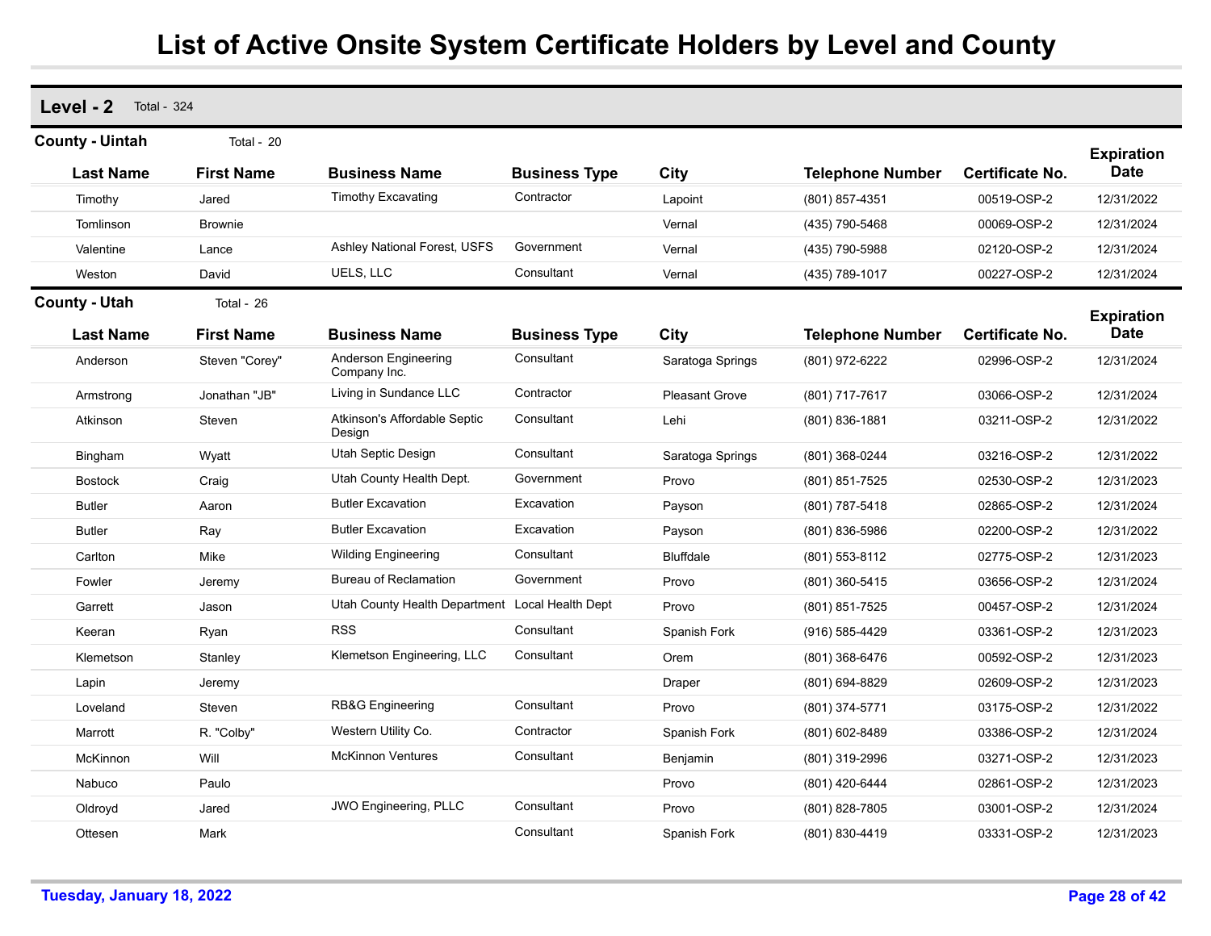# List of Active Onsite System Certificate Holders by Level and County

## Level - 2 Total - 324

### County - Uintah Total - 20

| Last Name | First Name | Business Name | Business Type | City | Telephone Number | Certificate No. | Expiration Date |
|---|---|---|---|---|---|---|---|
| Timothy | Jared | Timothy Excavating | Contractor | Lapoint | (801) 857-4351 | 00519-OSP-2 | 12/31/2022 |
| Tomlinson | Brownie | | | Vernal | (435) 790-5468 | 00069-OSP-2 | 12/31/2024 |
| Valentine | Lance | Ashley National Forest, USFS | Government | Vernal | (435) 790-5988 | 02120-OSP-2 | 12/31/2024 |
| Weston | David | UELS, LLC | Consultant | Vernal | (435) 789-1017 | 00227-OSP-2 | 12/31/2024 |

### County - Utah Total - 26

| Last Name | First Name | Business Name | Business Type | City | Telephone Number | Certificate No. | Expiration Date |
|---|---|---|---|---|---|---|---|
| Anderson | Steven "Corey" | Anderson Engineering Company Inc. | Consultant | Saratoga Springs | (801) 972-6222 | 02996-OSP-2 | 12/31/2024 |
| Armstrong | Jonathan "JB" | Living in Sundance LLC | Contractor | Pleasant Grove | (801) 717-7617 | 03066-OSP-2 | 12/31/2024 |
| Atkinson | Steven | Atkinson's Affordable Septic Design | Consultant | Lehi | (801) 836-1881 | 03211-OSP-2 | 12/31/2022 |
| Bingham | Wyatt | Utah Septic Design | Consultant | Saratoga Springs | (801) 368-0244 | 03216-OSP-2 | 12/31/2022 |
| Bostock | Craig | Utah County Health Dept. | Government | Provo | (801) 851-7525 | 02530-OSP-2 | 12/31/2023 |
| Butler | Aaron | Butler Excavation | Excavation | Payson | (801) 787-5418 | 02865-OSP-2 | 12/31/2024 |
| Butler | Ray | Butler Excavation | Excavation | Payson | (801) 836-5986 | 02200-OSP-2 | 12/31/2022 |
| Carlton | Mike | Wilding Engineering | Consultant | Bluffdale | (801) 553-8112 | 02775-OSP-2 | 12/31/2023 |
| Fowler | Jeremy | Bureau of Reclamation | Government | Provo | (801) 360-5415 | 03656-OSP-2 | 12/31/2024 |
| Garrett | Jason | Utah County Health Department | Local Health Dept | Provo | (801) 851-7525 | 00457-OSP-2 | 12/31/2024 |
| Keeran | Ryan | RSS | Consultant | Spanish Fork | (916) 585-4429 | 03361-OSP-2 | 12/31/2023 |
| Klemetson | Stanley | Klemetson Engineering, LLC | Consultant | Orem | (801) 368-6476 | 00592-OSP-2 | 12/31/2023 |
| Lapin | Jeremy | | | Draper | (801) 694-8829 | 02609-OSP-2 | 12/31/2023 |
| Loveland | Steven | RB&G Engineering | Consultant | Provo | (801) 374-5771 | 03175-OSP-2 | 12/31/2022 |
| Marrott | R. "Colby" | Western Utility Co. | Contractor | Spanish Fork | (801) 602-8489 | 03386-OSP-2 | 12/31/2024 |
| McKinnon | Will | McKinnon Ventures | Consultant | Benjamin | (801) 319-2996 | 03271-OSP-2 | 12/31/2023 |
| Nabuco | Paulo | | | Provo | (801) 420-6444 | 02861-OSP-2 | 12/31/2023 |
| Oldroyd | Jared | JWO Engineering, PLLC | Consultant | Provo | (801) 828-7805 | 03001-OSP-2 | 12/31/2024 |
| Ottesen | Mark | | Consultant | Spanish Fork | (801) 830-4419 | 03331-OSP-2 | 12/31/2023 |

Tuesday, January 18, 2022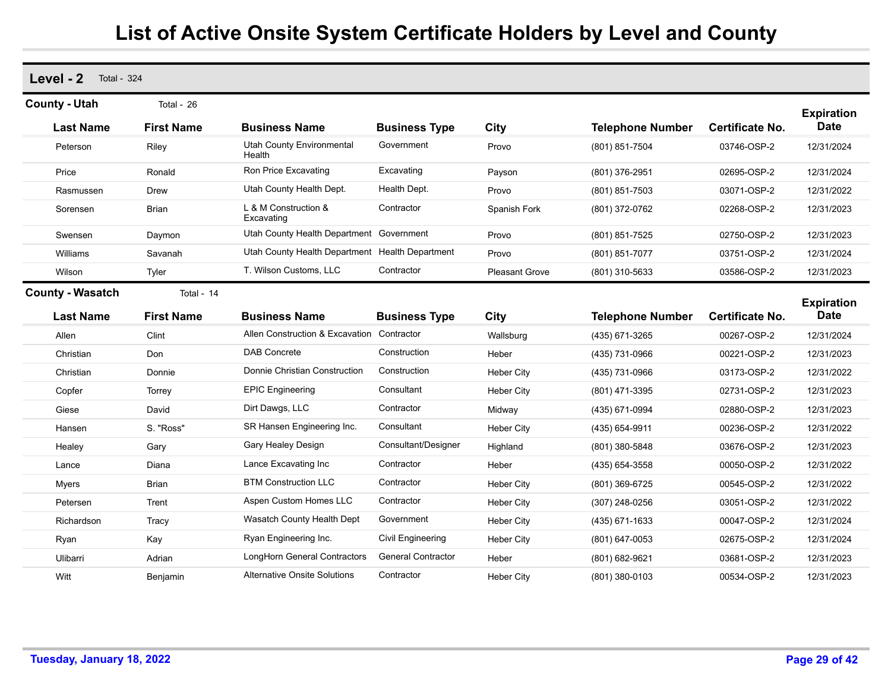# List of Active Onsite System Certificate Holders by Level and County

## Level - 2 Total - 324

### County - Utah Total - 26

| Last Name | First Name | Business Name | Business Type | City | Telephone Number | Certificate No. | Expiration Date |
|---|---|---|---|---|---|---|---|
| Peterson | Riley | Utah County Environmental Health | Government | Provo | (801) 851-7504 | 03746-OSP-2 | 12/31/2024 |
| Price | Ronald | Ron Price Excavating | Excavating | Payson | (801) 376-2951 | 02695-OSP-2 | 12/31/2024 |
| Rasmussen | Drew | Utah County Health Dept. | Health Dept. | Provo | (801) 851-7503 | 03071-OSP-2 | 12/31/2022 |
| Sorensen | Brian | L & M Construction & Excavating | Contractor | Spanish Fork | (801) 372-0762 | 02268-OSP-2 | 12/31/2023 |
| Swensen | Daymon | Utah County Health Department | Government | Provo | (801) 851-7525 | 02750-OSP-2 | 12/31/2023 |
| Williams | Savanah | Utah County Health Department | Health Department | Provo | (801) 851-7077 | 03751-OSP-2 | 12/31/2024 |
| Wilson | Tyler | T. Wilson Customs, LLC | Contractor | Pleasant Grove | (801) 310-5633 | 03586-OSP-2 | 12/31/2023 |

### County - Wasatch Total - 14

| Last Name | First Name | Business Name | Business Type | City | Telephone Number | Certificate No. | Expiration Date |
|---|---|---|---|---|---|---|---|
| Allen | Clint | Allen Construction & Excavation | Contractor | Wallsburg | (435) 671-3265 | 00267-OSP-2 | 12/31/2024 |
| Christian | Don | DAB Concrete | Construction | Heber | (435) 731-0966 | 00221-OSP-2 | 12/31/2023 |
| Christian | Donnie | Donnie Christian Construction | Construction | Heber City | (435) 731-0966 | 03173-OSP-2 | 12/31/2022 |
| Copfer | Torrey | EPIC Engineering | Consultant | Heber City | (801) 471-3395 | 02731-OSP-2 | 12/31/2023 |
| Giese | David | Dirt Dawgs, LLC | Contractor | Midway | (435) 671-0994 | 02880-OSP-2 | 12/31/2023 |
| Hansen | S. "Ross" | SR Hansen Engineering Inc. | Consultant | Heber City | (435) 654-9911 | 00236-OSP-2 | 12/31/2022 |
| Healey | Gary | Gary Healey Design | Consultant/Designer | Highland | (801) 380-5848 | 03676-OSP-2 | 12/31/2023 |
| Lance | Diana | Lance Excavating Inc | Contractor | Heber | (435) 654-3558 | 00050-OSP-2 | 12/31/2022 |
| Myers | Brian | BTM Construction LLC | Contractor | Heber City | (801) 369-6725 | 00545-OSP-2 | 12/31/2022 |
| Petersen | Trent | Aspen Custom Homes LLC | Contractor | Heber City | (307) 248-0256 | 03051-OSP-2 | 12/31/2022 |
| Richardson | Tracy | Wasatch County Health Dept | Government | Heber City | (435) 671-1633 | 00047-OSP-2 | 12/31/2024 |
| Ryan | Kay | Ryan Engineering Inc. | Civil Engineering | Heber City | (801) 647-0053 | 02675-OSP-2 | 12/31/2024 |
| Ulibarri | Adrian | LongHorn General Contractors | General Contractor | Heber | (801) 682-9621 | 03681-OSP-2 | 12/31/2023 |
| Witt | Benjamin | Alternative Onsite Solutions | Contractor | Heber City | (801) 380-0103 | 00534-OSP-2 | 12/31/2023 |

Tuesday, January 18, 2022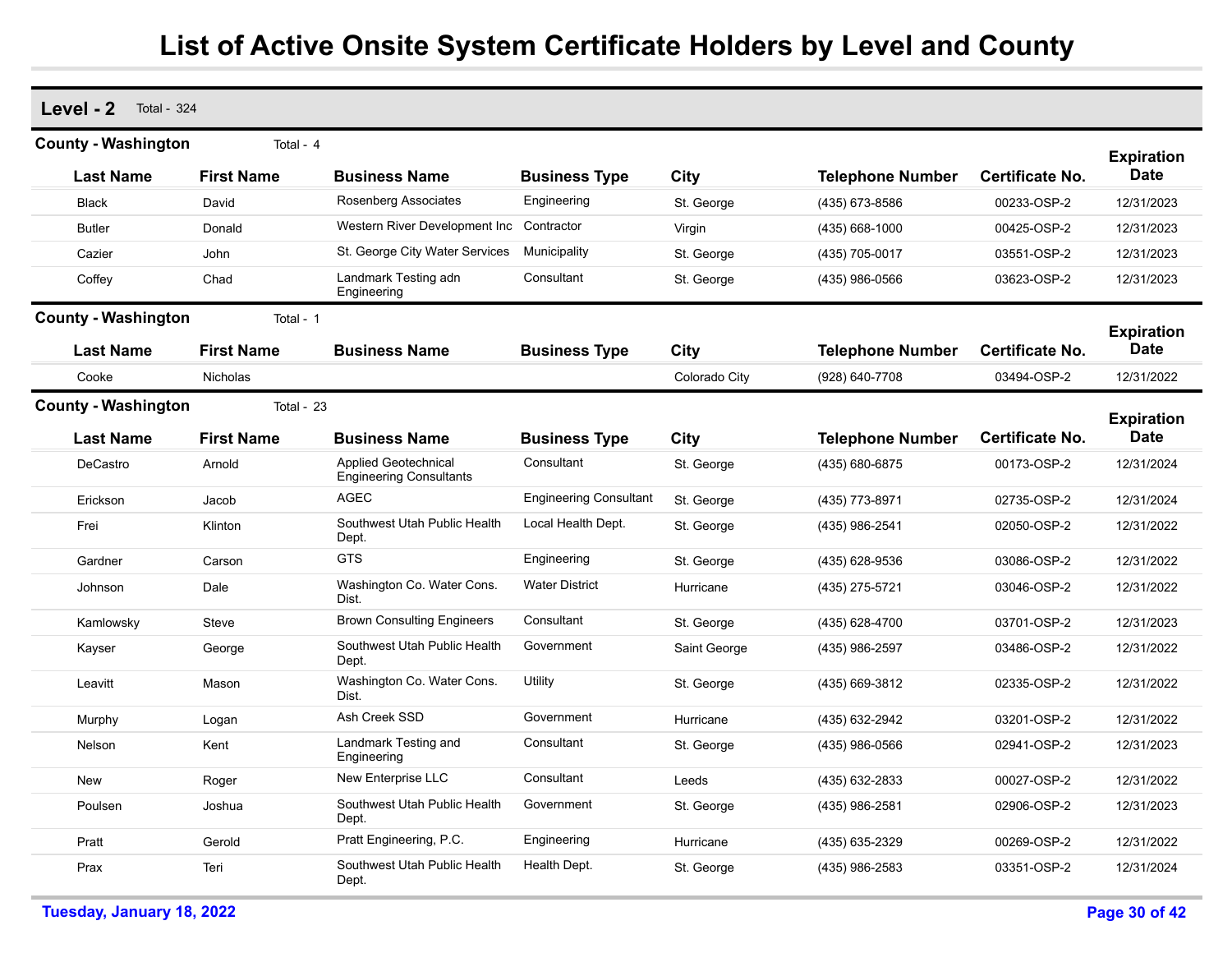# List of Active Onsite System Certificate Holders by Level and County

## Level - 2 Total - 324

### County - Washington Total - 4

| Last Name | First Name | Business Name | Business Type | City | Telephone Number | Certificate No. | Expiration Date |
|---|---|---|---|---|---|---|---|
| Black | David | Rosenberg Associates | Engineering | St. George | (435) 673-8586 | 00233-OSP-2 | 12/31/2023 |
| Butler | Donald | Western River Development Inc | Contractor | Virgin | (435) 668-1000 | 00425-OSP-2 | 12/31/2023 |
| Cazier | John | St. George City Water Services | Municipality | St. George | (435) 705-0017 | 03551-OSP-2 | 12/31/2023 |
| Coffey | Chad | Landmark Testing adn Engineering | Consultant | St. George | (435) 986-0566 | 03623-OSP-2 | 12/31/2023 |

### County - Washington Total - 1

| Last Name | First Name | Business Name | Business Type | City | Telephone Number | Certificate No. | Expiration Date |
|---|---|---|---|---|---|---|---|
| Cooke | Nicholas | | | Colorado City | (928) 640-7708 | 03494-OSP-2 | 12/31/2022 |

### County - Washington Total - 23

| Last Name | First Name | Business Name | Business Type | City | Telephone Number | Certificate No. | Expiration Date |
|---|---|---|---|---|---|---|---|
| DeCastro | Arnold | Applied Geotechnical Engineering Consultants | Consultant | St. George | (435) 680-6875 | 00173-OSP-2 | 12/31/2024 |
| Erickson | Jacob | AGEC | Engineering Consultant | St. George | (435) 773-8971 | 02735-OSP-2 | 12/31/2024 |
| Frei | Klinton | Southwest Utah Public Health Dept. | Local Health Dept. | St. George | (435) 986-2541 | 02050-OSP-2 | 12/31/2022 |
| Gardner | Carson | GTS | Engineering | St. George | (435) 628-9536 | 03086-OSP-2 | 12/31/2022 |
| Johnson | Dale | Washington Co. Water Cons. Dist. | Water District | Hurricane | (435) 275-5721 | 03046-OSP-2 | 12/31/2022 |
| Kamlowsky | Steve | Brown Consulting Engineers | Consultant | St. George | (435) 628-4700 | 03701-OSP-2 | 12/31/2023 |
| Kayser | George | Southwest Utah Public Health Dept. | Government | Saint George | (435) 986-2597 | 03486-OSP-2 | 12/31/2022 |
| Leavitt | Mason | Washington Co. Water Cons. Dist. | Utility | St. George | (435) 669-3812 | 02335-OSP-2 | 12/31/2022 |
| Murphy | Logan | Ash Creek SSD | Government | Hurricane | (435) 632-2942 | 03201-OSP-2 | 12/31/2022 |
| Nelson | Kent | Landmark Testing and Engineering | Consultant | St. George | (435) 986-0566 | 02941-OSP-2 | 12/31/2023 |
| New | Roger | New Enterprise LLC | Consultant | Leeds | (435) 632-2833 | 00027-OSP-2 | 12/31/2022 |
| Poulsen | Joshua | Southwest Utah Public Health Dept. | Government | St. George | (435) 986-2581 | 02906-OSP-2 | 12/31/2023 |
| Pratt | Gerold | Pratt Engineering, P.C. | Engineering | Hurricane | (435) 635-2329 | 00269-OSP-2 | 12/31/2022 |
| Prax | Teri | Southwest Utah Public Health Dept. | Health Dept. | St. George | (435) 986-2583 | 03351-OSP-2 | 12/31/2024 |

Tuesday, January 18, 2022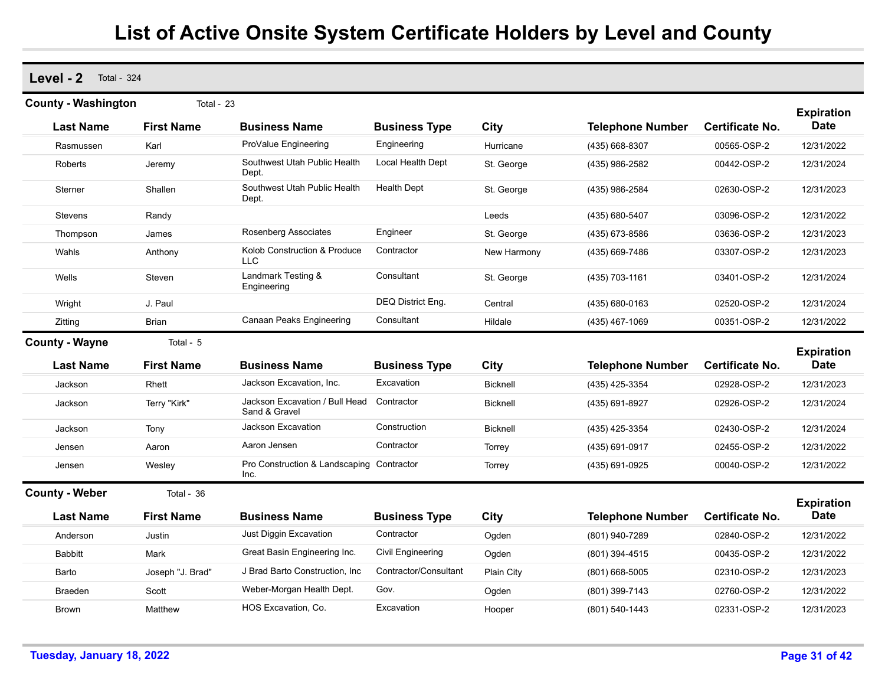# List of Active Onsite System Certificate Holders by Level and County

## Level - 2 Total - 324

### County - Washington Total - 23

| Last Name | First Name | Business Name | Business Type | City | Telephone Number | Certificate No. | Expiration Date |
|---|---|---|---|---|---|---|---|
| Rasmussen | Karl | ProValue Engineering | Engineering | Hurricane | (435) 668-8307 | 00565-OSP-2 | 12/31/2022 |
| Roberts | Jeremy | Southwest Utah Public Health Dept. | Local Health Dept | St. George | (435) 986-2582 | 00442-OSP-2 | 12/31/2024 |
| Sterner | Shallen | Southwest Utah Public Health Dept. | Health Dept | St. George | (435) 986-2584 | 02630-OSP-2 | 12/31/2023 |
| Stevens | Randy | | | Leeds | (435) 680-5407 | 03096-OSP-2 | 12/31/2022 |
| Thompson | James | Rosenberg Associates | Engineer | St. George | (435) 673-8586 | 03636-OSP-2 | 12/31/2023 |
| Wahls | Anthony | Kolob Construction & Produce LLC | Contractor | New Harmony | (435) 669-7486 | 03307-OSP-2 | 12/31/2023 |
| Wells | Steven | Landmark Testing & Engineering | Consultant | St. George | (435) 703-1161 | 03401-OSP-2 | 12/31/2024 |
| Wright | J. Paul | | DEQ District Eng. | Central | (435) 680-0163 | 02520-OSP-2 | 12/31/2024 |
| Zitting | Brian | Canaan Peaks Engineering | Consultant | Hildale | (435) 467-1069 | 00351-OSP-2 | 12/31/2022 |

### County - Wayne Total - 5

| Last Name | First Name | Business Name | Business Type | City | Telephone Number | Certificate No. | Expiration Date |
|---|---|---|---|---|---|---|---|
| Jackson | Rhett | Jackson Excavation, Inc. | Excavation | Bicknell | (435) 425-3354 | 02928-OSP-2 | 12/31/2023 |
| Jackson | Terry "Kirk" | Jackson Excavation / Bull Head Sand & Gravel | Contractor | Bicknell | (435) 691-8927 | 02926-OSP-2 | 12/31/2024 |
| Jackson | Tony | Jackson Excavation | Construction | Bicknell | (435) 425-3354 | 02430-OSP-2 | 12/31/2024 |
| Jensen | Aaron | Aaron Jensen | Contractor | Torrey | (435) 691-0917 | 02455-OSP-2 | 12/31/2022 |
| Jensen | Wesley | Pro Construction & Landscaping Inc. | Contractor | Torrey | (435) 691-0925 | 00040-OSP-2 | 12/31/2022 |

### County - Weber Total - 36

| Last Name | First Name | Business Name | Business Type | City | Telephone Number | Certificate No. | Expiration Date |
|---|---|---|---|---|---|---|---|
| Anderson | Justin | Just Diggin Excavation | Contractor | Ogden | (801) 940-7289 | 02840-OSP-2 | 12/31/2022 |
| Babbitt | Mark | Great Basin Engineering Inc. | Civil Engineering | Ogden | (801) 394-4515 | 00435-OSP-2 | 12/31/2022 |
| Barto | Joseph "J. Brad" | J Brad Barto Construction, Inc | Contractor/Consultant | Plain City | (801) 668-5005 | 02310-OSP-2 | 12/31/2023 |
| Braeden | Scott | Weber-Morgan Health Dept. | Gov. | Ogden | (801) 399-7143 | 02760-OSP-2 | 12/31/2022 |
| Brown | Matthew | HOS Excavation, Co. | Excavation | Hooper | (801) 540-1443 | 02331-OSP-2 | 12/31/2023 |

Tuesday, January 18, 2022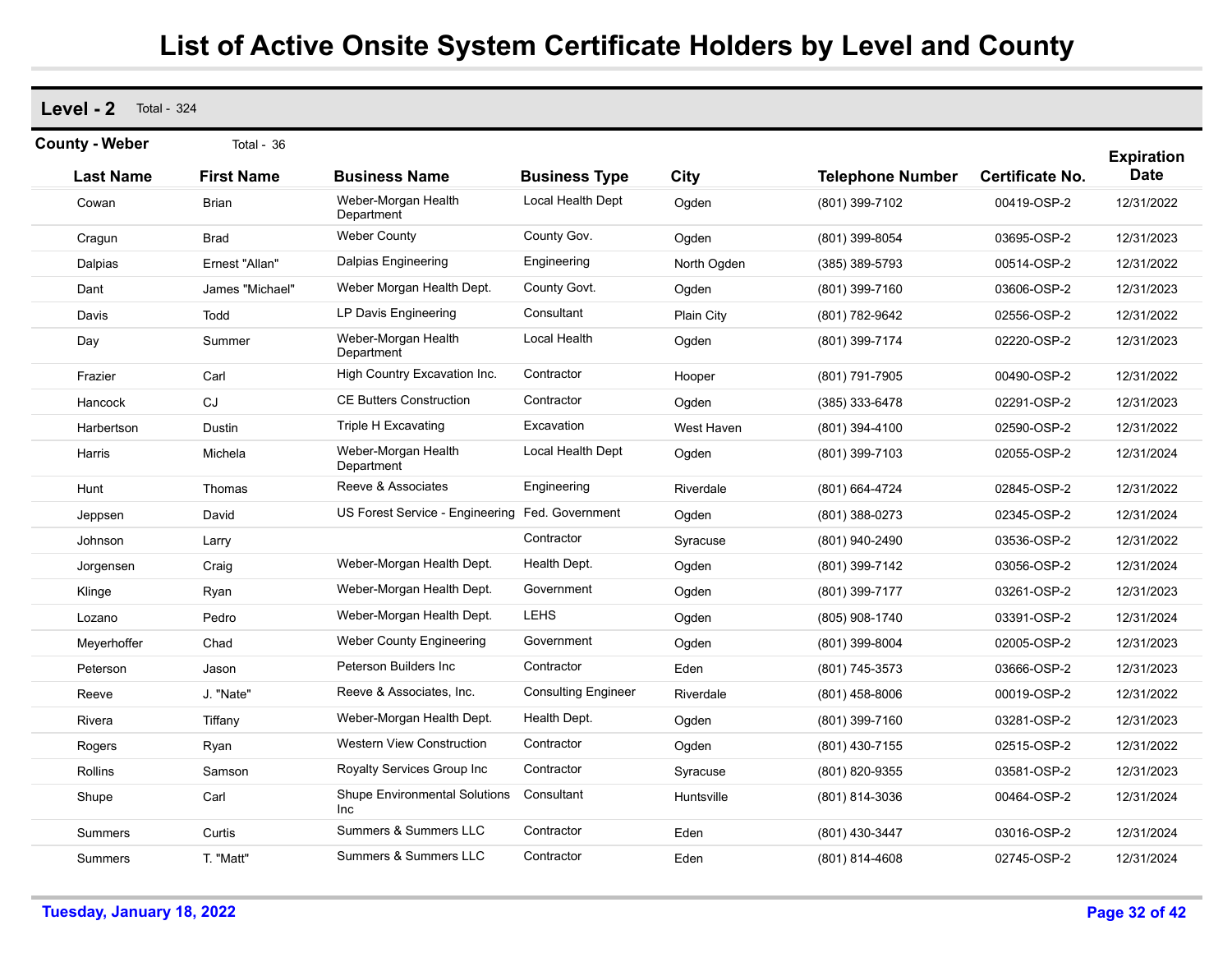# List of Active Onsite System Certificate Holders by Level and County

## Level - 2 Total - 324

### County - Weber Total - 36

| Last Name | First Name | Business Name | Business Type | City | Telephone Number | Certificate No. | Expiration Date |
|---|---|---|---|---|---|---|---|
| Cowan | Brian | Weber-Morgan Health Department | Local Health Dept | Ogden | (801) 399-7102 | 00419-OSP-2 | 12/31/2022 |
| Cragun | Brad | Weber County | County Gov. | Ogden | (801) 399-8054 | 03695-OSP-2 | 12/31/2023 |
| Dalpias | Ernest "Allan" | Dalpias Engineering | Engineering | North Ogden | (385) 389-5793 | 00514-OSP-2 | 12/31/2022 |
| Dant | James "Michael" | Weber Morgan Health Dept. | County Govt. | Ogden | (801) 399-7160 | 03606-OSP-2 | 12/31/2023 |
| Davis | Todd | LP Davis Engineering | Consultant | Plain City | (801) 782-9642 | 02556-OSP-2 | 12/31/2022 |
| Day | Summer | Weber-Morgan Health Department | Local Health | Ogden | (801) 399-7174 | 02220-OSP-2 | 12/31/2023 |
| Frazier | Carl | High Country Excavation Inc. | Contractor | Hooper | (801) 791-7905 | 00490-OSP-2 | 12/31/2022 |
| Hancock | CJ | CE Butters Construction | Contractor | Ogden | (385) 333-6478 | 02291-OSP-2 | 12/31/2023 |
| Harbertson | Dustin | Triple H Excavating | Excavation | West Haven | (801) 394-4100 | 02590-OSP-2 | 12/31/2022 |
| Harris | Michela | Weber-Morgan Health Department | Local Health Dept | Ogden | (801) 399-7103 | 02055-OSP-2 | 12/31/2024 |
| Hunt | Thomas | Reeve & Associates | Engineering | Riverdale | (801) 664-4724 | 02845-OSP-2 | 12/31/2022 |
| Jeppsen | David | US Forest Service - Engineering | Fed. Government | Ogden | (801) 388-0273 | 02345-OSP-2 | 12/31/2024 |
| Johnson | Larry | | Contractor | Syracuse | (801) 940-2490 | 03536-OSP-2 | 12/31/2022 |
| Jorgensen | Craig | Weber-Morgan Health Dept. | Health Dept. | Ogden | (801) 399-7142 | 03056-OSP-2 | 12/31/2024 |
| Klinge | Ryan | Weber-Morgan Health Dept. | Government | Ogden | (801) 399-7177 | 03261-OSP-2 | 12/31/2023 |
| Lozano | Pedro | Weber-Morgan Health Dept. | LEHS | Ogden | (805) 908-1740 | 03391-OSP-2 | 12/31/2024 |
| Meyerhoffer | Chad | Weber County Engineering | Government | Ogden | (801) 399-8004 | 02005-OSP-2 | 12/31/2023 |
| Peterson | Jason | Peterson Builders Inc | Contractor | Eden | (801) 745-3573 | 03666-OSP-2 | 12/31/2023 |
| Reeve | J. "Nate" | Reeve & Associates, Inc. | Consulting Engineer | Riverdale | (801) 458-8006 | 00019-OSP-2 | 12/31/2022 |
| Rivera | Tiffany | Weber-Morgan Health Dept. | Health Dept. | Ogden | (801) 399-7160 | 03281-OSP-2 | 12/31/2023 |
| Rogers | Ryan | Western View Construction | Contractor | Ogden | (801) 430-7155 | 02515-OSP-2 | 12/31/2022 |
| Rollins | Samson | Royalty Services Group Inc | Contractor | Syracuse | (801) 820-9355 | 03581-OSP-2 | 12/31/2023 |
| Shupe | Carl | Shupe Environmental Solutions Inc | Consultant | Huntsville | (801) 814-3036 | 00464-OSP-2 | 12/31/2024 |
| Summers | Curtis | Summers & Summers LLC | Contractor | Eden | (801) 430-3447 | 03016-OSP-2 | 12/31/2024 |
| Summers | T. "Matt" | Summers & Summers LLC | Contractor | Eden | (801) 814-4608 | 02745-OSP-2 | 12/31/2024 |

Tuesday, January 18, 2022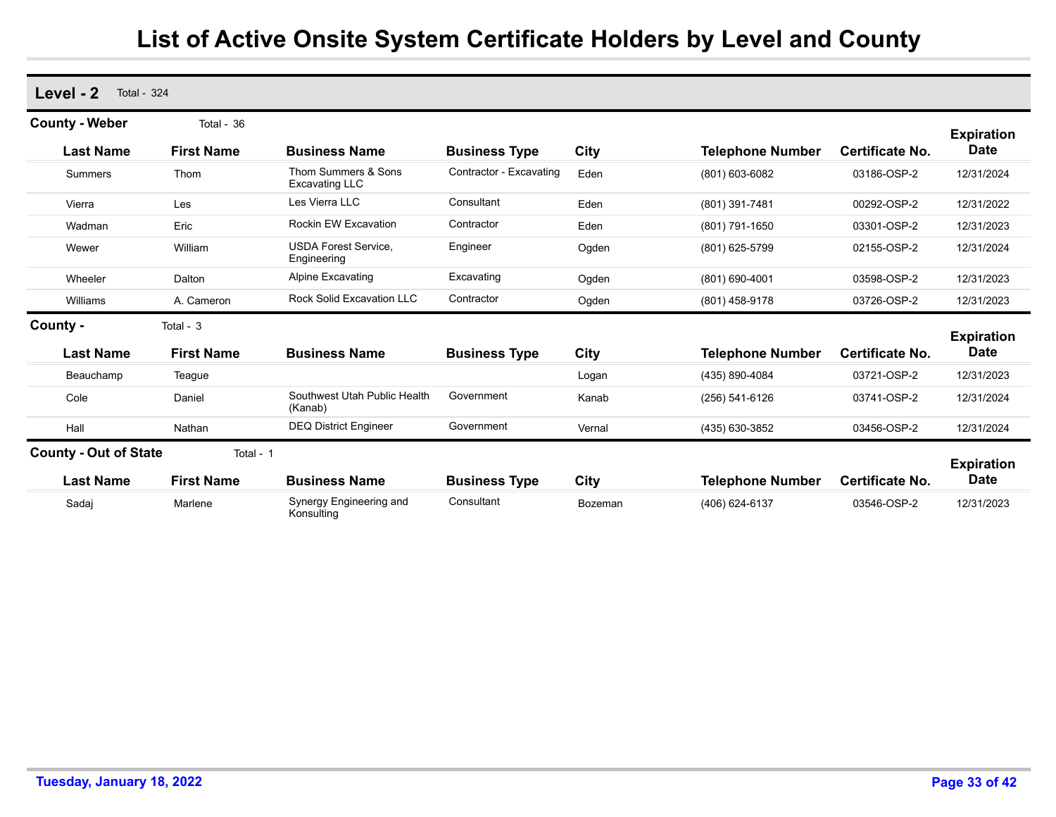# List of Active Onsite System Certificate Holders by Level and County

## Level - 2 Total - 324

### County - Weber Total - 36

| Last Name | First Name | Business Name | Business Type | City | Telephone Number | Certificate No. | Expiration Date |
|---|---|---|---|---|---|---|---|
| Summers | Thom | Thom Summers & Sons Excavating LLC | Contractor - Excavating | Eden | (801) 603-6082 | 03186-OSP-2 | 12/31/2024 |
| Vierra | Les | Les Vierra LLC | Consultant | Eden | (801) 391-7481 | 00292-OSP-2 | 12/31/2022 |
| Wadman | Eric | Rockin EW Excavation | Contractor | Eden | (801) 791-1650 | 03301-OSP-2 | 12/31/2023 |
| Wewer | William | USDA Forest Service, Engineering | Engineer | Ogden | (801) 625-5799 | 02155-OSP-2 | 12/31/2024 |
| Wheeler | Dalton | Alpine Excavating | Excavating | Ogden | (801) 690-4001 | 03598-OSP-2 | 12/31/2023 |
| Williams | A. Cameron | Rock Solid Excavation LLC | Contractor | Ogden | (801) 458-9178 | 03726-OSP-2 | 12/31/2023 |

### County - Total - 3

| Last Name | First Name | Business Name | Business Type | City | Telephone Number | Certificate No. | Expiration Date |
|---|---|---|---|---|---|---|---|
| Beauchamp | Teague | | | Logan | (435) 890-4084 | 03721-OSP-2 | 12/31/2023 |
| Cole | Daniel | Southwest Utah Public Health (Kanab) | Government | Kanab | (256) 541-6126 | 03741-OSP-2 | 12/31/2024 |
| Hall | Nathan | DEQ District Engineer | Government | Vernal | (435) 630-3852 | 03456-OSP-2 | 12/31/2024 |

### County - Out of State Total - 1

| Last Name | First Name | Business Name | Business Type | City | Telephone Number | Certificate No. | Expiration Date |
|---|---|---|---|---|---|---|---|
| Sadaj | Marlene | Synergy Engineering and Konsulting | Consultant | Bozeman | (406) 624-6137 | 03546-OSP-2 | 12/31/2023 |

Tuesday, January 18, 2022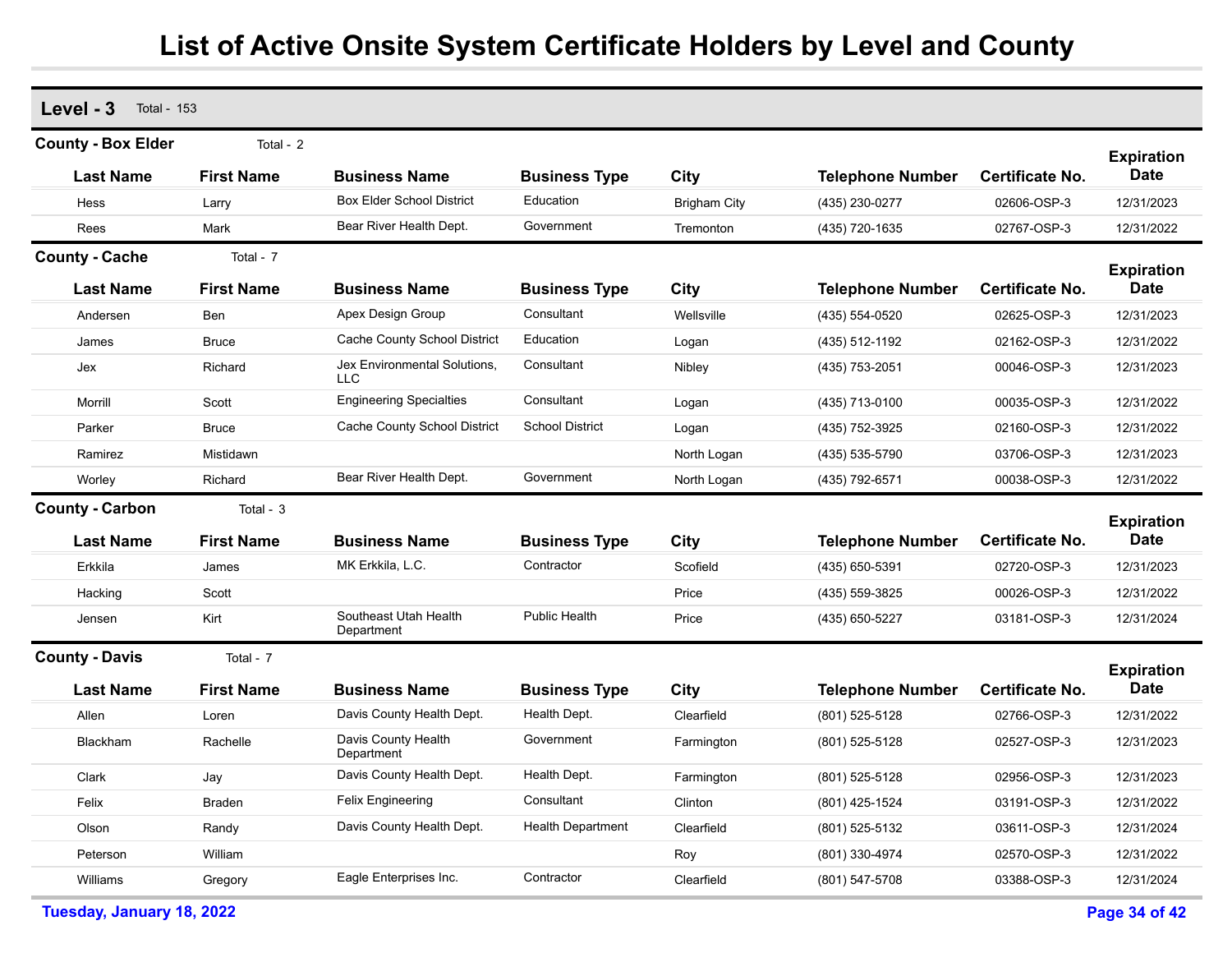# List of Active Onsite System Certificate Holders by Level and County

## Level - 3 Total - 153

### County - Box Elder Total - 2

| Last Name | First Name | Business Name | Business Type | City | Telephone Number | Certificate No. | Expiration Date |
|---|---|---|---|---|---|---|---|
| Hess | Larry | Box Elder School District | Education | Brigham City | (435) 230-0277 | 02606-OSP-3 | 12/31/2023 |
| Rees | Mark | Bear River Health Dept. | Government | Tremonton | (435) 720-1635 | 02767-OSP-3 | 12/31/2022 |

### County - Cache Total - 7

| Last Name | First Name | Business Name | Business Type | City | Telephone Number | Certificate No. | Expiration Date |
|---|---|---|---|---|---|---|---|
| Andersen | Ben | Apex Design Group | Consultant | Wellsville | (435) 554-0520 | 02625-OSP-3 | 12/31/2023 |
| James | Bruce | Cache County School District | Education | Logan | (435) 512-1192 | 02162-OSP-3 | 12/31/2022 |
| Jex | Richard | Jex Environmental Solutions, LLC | Consultant | Nibley | (435) 753-2051 | 00046-OSP-3 | 12/31/2023 |
| Morrill | Scott | Engineering Specialties | Consultant | Logan | (435) 713-0100 | 00035-OSP-3 | 12/31/2022 |
| Parker | Bruce | Cache County School District | School District | Logan | (435) 752-3925 | 02160-OSP-3 | 12/31/2022 |
| Ramirez | Mistidawn | | | North Logan | (435) 535-5790 | 03706-OSP-3 | 12/31/2023 |
| Worley | Richard | Bear River Health Dept. | Government | North Logan | (435) 792-6571 | 00038-OSP-3 | 12/31/2022 |

### County - Carbon Total - 3

| Last Name | First Name | Business Name | Business Type | City | Telephone Number | Certificate No. | Expiration Date |
|---|---|---|---|---|---|---|---|
| Erkkila | James | MK Erkkila, L.C. | Contractor | Scofield | (435) 650-5391 | 02720-OSP-3 | 12/31/2023 |
| Hacking | Scott | | | Price | (435) 559-3825 | 00026-OSP-3 | 12/31/2022 |
| Jensen | Kirt | Southeast Utah Health Department | Public Health | Price | (435) 650-5227 | 03181-OSP-3 | 12/31/2024 |

### County - Davis Total - 7

| Last Name | First Name | Business Name | Business Type | City | Telephone Number | Certificate No. | Expiration Date |
|---|---|---|---|---|---|---|---|
| Allen | Loren | Davis County Health Dept. | Health Dept. | Clearfield | (801) 525-5128 | 02766-OSP-3 | 12/31/2022 |
| Blackham | Rachelle | Davis County Health Department | Government | Farmington | (801) 525-5128 | 02527-OSP-3 | 12/31/2023 |
| Clark | Jay | Davis County Health Dept. | Health Dept. | Farmington | (801) 525-5128 | 02956-OSP-3 | 12/31/2023 |
| Felix | Braden | Felix Engineering | Consultant | Clinton | (801) 425-1524 | 03191-OSP-3 | 12/31/2022 |
| Olson | Randy | Davis County Health Dept. | Health Department | Clearfield | (801) 525-5132 | 03611-OSP-3 | 12/31/2024 |
| Peterson | William | | | Roy | (801) 330-4974 | 02570-OSP-3 | 12/31/2022 |
| Williams | Gregory | Eagle Enterprises Inc. | Contractor | Clearfield | (801) 547-5708 | 03388-OSP-3 | 12/31/2024 |

Tuesday, January 18, 2022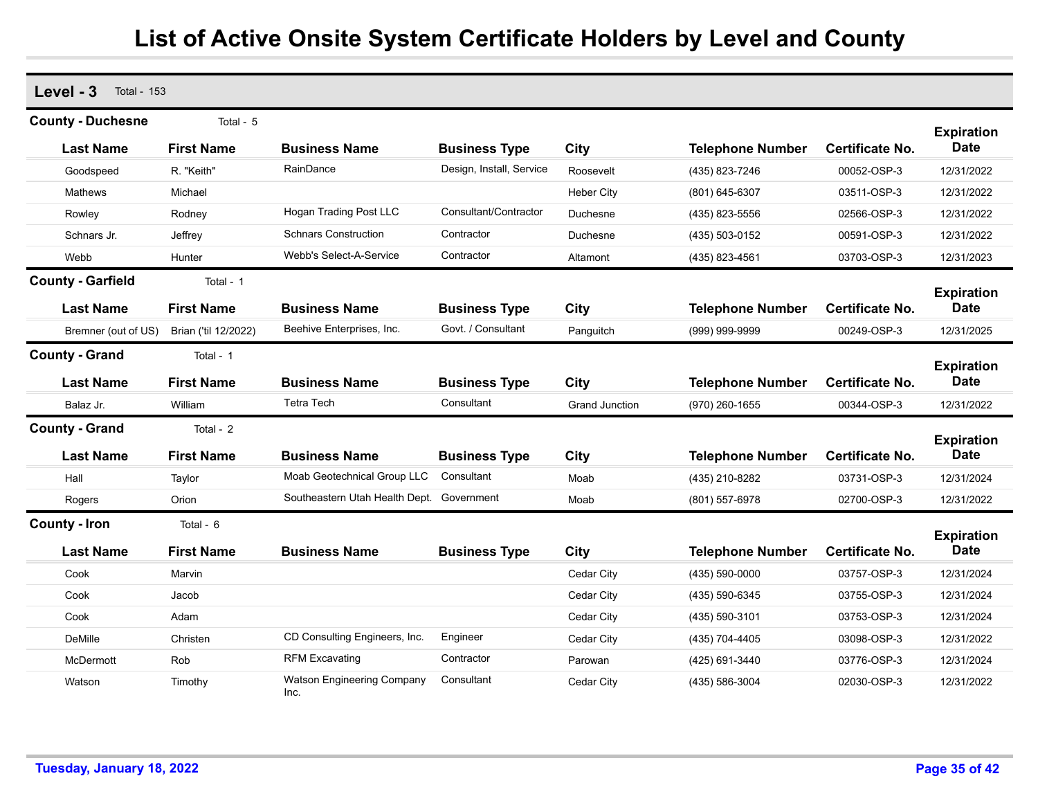# List of Active Onsite System Certificate Holders by Level and County

## Level - 3 Total - 153

### County - Duchesne Total - 5

| Last Name | First Name | Business Name | Business Type | City | Telephone Number | Certificate No. | Expiration Date |
|---|---|---|---|---|---|---|---|
| Goodspeed | R. "Keith" | RainDance | Design, Install, Service | Roosevelt | (435) 823-7246 | 00052-OSP-3 | 12/31/2022 |
| Mathews | Michael | | | Heber City | (801) 645-6307 | 03511-OSP-3 | 12/31/2022 |
| Rowley | Rodney | Hogan Trading Post LLC | Consultant/Contractor | Duchesne | (435) 823-5556 | 02566-OSP-3 | 12/31/2022 |
| Schnars Jr. | Jeffrey | Schnars Construction | Contractor | Duchesne | (435) 503-0152 | 00591-OSP-3 | 12/31/2022 |
| Webb | Hunter | Webb's Select-A-Service | Contractor | Altamont | (435) 823-4561 | 03703-OSP-3 | 12/31/2023 |

### County - Garfield Total - 1

| Last Name | First Name | Business Name | Business Type | City | Telephone Number | Certificate No. | Expiration Date |
|---|---|---|---|---|---|---|---|
| Bremner (out of US) | Brian ('til 12/2022) | Beehive Enterprises, Inc. | Govt. / Consultant | Panguitch | (999) 999-9999 | 00249-OSP-3 | 12/31/2025 |

### County - Grand Total - 1

| Last Name | First Name | Business Name | Business Type | City | Telephone Number | Certificate No. | Expiration Date |
|---|---|---|---|---|---|---|---|
| Balaz Jr. | William | Tetra Tech | Consultant | Grand Junction | (970) 260-1655 | 00344-OSP-3 | 12/31/2022 |

### County - Grand Total - 2

| Last Name | First Name | Business Name | Business Type | City | Telephone Number | Certificate No. | Expiration Date |
|---|---|---|---|---|---|---|---|
| Hall | Taylor | Moab Geotechnical Group LLC | Consultant | Moab | (435) 210-8282 | 03731-OSP-3 | 12/31/2024 |
| Rogers | Orion | Southeastern Utah Health Dept. | Government | Moab | (801) 557-6978 | 02700-OSP-3 | 12/31/2022 |

### County - Iron Total - 6

| Last Name | First Name | Business Name | Business Type | City | Telephone Number | Certificate No. | Expiration Date |
|---|---|---|---|---|---|---|---|
| Cook | Marvin | | | Cedar City | (435) 590-0000 | 03757-OSP-3 | 12/31/2024 |
| Cook | Jacob | | | Cedar City | (435) 590-6345 | 03755-OSP-3 | 12/31/2024 |
| Cook | Adam | | | Cedar City | (435) 590-3101 | 03753-OSP-3 | 12/31/2024 |
| DeMille | Christen | CD Consulting Engineers, Inc. | Engineer | Cedar City | (435) 704-4405 | 03098-OSP-3 | 12/31/2022 |
| McDermott | Rob | RFM Excavating | Contractor | Parowan | (425) 691-3440 | 03776-OSP-3 | 12/31/2024 |
| Watson | Timothy | Watson Engineering Company Inc. | Consultant | Cedar City | (435) 586-3004 | 02030-OSP-3 | 12/31/2022 |

Tuesday, January 18, 2022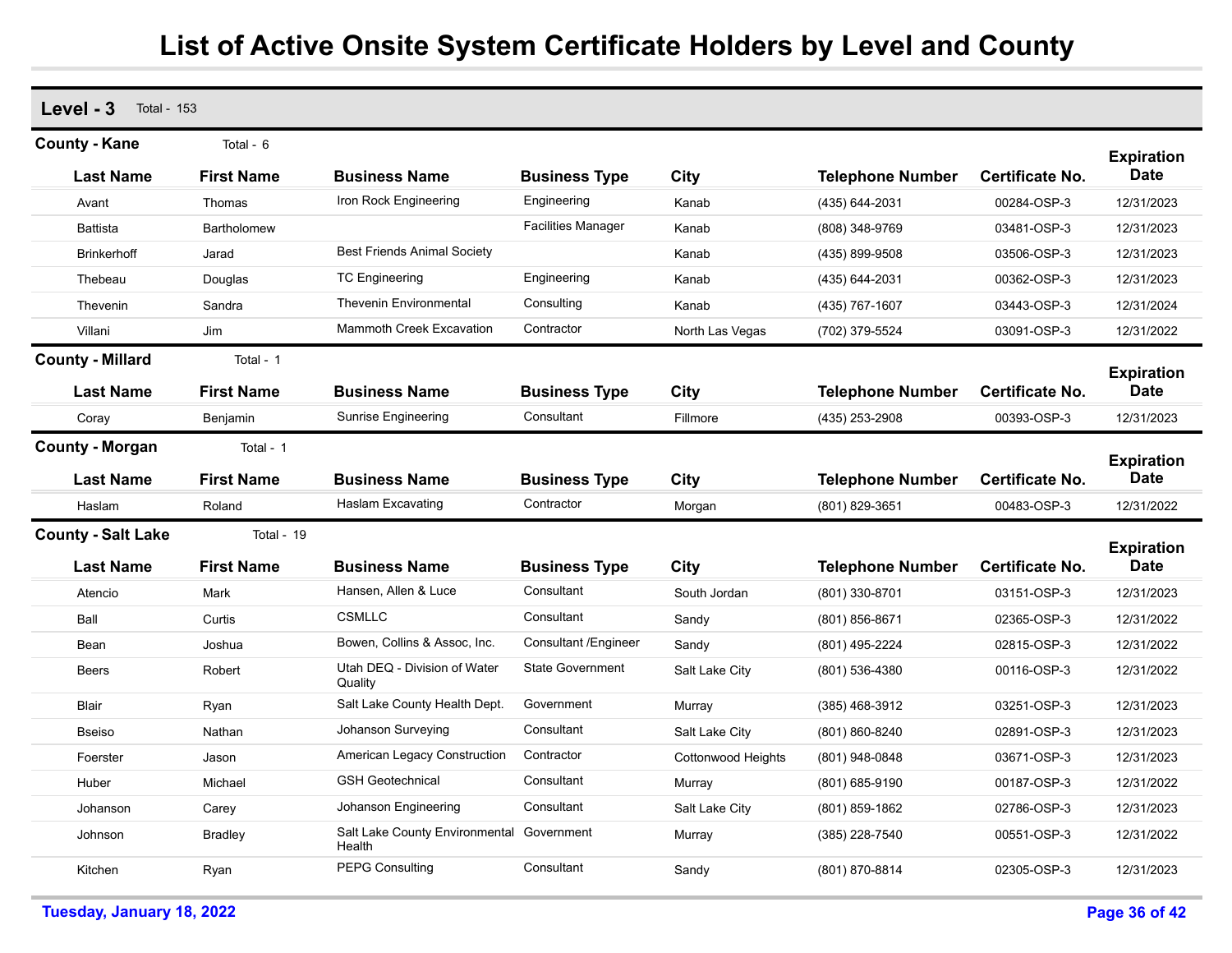# List of Active Onsite System Certificate Holders by Level and County

## Level - 3 Total - 153

### County - Kane Total - 6

| Last Name | First Name | Business Name | Business Type | City | Telephone Number | Certificate No. | Expiration Date |
|---|---|---|---|---|---|---|---|
| Avant | Thomas | Iron Rock Engineering | Engineering | Kanab | (435) 644-2031 | 00284-OSP-3 | 12/31/2023 |
| Battista | Bartholomew | | Facilities Manager | Kanab | (808) 348-9769 | 03481-OSP-3 | 12/31/2023 |
| Brinkerhoff | Jarad | Best Friends Animal Society | | Kanab | (435) 899-9508 | 03506-OSP-3 | 12/31/2023 |
| Thebeau | Douglas | TC Engineering | Engineering | Kanab | (435) 644-2031 | 00362-OSP-3 | 12/31/2023 |
| Thevenin | Sandra | Thevenin Environmental | Consulting | Kanab | (435) 767-1607 | 03443-OSP-3 | 12/31/2024 |
| Villani | Jim | Mammoth Creek Excavation | Contractor | North Las Vegas | (702) 379-5524 | 03091-OSP-3 | 12/31/2022 |

### County - Millard Total - 1

| Last Name | First Name | Business Name | Business Type | City | Telephone Number | Certificate No. | Expiration Date |
|---|---|---|---|---|---|---|---|
| Coray | Benjamin | Sunrise Engineering | Consultant | Fillmore | (435) 253-2908 | 00393-OSP-3 | 12/31/2023 |

### County - Morgan Total - 1

| Last Name | First Name | Business Name | Business Type | City | Telephone Number | Certificate No. | Expiration Date |
|---|---|---|---|---|---|---|---|
| Haslam | Roland | Haslam Excavating | Contractor | Morgan | (801) 829-3651 | 00483-OSP-3 | 12/31/2022 |

### County - Salt Lake Total - 19

| Last Name | First Name | Business Name | Business Type | City | Telephone Number | Certificate No. | Expiration Date |
|---|---|---|---|---|---|---|---|
| Atencio | Mark | Hansen, Allen & Luce | Consultant | South Jordan | (801) 330-8701 | 03151-OSP-3 | 12/31/2023 |
| Ball | Curtis | CSMLLC | Consultant | Sandy | (801) 856-8671 | 02365-OSP-3 | 12/31/2022 |
| Bean | Joshua | Bowen, Collins & Assoc, Inc. | Consultant /Engineer | Sandy | (801) 495-2224 | 02815-OSP-3 | 12/31/2022 |
| Beers | Robert | Utah DEQ - Division of Water Quality | State Government | Salt Lake City | (801) 536-4380 | 00116-OSP-3 | 12/31/2022 |
| Blair | Ryan | Salt Lake County Health Dept. | Government | Murray | (385) 468-3912 | 03251-OSP-3 | 12/31/2023 |
| Bseiso | Nathan | Johanson Surveying | Consultant | Salt Lake City | (801) 860-8240 | 02891-OSP-3 | 12/31/2023 |
| Foerster | Jason | American Legacy Construction | Contractor | Cottonwood Heights | (801) 948-0848 | 03671-OSP-3 | 12/31/2023 |
| Huber | Michael | GSH Geotechnical | Consultant | Murray | (801) 685-9190 | 00187-OSP-3 | 12/31/2022 |
| Johanson | Carey | Johanson Engineering | Consultant | Salt Lake City | (801) 859-1862 | 02786-OSP-3 | 12/31/2023 |
| Johnson | Bradley | Salt Lake County Environmental Health | Government | Murray | (385) 228-7540 | 00551-OSP-3 | 12/31/2022 |
| Kitchen | Ryan | PEPG Consulting | Consultant | Sandy | (801) 870-8814 | 02305-OSP-3 | 12/31/2023 |

Tuesday, January 18, 2022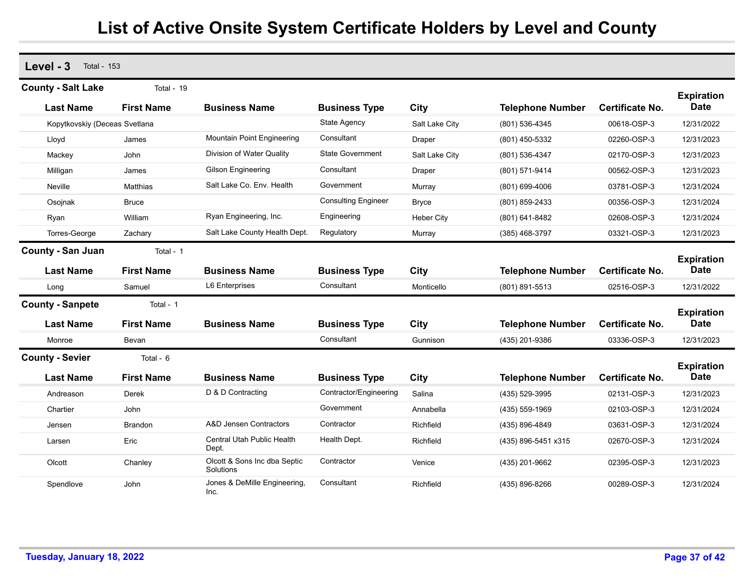# List of Active Onsite System Certificate Holders by Level and County

## Level - 3 Total - 153

### County - Salt Lake Total - 19

| Last Name | First Name | Business Name | Business Type | City | Telephone Number | Certificate No. | Expiration Date |
|---|---|---|---|---|---|---|---|
| Kopytkovskiy (Deceas | Svetlana | | State Agency | Salt Lake City | (801) 536-4345 | 00618-OSP-3 | 12/31/2022 |
| Lloyd | James | Mountain Point Engineering | Consultant | Draper | (801) 450-5332 | 02260-OSP-3 | 12/31/2023 |
| Mackey | John | Division of Water Quality | State Government | Salt Lake City | (801) 536-4347 | 02170-OSP-3 | 12/31/2023 |
| Milligan | James | Gilson Engineering | Consultant | Draper | (801) 571-9414 | 00562-OSP-3 | 12/31/2023 |
| Neville | Matthias | Salt Lake Co. Env. Health | Government | Murray | (801) 699-4006 | 03781-OSP-3 | 12/31/2024 |
| Osojnak | Bruce | | Consulting Engineer | Bryce | (801) 859-2433 | 00356-OSP-3 | 12/31/2024 |
| Ryan | William | Ryan Engineering, Inc. | Engineering | Heber City | (801) 641-8482 | 02608-OSP-3 | 12/31/2024 |
| Torres-George | Zachary | Salt Lake County Health Dept. | Regulatory | Murray | (385) 468-3797 | 03321-OSP-3 | 12/31/2023 |

### County - San Juan Total - 1

| Last Name | First Name | Business Name | Business Type | City | Telephone Number | Certificate No. | Expiration Date |
|---|---|---|---|---|---|---|---|
| Long | Samuel | L6 Enterprises | Consultant | Monticello | (801) 891-5513 | 02516-OSP-3 | 12/31/2022 |

### County - Sanpete Total - 1

| Last Name | First Name | Business Name | Business Type | City | Telephone Number | Certificate No. | Expiration Date |
|---|---|---|---|---|---|---|---|
| Monroe | Bevan | | Consultant | Gunnison | (435) 201-9386 | 03336-OSP-3 | 12/31/2023 |

### County - Sevier Total - 6

| Last Name | First Name | Business Name | Business Type | City | Telephone Number | Certificate No. | Expiration Date |
|---|---|---|---|---|---|---|---|
| Andreason | Derek | D & D Contracting | Contractor/Engineering | Salina | (435) 529-3995 | 02131-OSP-3 | 12/31/2023 |
| Chartier | John | | Government | Annabella | (435) 559-1969 | 02103-OSP-3 | 12/31/2024 |
| Jensen | Brandon | A&D Jensen Contractors | Contractor | Richfield | (435) 896-4849 | 03631-OSP-3 | 12/31/2024 |
| Larsen | Eric | Central Utah Public Health Dept. | Health Dept. | Richfield | (435) 896-5451 x315 | 02670-OSP-3 | 12/31/2024 |
| Olcott | Chanley | Olcott & Sons Inc dba Septic Solutions | Contractor | Venice | (435) 201-9662 | 02395-OSP-3 | 12/31/2023 |
| Spendlove | John | Jones & DeMille Engineering, Inc. | Consultant | Richfield | (435) 896-8266 | 00289-OSP-3 | 12/31/2024 |

Tuesday, January 18, 2022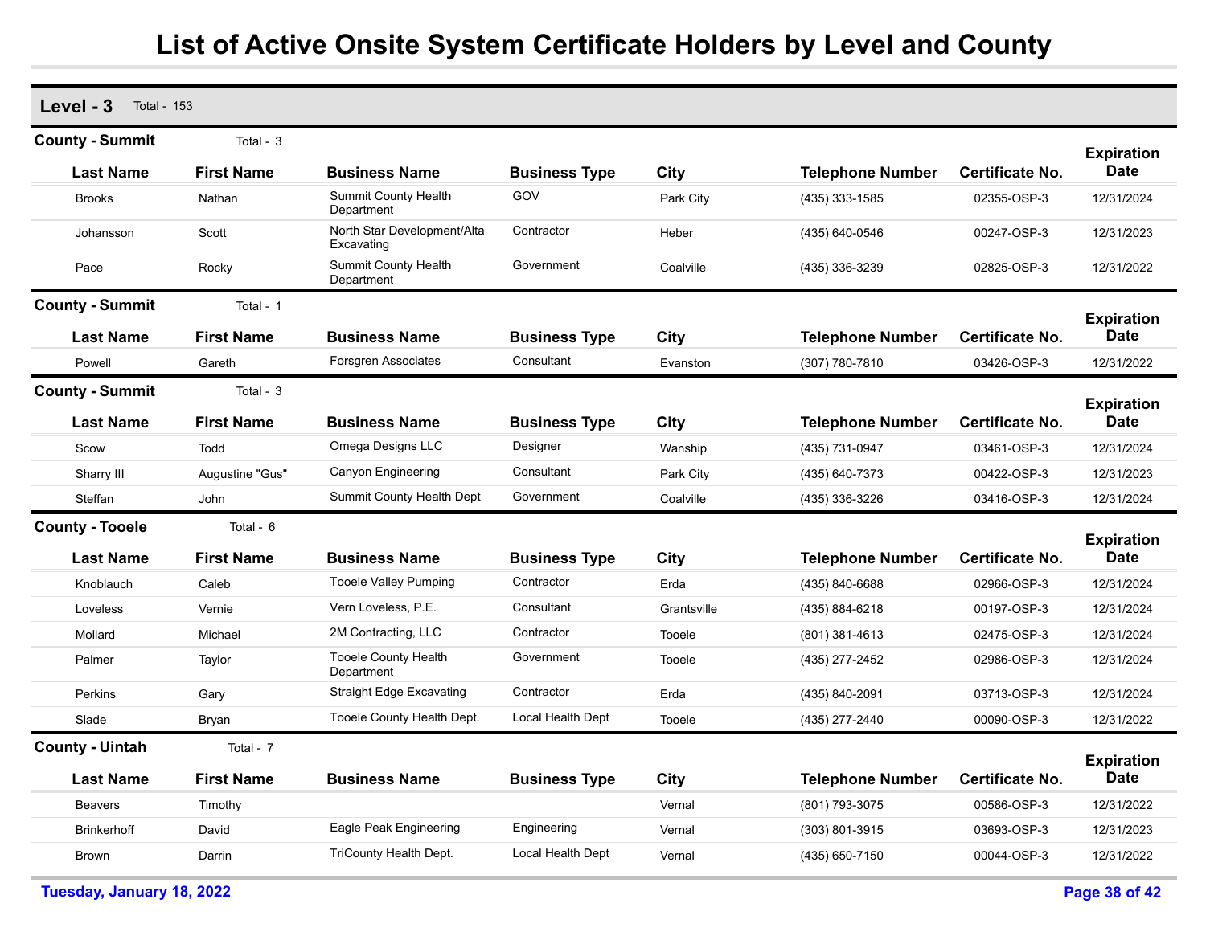# List of Active Onsite System Certificate Holders by Level and County

## Level - 3 Total - 153

### County - Summit Total - 3

| Last Name | First Name | Business Name | Business Type | City | Telephone Number | Certificate No. | Expiration Date |
|---|---|---|---|---|---|---|---|
| Brooks | Nathan | Summit County Health Department | GOV | Park City | (435) 333-1585 | 02355-OSP-3 | 12/31/2024 |
| Johansson | Scott | North Star Development/Alta Excavating | Contractor | Heber | (435) 640-0546 | 00247-OSP-3 | 12/31/2023 |
| Pace | Rocky | Summit County Health Department | Government | Coalville | (435) 336-3239 | 02825-OSP-3 | 12/31/2022 |

### County - Summit Total - 1

| Last Name | First Name | Business Name | Business Type | City | Telephone Number | Certificate No. | Expiration Date |
|---|---|---|---|---|---|---|---|
| Powell | Gareth | Forsgren Associates | Consultant | Evanston | (307) 780-7810 | 03426-OSP-3 | 12/31/2022 |

### County - Summit Total - 3

| Last Name | First Name | Business Name | Business Type | City | Telephone Number | Certificate No. | Expiration Date |
|---|---|---|---|---|---|---|---|
| Scow | Todd | Omega Designs LLC | Designer | Wanship | (435) 731-0947 | 03461-OSP-3 | 12/31/2024 |
| Sharry III | Augustine "Gus" | Canyon Engineering | Consultant | Park City | (435) 640-7373 | 00422-OSP-3 | 12/31/2023 |
| Steffan | John | Summit County Health Dept | Government | Coalville | (435) 336-3226 | 03416-OSP-3 | 12/31/2024 |

### County - Tooele Total - 6

| Last Name | First Name | Business Name | Business Type | City | Telephone Number | Certificate No. | Expiration Date |
|---|---|---|---|---|---|---|---|
| Knoblauch | Caleb | Tooele Valley Pumping | Contractor | Erda | (435) 840-6688 | 02966-OSP-3 | 12/31/2024 |
| Loveless | Vernie | Vern Loveless, P.E. | Consultant | Grantsville | (435) 884-6218 | 00197-OSP-3 | 12/31/2024 |
| Mollard | Michael | 2M Contracting, LLC | Contractor | Tooele | (801) 381-4613 | 02475-OSP-3 | 12/31/2024 |
| Palmer | Taylor | Tooele County Health Department | Government | Tooele | (435) 277-2452 | 02986-OSP-3 | 12/31/2024 |
| Perkins | Gary | Straight Edge Excavating | Contractor | Erda | (435) 840-2091 | 03713-OSP-3 | 12/31/2024 |
| Slade | Bryan | Tooele County Health Dept. | Local Health Dept | Tooele | (435) 277-2440 | 00090-OSP-3 | 12/31/2022 |

### County - Uintah Total - 7

| Last Name | First Name | Business Name | Business Type | City | Telephone Number | Certificate No. | Expiration Date |
|---|---|---|---|---|---|---|---|
| Beavers | Timothy | | | Vernal | (801) 793-3075 | 00586-OSP-3 | 12/31/2022 |
| Brinkerhoff | David | Eagle Peak Engineering | Engineering | Vernal | (303) 801-3915 | 03693-OSP-3 | 12/31/2023 |
| Brown | Darrin | TriCounty Health Dept. | Local Health Dept | Vernal | (435) 650-7150 | 00044-OSP-3 | 12/31/2022 |

Tuesday, January 18, 2022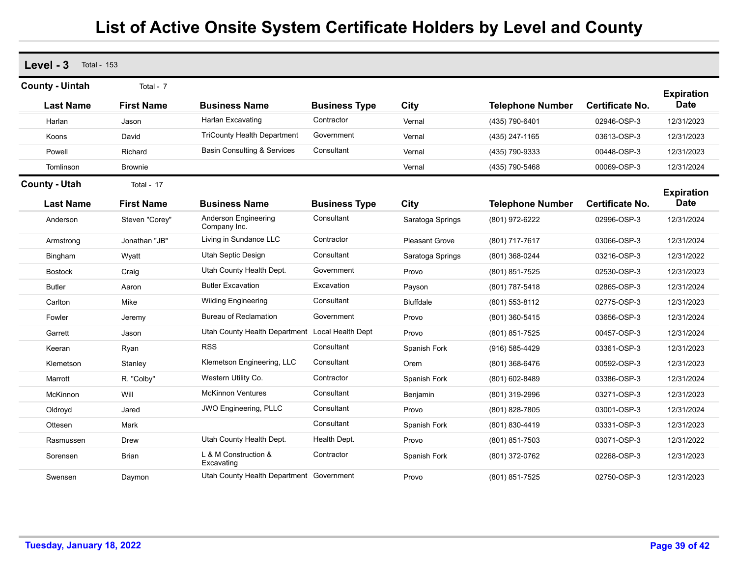# List of Active Onsite System Certificate Holders by Level and County

## Level - 3 Total - 153

### County - Uintah Total - 7

| Last Name | First Name | Business Name | Business Type | City | Telephone Number | Certificate No. | Expiration Date |
|---|---|---|---|---|---|---|---|
| Harlan | Jason | Harlan Excavating | Contractor | Vernal | (435) 790-6401 | 02946-OSP-3 | 12/31/2023 |
| Koons | David | TriCounty Health Department | Government | Vernal | (435) 247-1165 | 03613-OSP-3 | 12/31/2023 |
| Powell | Richard | Basin Consulting & Services | Consultant | Vernal | (435) 790-9333 | 00448-OSP-3 | 12/31/2023 |
| Tomlinson | Brownie | | | Vernal | (435) 790-5468 | 00069-OSP-3 | 12/31/2024 |

### County - Utah Total - 17

| Last Name | First Name | Business Name | Business Type | City | Telephone Number | Certificate No. | Expiration Date |
|---|---|---|---|---|---|---|---|
| Anderson | Steven "Corey" | Anderson Engineering Company Inc. | Consultant | Saratoga Springs | (801) 972-6222 | 02996-OSP-3 | 12/31/2024 |
| Armstrong | Jonathan "JB" | Living in Sundance LLC | Contractor | Pleasant Grove | (801) 717-7617 | 03066-OSP-3 | 12/31/2024 |
| Bingham | Wyatt | Utah Septic Design | Consultant | Saratoga Springs | (801) 368-0244 | 03216-OSP-3 | 12/31/2022 |
| Bostock | Craig | Utah County Health Dept. | Government | Provo | (801) 851-7525 | 02530-OSP-3 | 12/31/2023 |
| Butler | Aaron | Butler Excavation | Excavation | Payson | (801) 787-5418 | 02865-OSP-3 | 12/31/2024 |
| Carlton | Mike | Wilding Engineering | Consultant | Bluffdale | (801) 553-8112 | 02775-OSP-3 | 12/31/2023 |
| Fowler | Jeremy | Bureau of Reclamation | Government | Provo | (801) 360-5415 | 03656-OSP-3 | 12/31/2024 |
| Garrett | Jason | Utah County Health Department | Local Health Dept | Provo | (801) 851-7525 | 00457-OSP-3 | 12/31/2024 |
| Keeran | Ryan | RSS | Consultant | Spanish Fork | (916) 585-4429 | 03361-OSP-3 | 12/31/2023 |
| Klemetson | Stanley | Klemetson Engineering, LLC | Consultant | Orem | (801) 368-6476 | 00592-OSP-3 | 12/31/2023 |
| Marrott | R. "Colby" | Western Utility Co. | Contractor | Spanish Fork | (801) 602-8489 | 03386-OSP-3 | 12/31/2024 |
| McKinnon | Will | McKinnon Ventures | Consultant | Benjamin | (801) 319-2996 | 03271-OSP-3 | 12/31/2023 |
| Oldroyd | Jared | JWO Engineering, PLLC | Consultant | Provo | (801) 828-7805 | 03001-OSP-3 | 12/31/2024 |
| Ottesen | Mark | | Consultant | Spanish Fork | (801) 830-4419 | 03331-OSP-3 | 12/31/2023 |
| Rasmussen | Drew | Utah County Health Dept. | Health Dept. | Provo | (801) 851-7503 | 03071-OSP-3 | 12/31/2022 |
| Sorensen | Brian | L & M Construction & Excavating | Contractor | Spanish Fork | (801) 372-0762 | 02268-OSP-3 | 12/31/2023 |
| Swensen | Daymon | Utah County Health Department | Government | Provo | (801) 851-7525 | 02750-OSP-3 | 12/31/2023 |

Tuesday, January 18, 2022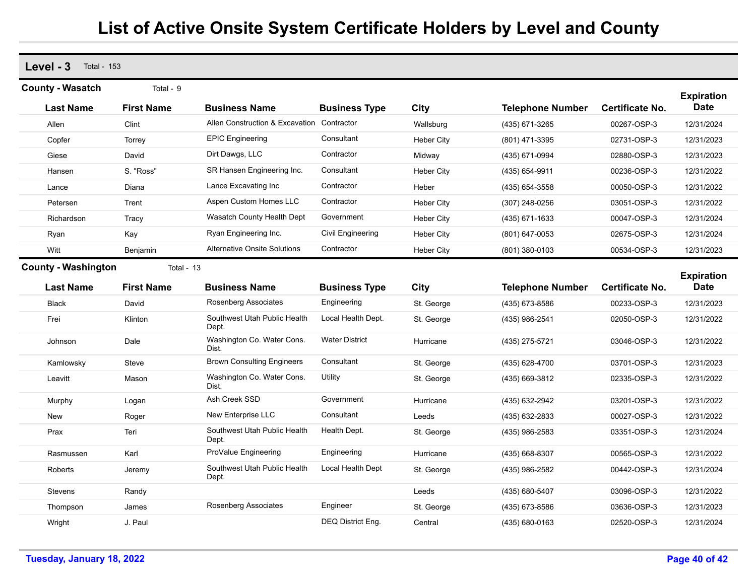# List of Active Onsite System Certificate Holders by Level and County

## Level - 3 Total - 153

### County - Wasatch Total - 9

| Last Name | First Name | Business Name | Business Type | City | Telephone Number | Certificate No. | Expiration Date |
|---|---|---|---|---|---|---|---|
| Allen | Clint | Allen Construction & Excavation | Contractor | Wallsburg | (435) 671-3265 | 00267-OSP-3 | 12/31/2024 |
| Copfer | Torrey | EPIC Engineering | Consultant | Heber City | (801) 471-3395 | 02731-OSP-3 | 12/31/2023 |
| Giese | David | Dirt Dawgs, LLC | Contractor | Midway | (435) 671-0994 | 02880-OSP-3 | 12/31/2023 |
| Hansen | S. "Ross" | SR Hansen Engineering Inc. | Consultant | Heber City | (435) 654-9911 | 00236-OSP-3 | 12/31/2022 |
| Lance | Diana | Lance Excavating Inc | Contractor | Heber | (435) 654-3558 | 00050-OSP-3 | 12/31/2022 |
| Petersen | Trent | Aspen Custom Homes LLC | Contractor | Heber City | (307) 248-0256 | 03051-OSP-3 | 12/31/2022 |
| Richardson | Tracy | Wasatch County Health Dept | Government | Heber City | (435) 671-1633 | 00047-OSP-3 | 12/31/2024 |
| Ryan | Kay | Ryan Engineering Inc. | Civil Engineering | Heber City | (801) 647-0053 | 02675-OSP-3 | 12/31/2024 |
| Witt | Benjamin | Alternative Onsite Solutions | Contractor | Heber City | (801) 380-0103 | 00534-OSP-3 | 12/31/2023 |

### County - Washington Total - 13

| Last Name | First Name | Business Name | Business Type | City | Telephone Number | Certificate No. | Expiration Date |
|---|---|---|---|---|---|---|---|
| Black | David | Rosenberg Associates | Engineering | St. George | (435) 673-8586 | 00233-OSP-3 | 12/31/2023 |
| Frei | Klinton | Southwest Utah Public Health Dept. | Local Health Dept. | St. George | (435) 986-2541 | 02050-OSP-3 | 12/31/2022 |
| Johnson | Dale | Washington Co. Water Cons. Dist. | Water District | Hurricane | (435) 275-5721 | 03046-OSP-3 | 12/31/2022 |
| Kamlowsky | Steve | Brown Consulting Engineers | Consultant | St. George | (435) 628-4700 | 03701-OSP-3 | 12/31/2023 |
| Leavitt | Mason | Washington Co. Water Cons. Dist. | Utility | St. George | (435) 669-3812 | 02335-OSP-3 | 12/31/2022 |
| Murphy | Logan | Ash Creek SSD | Government | Hurricane | (435) 632-2942 | 03201-OSP-3 | 12/31/2022 |
| New | Roger | New Enterprise LLC | Consultant | Leeds | (435) 632-2833 | 00027-OSP-3 | 12/31/2022 |
| Prax | Teri | Southwest Utah Public Health Dept. | Health Dept. | St. George | (435) 986-2583 | 03351-OSP-3 | 12/31/2024 |
| Rasmussen | Karl | ProValue Engineering | Engineering | Hurricane | (435) 668-8307 | 00565-OSP-3 | 12/31/2022 |
| Roberts | Jeremy | Southwest Utah Public Health Dept. | Local Health Dept | St. George | (435) 986-2582 | 00442-OSP-3 | 12/31/2024 |
| Stevens | Randy | | | Leeds | (435) 680-5407 | 03096-OSP-3 | 12/31/2022 |
| Thompson | James | Rosenberg Associates | Engineer | St. George | (435) 673-8586 | 03636-OSP-3 | 12/31/2023 |
| Wright | J. Paul | | DEQ District Eng. | Central | (435) 680-0163 | 02520-OSP-3 | 12/31/2024 |

Tuesday, January 18, 2022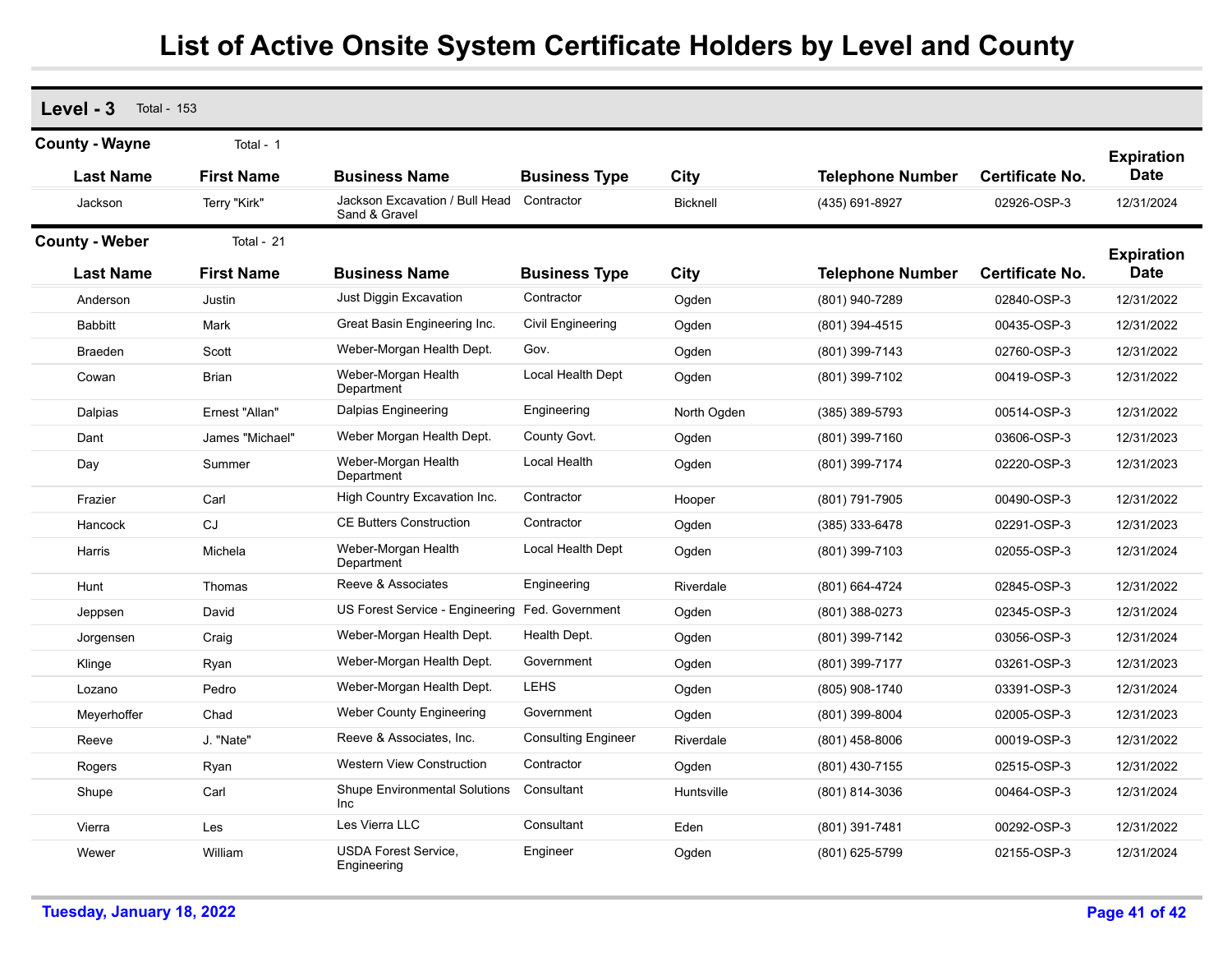# List of Active Onsite System Certificate Holders by Level and County

## Level - 3 Total - 153

### County - Wayne Total - 1

| Last Name | First Name | Business Name | Business Type | City | Telephone Number | Certificate No. | Expiration Date |
|---|---|---|---|---|---|---|---|
| Jackson | Terry "Kirk" | Jackson Excavation / Bull Head Sand & Gravel | Contractor | Bicknell | (435) 691-8927 | 02926-OSP-3 | 12/31/2024 |

### County - Weber Total - 21

| Last Name | First Name | Business Name | Business Type | City | Telephone Number | Certificate No. | Expiration Date |
|---|---|---|---|---|---|---|---|
| Anderson | Justin | Just Diggin Excavation | Contractor | Ogden | (801) 940-7289 | 02840-OSP-3 | 12/31/2022 |
| Babbitt | Mark | Great Basin Engineering Inc. | Civil Engineering | Ogden | (801) 394-4515 | 00435-OSP-3 | 12/31/2022 |
| Braeden | Scott | Weber-Morgan Health Dept. | Gov. | Ogden | (801) 399-7143 | 02760-OSP-3 | 12/31/2022 |
| Cowan | Brian | Weber-Morgan Health Department | Local Health Dept | Ogden | (801) 399-7102 | 00419-OSP-3 | 12/31/2022 |
| Dalpias | Ernest "Allan" | Dalpias Engineering | Engineering | North Ogden | (385) 389-5793 | 00514-OSP-3 | 12/31/2022 |
| Dant | James "Michael" | Weber Morgan Health Dept. | County Govt. | Ogden | (801) 399-7160 | 03606-OSP-3 | 12/31/2023 |
| Day | Summer | Weber-Morgan Health Department | Local Health | Ogden | (801) 399-7174 | 02220-OSP-3 | 12/31/2023 |
| Frazier | Carl | High Country Excavation Inc. | Contractor | Hooper | (801) 791-7905 | 00490-OSP-3 | 12/31/2022 |
| Hancock | CJ | CE Butters Construction | Contractor | Ogden | (385) 333-6478 | 02291-OSP-3 | 12/31/2023 |
| Harris | Michela | Weber-Morgan Health Department | Local Health Dept | Ogden | (801) 399-7103 | 02055-OSP-3 | 12/31/2024 |
| Hunt | Thomas | Reeve & Associates | Engineering | Riverdale | (801) 664-4724 | 02845-OSP-3 | 12/31/2022 |
| Jeppsen | David | US Forest Service - Engineering | Fed. Government | Ogden | (801) 388-0273 | 02345-OSP-3 | 12/31/2024 |
| Jorgensen | Craig | Weber-Morgan Health Dept. | Health Dept. | Ogden | (801) 399-7142 | 03056-OSP-3 | 12/31/2024 |
| Klinge | Ryan | Weber-Morgan Health Dept. | Government | Ogden | (801) 399-7177 | 03261-OSP-3 | 12/31/2023 |
| Lozano | Pedro | Weber-Morgan Health Dept. | LEHS | Ogden | (805) 908-1740 | 03391-OSP-3 | 12/31/2024 |
| Meyerhoffer | Chad | Weber County Engineering | Government | Ogden | (801) 399-8004 | 02005-OSP-3 | 12/31/2023 |
| Reeve | J. "Nate" | Reeve & Associates, Inc. | Consulting Engineer | Riverdale | (801) 458-8006 | 00019-OSP-3 | 12/31/2022 |
| Rogers | Ryan | Western View Construction | Contractor | Ogden | (801) 430-7155 | 02515-OSP-3 | 12/31/2022 |
| Shupe | Carl | Shupe Environmental Solutions Inc | Consultant | Huntsville | (801) 814-3036 | 00464-OSP-3 | 12/31/2024 |
| Vierra | Les | Les Vierra LLC | Consultant | Eden | (801) 391-7481 | 00292-OSP-3 | 12/31/2022 |
| Wewer | William | USDA Forest Service, Engineering | Engineer | Ogden | (801) 625-5799 | 02155-OSP-3 | 12/31/2024 |

Tuesday, January 18, 2022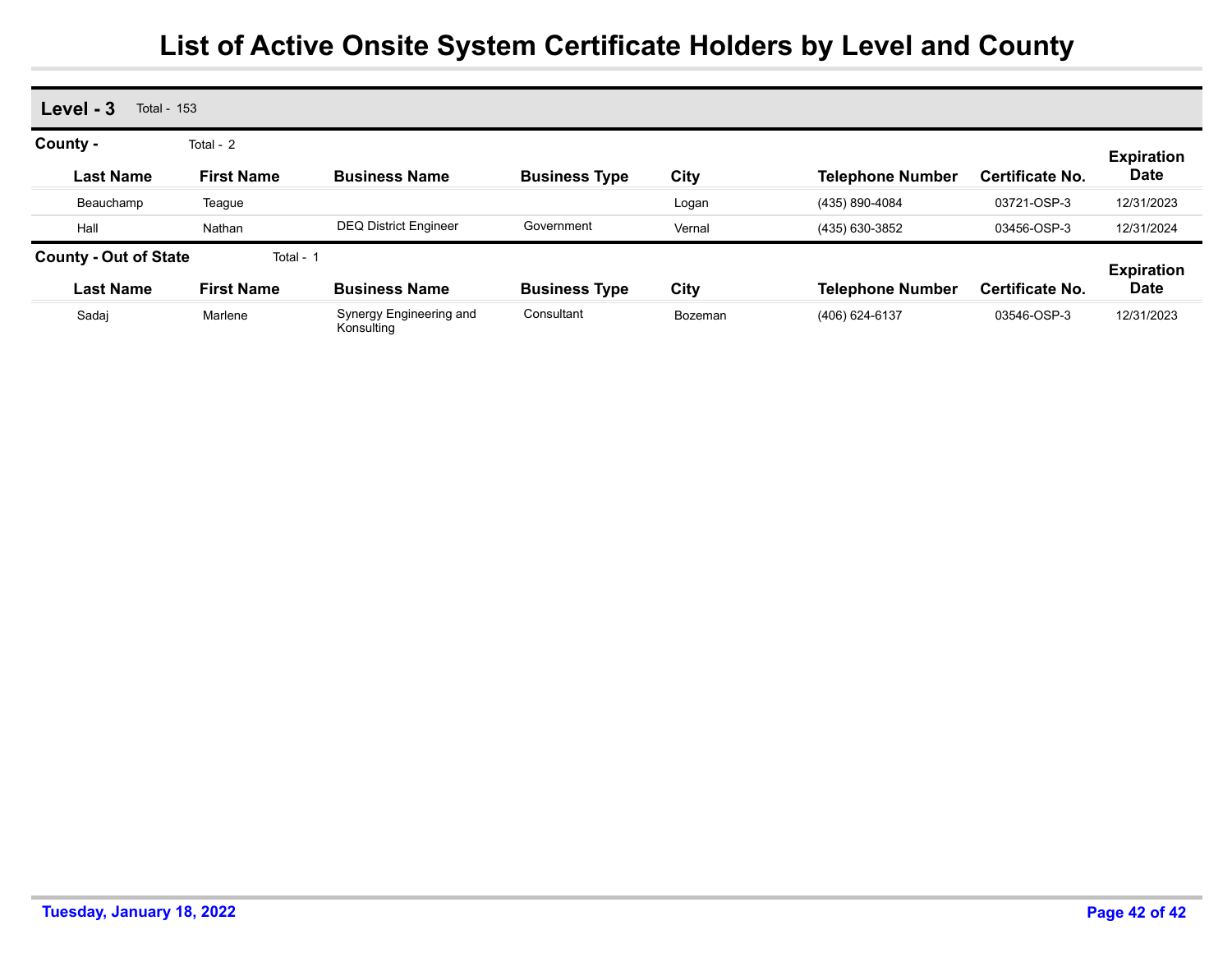# List of Active Onsite System Certificate Holders by Level and County

## Level - 3 Total - 153

### County - Total - 2

| Last Name | First Name | Business Name | Business Type | City | Telephone Number | Certificate No. | Expiration Date |
|---|---|---|---|---|---|---|---|
| Beauchamp | Teague | | | Logan | (435) 890-4084 | 03721-OSP-3 | 12/31/2023 |
| Hall | Nathan | DEQ District Engineer | Government | Vernal | (435) 630-3852 | 03456-OSP-3 | 12/31/2024 |

### County - Out of State Total - 1

| Last Name | First Name | Business Name | Business Type | City | Telephone Number | Certificate No. | Expiration Date |
|---|---|---|---|---|---|---|---|
| Sadaj | Marlene | Synergy Engineering and Konsulting | Consultant | Bozeman | (406) 624-6137 | 03546-OSP-3 | 12/31/2023 |

Tuesday, January 18, 2022